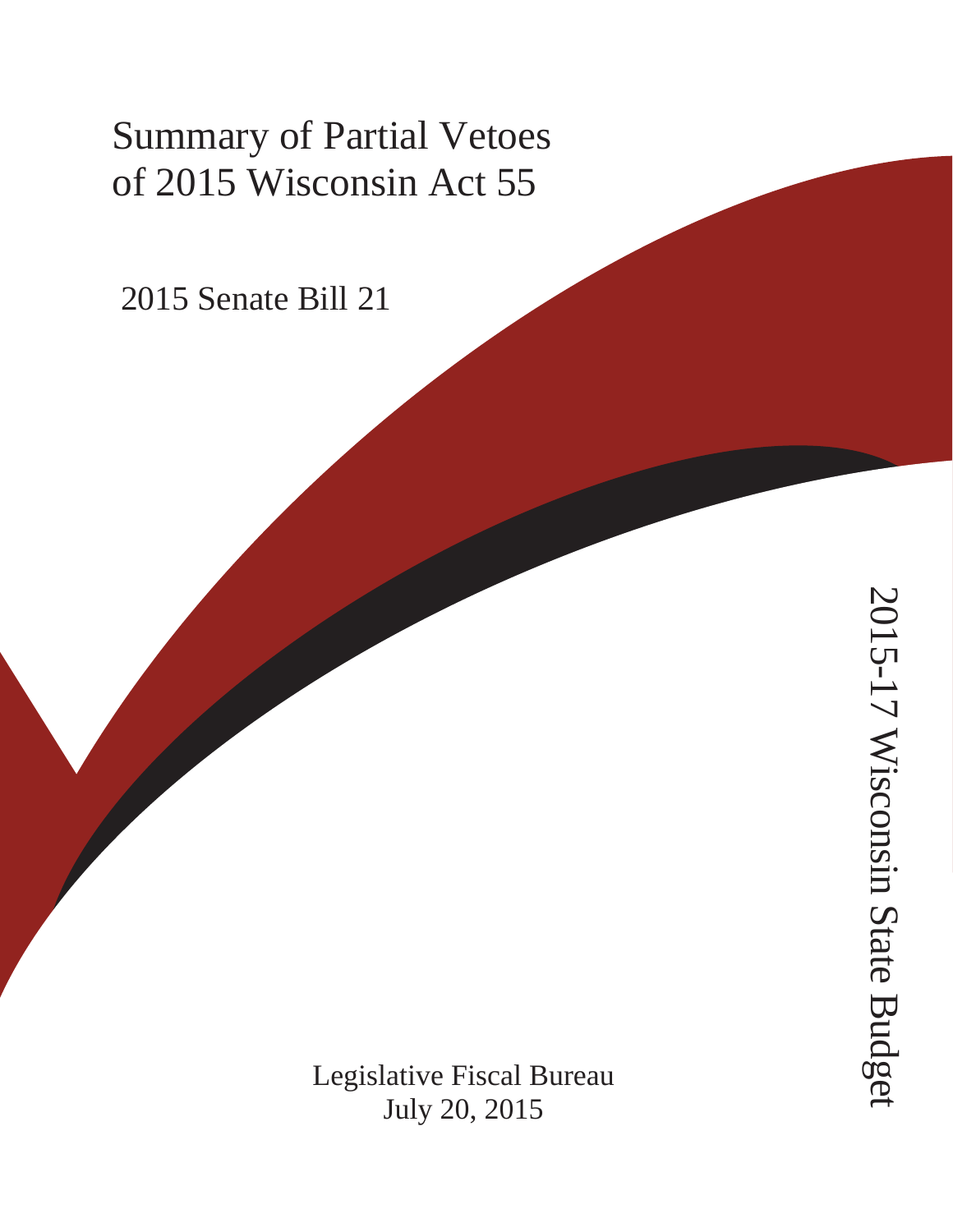# Summary of Partial Vetoes of 2015 Wisconsin Act 55

2015 Senate Bill 21

2015-17 Wisconsin State Budget

Legislative Fiscal Bureau
July 20, 2015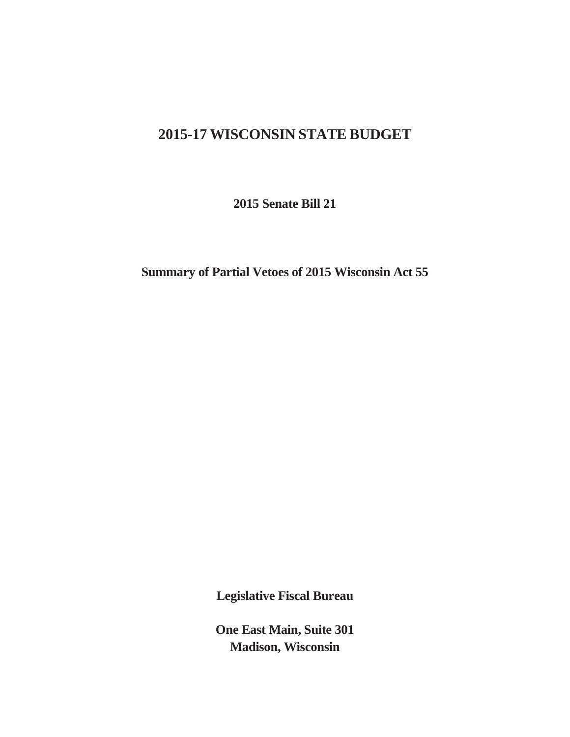# 2015-17 WISCONSIN STATE BUDGET

**2015 Senate Bill 21**

**Summary of Partial Vetoes of 2015 Wisconsin Act 55**

**Legislative Fiscal Bureau**

**One East Main, Suite 301**
**Madison, Wisconsin**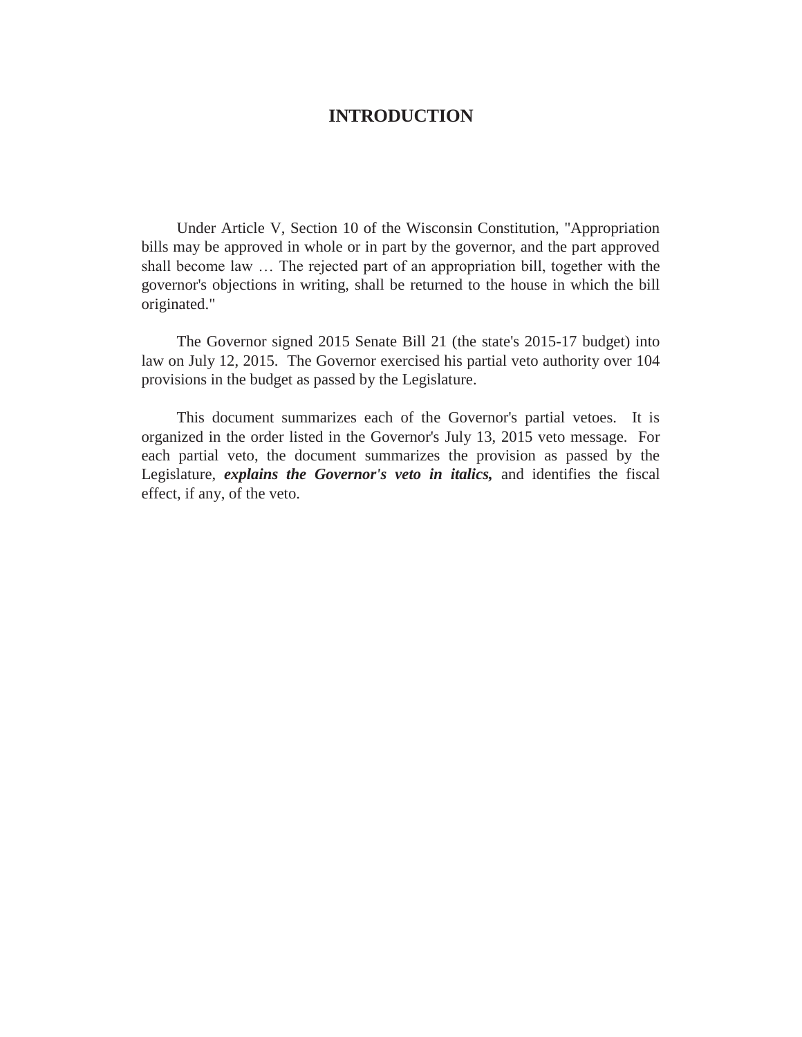# INTRODUCTION

Under Article V, Section 10 of the Wisconsin Constitution, "Appropriation bills may be approved in whole or in part by the governor, and the part approved shall become law … The rejected part of an appropriation bill, together with the governor's objections in writing, shall be returned to the house in which the bill originated."

The Governor signed 2015 Senate Bill 21 (the state's 2015-17 budget) into law on July 12, 2015. The Governor exercised his partial veto authority over 104 provisions in the budget as passed by the Legislature.

This document summarizes each of the Governor's partial vetoes. It is organized in the order listed in the Governor's July 13, 2015 veto message. For each partial veto, the document summarizes the provision as passed by the Legislature, ***explains the Governor's veto in italics,*** and identifies the fiscal effect, if any, of the veto.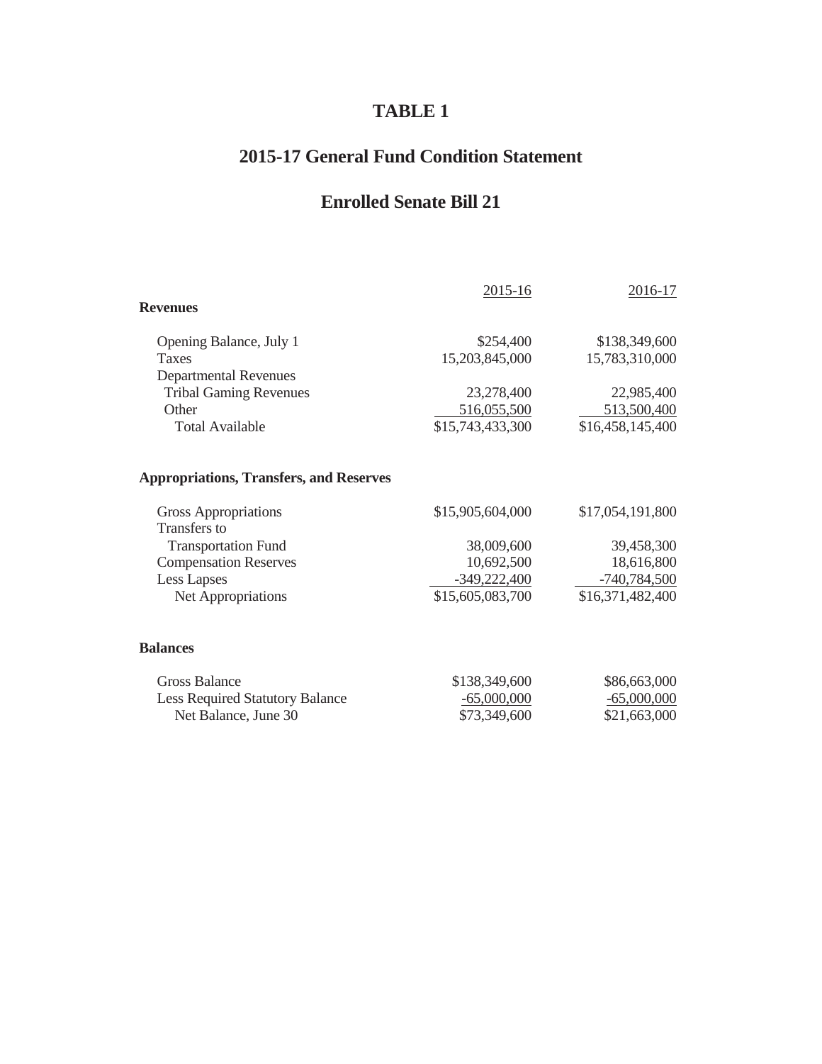# TABLE 1

## 2015-17 General Fund Condition Statement

## Enrolled Senate Bill 21

| | 2015-16 | 2016-17 |
|---|---|---|
| **Revenues** | | |
| Opening Balance, July 1 | $254,400 | $138,349,600 |
| Taxes | 15,203,845,000 | 15,783,310,000 |
| Departmental Revenues | | |
| Tribal Gaming Revenues | 23,278,400 | 22,985,400 |
| Other | 516,055,500 | 513,500,400 |
| Total Available | $15,743,433,300 | $16,458,145,400 |
| **Appropriations, Transfers, and Reserves** | | |
| Gross Appropriations | $15,905,604,000 | $17,054,191,800 |
| Transfers to | | |
| Transportation Fund | 38,009,600 | 39,458,300 |
| Compensation Reserves | 10,692,500 | 18,616,800 |
| Less Lapses | -349,222,400 | -740,784,500 |
| Net Appropriations | $15,605,083,700 | $16,371,482,400 |
| **Balances** | | |
| Gross Balance | $138,349,600 | $86,663,000 |
| Less Required Statutory Balance | -65,000,000 | -65,000,000 |
| Net Balance, June 30 | $73,349,600 | $21,663,000 |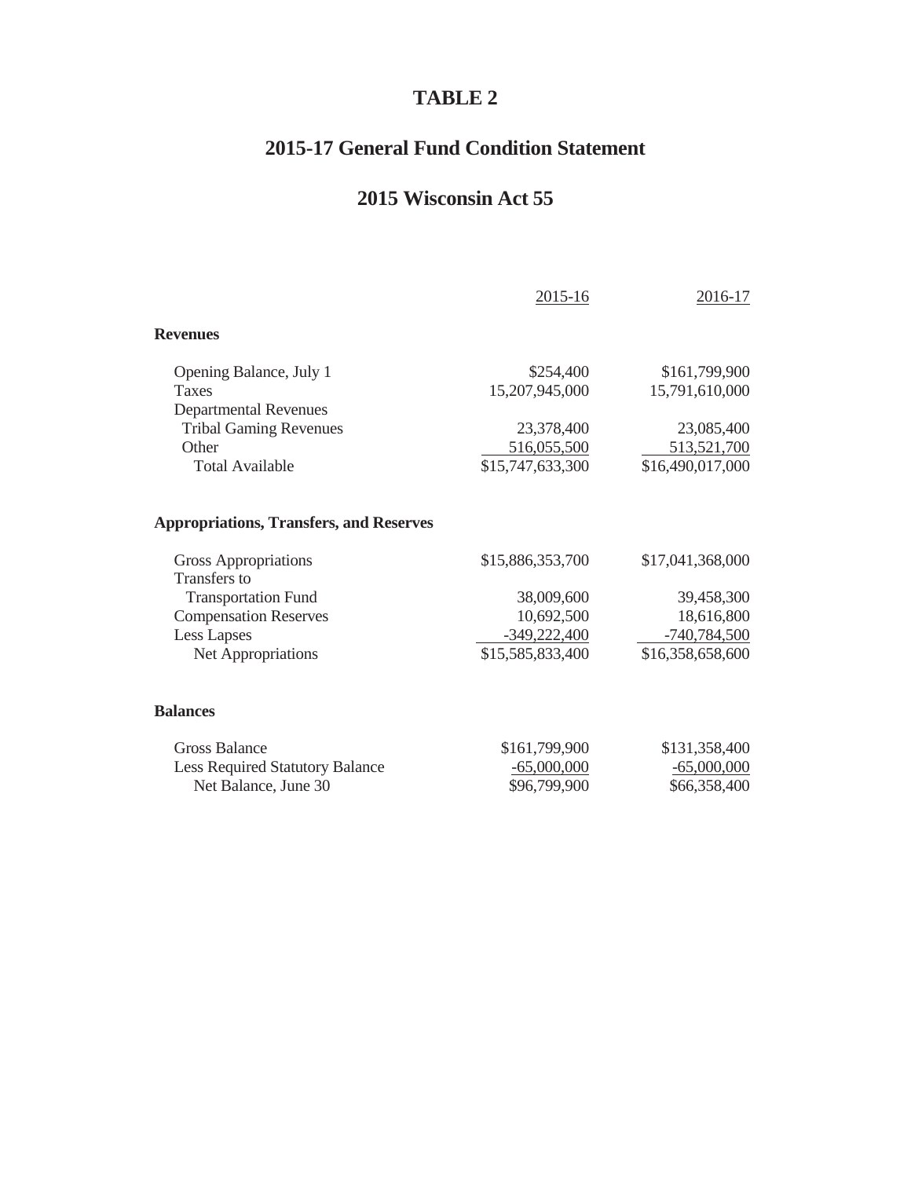# TABLE 2

## 2015-17 General Fund Condition Statement

## 2015 Wisconsin Act 55

| | 2015-16 | 2016-17 |
|---|---|---|
| **Revenues** | | |
| Opening Balance, July 1 | $254,400 | $161,799,900 |
| Taxes | 15,207,945,000 | 15,791,610,000 |
| Departmental Revenues | | |
| Tribal Gaming Revenues | 23,378,400 | 23,085,400 |
| Other | 516,055,500 | 513,521,700 |
| Total Available | $15,747,633,300 | $16,490,017,000 |
| **Appropriations, Transfers, and Reserves** | | |
| Gross Appropriations | $15,886,353,700 | $17,041,368,000 |
| Transfers to | | |
| Transportation Fund | 38,009,600 | 39,458,300 |
| Compensation Reserves | 10,692,500 | 18,616,800 |
| Less Lapses | -349,222,400 | -740,784,500 |
| Net Appropriations | $15,585,833,400 | $16,358,658,600 |
| **Balances** | | |
| Gross Balance | $161,799,900 | $131,358,400 |
| Less Required Statutory Balance | -65,000,000 | -65,000,000 |
| Net Balance, June 30 | $96,799,900 | $66,358,400 |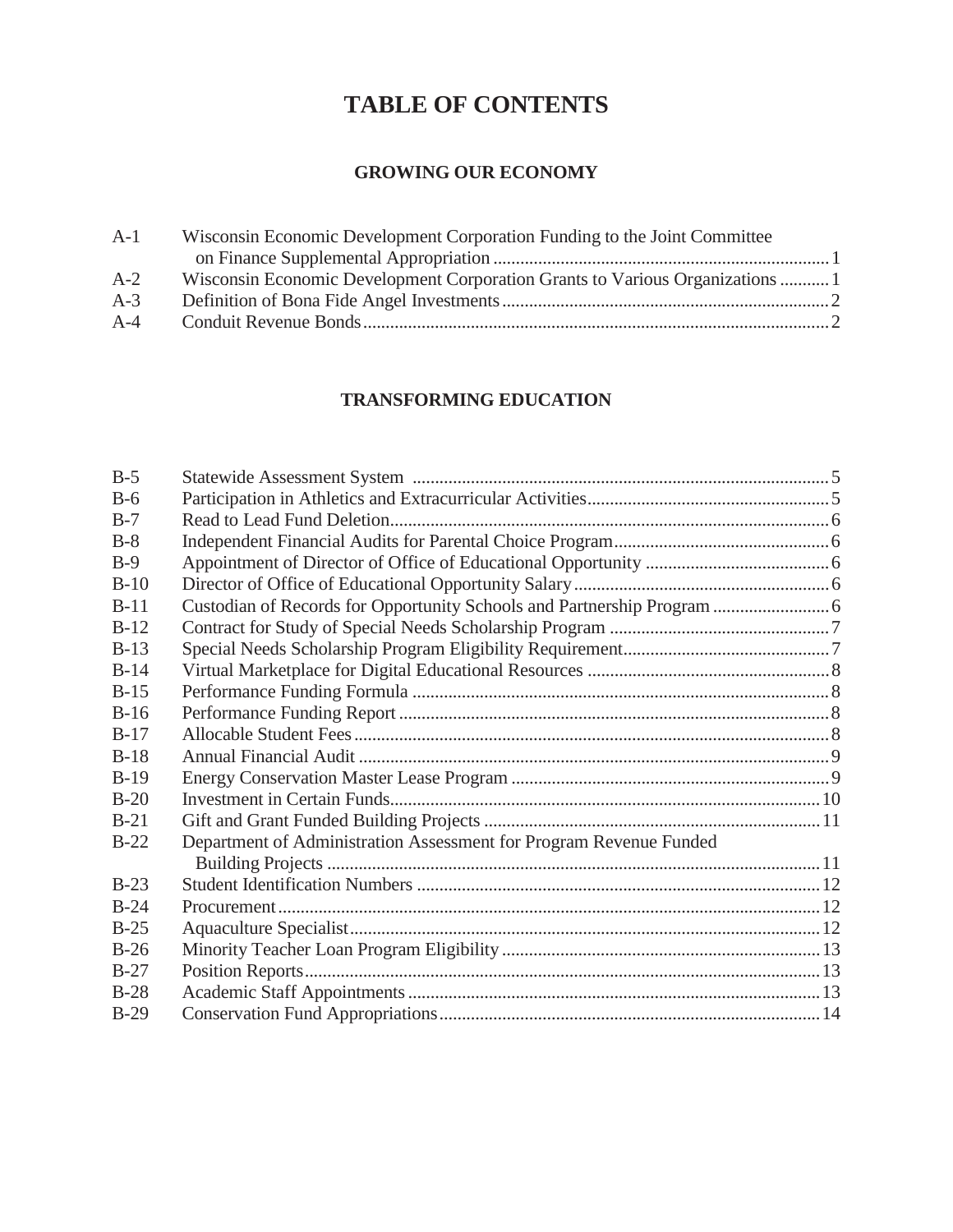# TABLE OF CONTENTS

## GROWING OUR ECONOMY

| | | |
|---|---|---|
| A-1 | Wisconsin Economic Development Corporation Funding to the Joint Committee on Finance Supplemental Appropriation | 1 |
| A-2 | Wisconsin Economic Development Corporation Grants to Various Organizations | 1 |
| A-3 | Definition of Bona Fide Angel Investments | 2 |
| A-4 | Conduit Revenue Bonds | 2 |

## TRANSFORMING EDUCATION

| | | |
|---|---|---|
| B-5 | Statewide Assessment System | 5 |
| B-6 | Participation in Athletics and Extracurricular Activities | 5 |
| B-7 | Read to Lead Fund Deletion | 6 |
| B-8 | Independent Financial Audits for Parental Choice Program | 6 |
| B-9 | Appointment of Director of Office of Educational Opportunity | 6 |
| B-10 | Director of Office of Educational Opportunity Salary | 6 |
| B-11 | Custodian of Records for Opportunity Schools and Partnership Program | 6 |
| B-12 | Contract for Study of Special Needs Scholarship Program | 7 |
| B-13 | Special Needs Scholarship Program Eligibility Requirement | 7 |
| B-14 | Virtual Marketplace for Digital Educational Resources | 8 |
| B-15 | Performance Funding Formula | 8 |
| B-16 | Performance Funding Report | 8 |
| B-17 | Allocable Student Fees | 8 |
| B-18 | Annual Financial Audit | 9 |
| B-19 | Energy Conservation Master Lease Program | 9 |
| B-20 | Investment in Certain Funds | 10 |
| B-21 | Gift and Grant Funded Building Projects | 11 |
| B-22 | Department of Administration Assessment for Program Revenue Funded Building Projects | 11 |
| B-23 | Student Identification Numbers | 12 |
| B-24 | Procurement | 12 |
| B-25 | Aquaculture Specialist | 12 |
| B-26 | Minority Teacher Loan Program Eligibility | 13 |
| B-27 | Position Reports | 13 |
| B-28 | Academic Staff Appointments | 13 |
| B-29 | Conservation Fund Appropriations | 14 |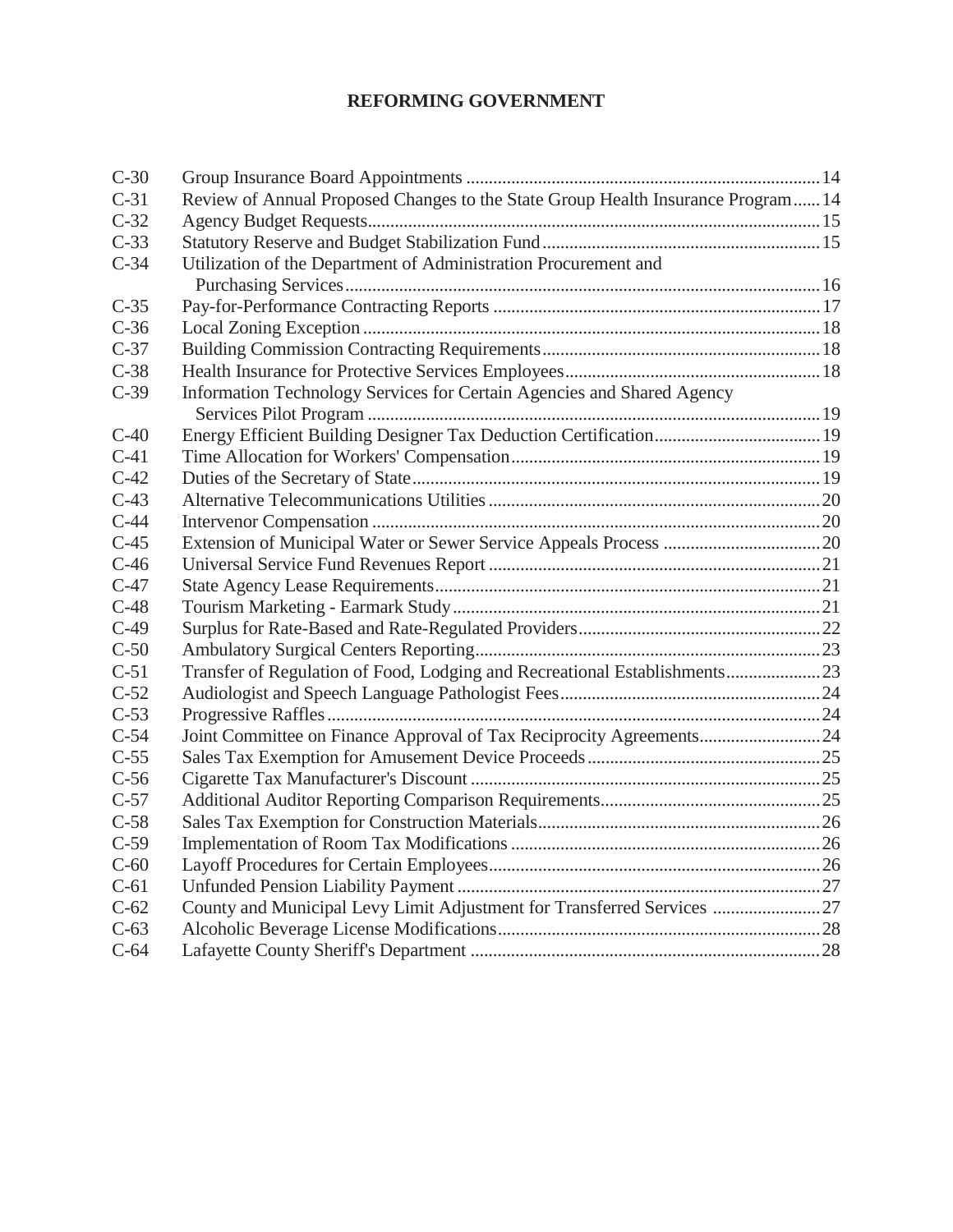## REFORMING GOVERNMENT

| | | |
|---|---|---|
| C-30 | Group Insurance Board Appointments | 14 |
| C-31 | Review of Annual Proposed Changes to the State Group Health Insurance Program | 14 |
| C-32 | Agency Budget Requests | 15 |
| C-33 | Statutory Reserve and Budget Stabilization Fund | 15 |
| C-34 | Utilization of the Department of Administration Procurement and Purchasing Services | 16 |
| C-35 | Pay-for-Performance Contracting Reports | 17 |
| C-36 | Local Zoning Exception | 18 |
| C-37 | Building Commission Contracting Requirements | 18 |
| C-38 | Health Insurance for Protective Services Employees | 18 |
| C-39 | Information Technology Services for Certain Agencies and Shared Agency Services Pilot Program | 19 |
| C-40 | Energy Efficient Building Designer Tax Deduction Certification | 19 |
| C-41 | Time Allocation for Workers' Compensation | 19 |
| C-42 | Duties of the Secretary of State | 19 |
| C-43 | Alternative Telecommunications Utilities | 20 |
| C-44 | Intervenor Compensation | 20 |
| C-45 | Extension of Municipal Water or Sewer Service Appeals Process | 20 |
| C-46 | Universal Service Fund Revenues Report | 21 |
| C-47 | State Agency Lease Requirements | 21 |
| C-48 | Tourism Marketing - Earmark Study | 21 |
| C-49 | Surplus for Rate-Based and Rate-Regulated Providers | 22 |
| C-50 | Ambulatory Surgical Centers Reporting | 23 |
| C-51 | Transfer of Regulation of Food, Lodging and Recreational Establishments | 23 |
| C-52 | Audiologist and Speech Language Pathologist Fees | 24 |
| C-53 | Progressive Raffles | 24 |
| C-54 | Joint Committee on Finance Approval of Tax Reciprocity Agreements | 24 |
| C-55 | Sales Tax Exemption for Amusement Device Proceeds | 25 |
| C-56 | Cigarette Tax Manufacturer's Discount | 25 |
| C-57 | Additional Auditor Reporting Comparison Requirements | 25 |
| C-58 | Sales Tax Exemption for Construction Materials | 26 |
| C-59 | Implementation of Room Tax Modifications | 26 |
| C-60 | Layoff Procedures for Certain Employees | 26 |
| C-61 | Unfunded Pension Liability Payment | 27 |
| C-62 | County and Municipal Levy Limit Adjustment for Transferred Services | 27 |
| C-63 | Alcoholic Beverage License Modifications | 28 |
| C-64 | Lafayette County Sheriff's Department | 28 |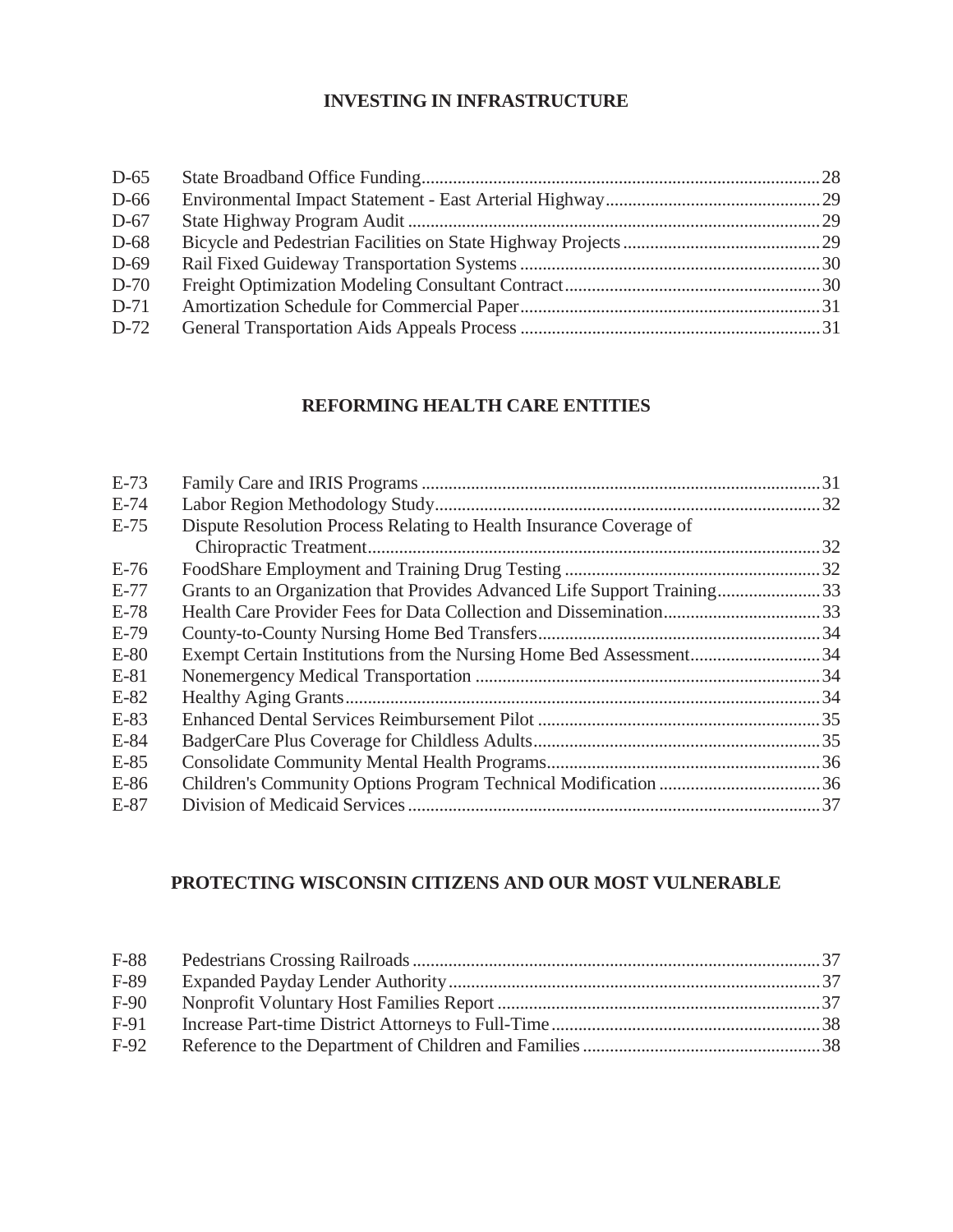## INVESTING IN INFRASTRUCTURE

| | | |
|---|---|---|
| D-65 | State Broadband Office Funding | 28 |
| D-66 | Environmental Impact Statement - East Arterial Highway | 29 |
| D-67 | State Highway Program Audit | 29 |
| D-68 | Bicycle and Pedestrian Facilities on State Highway Projects | 29 |
| D-69 | Rail Fixed Guideway Transportation Systems | 30 |
| D-70 | Freight Optimization Modeling Consultant Contract | 30 |
| D-71 | Amortization Schedule for Commercial Paper | 31 |
| D-72 | General Transportation Aids Appeals Process | 31 |

## REFORMING HEALTH CARE ENTITIES

| | | |
|---|---|---|
| E-73 | Family Care and IRIS Programs | 31 |
| E-74 | Labor Region Methodology Study | 32 |
| E-75 | Dispute Resolution Process Relating to Health Insurance Coverage of Chiropractic Treatment | 32 |
| E-76 | FoodShare Employment and Training Drug Testing | 32 |
| E-77 | Grants to an Organization that Provides Advanced Life Support Training | 33 |
| E-78 | Health Care Provider Fees for Data Collection and Dissemination | 33 |
| E-79 | County-to-County Nursing Home Bed Transfers | 34 |
| E-80 | Exempt Certain Institutions from the Nursing Home Bed Assessment | 34 |
| E-81 | Nonemergency Medical Transportation | 34 |
| E-82 | Healthy Aging Grants | 34 |
| E-83 | Enhanced Dental Services Reimbursement Pilot | 35 |
| E-84 | BadgerCare Plus Coverage for Childless Adults | 35 |
| E-85 | Consolidate Community Mental Health Programs | 36 |
| E-86 | Children's Community Options Program Technical Modification | 36 |
| E-87 | Division of Medicaid Services | 37 |

## PROTECTING WISCONSIN CITIZENS AND OUR MOST VULNERABLE

| | | |
|---|---|---|
| F-88 | Pedestrians Crossing Railroads | 37 |
| F-89 | Expanded Payday Lender Authority | 37 |
| F-90 | Nonprofit Voluntary Host Families Report | 37 |
| F-91 | Increase Part-time District Attorneys to Full-Time | 38 |
| F-92 | Reference to the Department of Children and Families | 38 |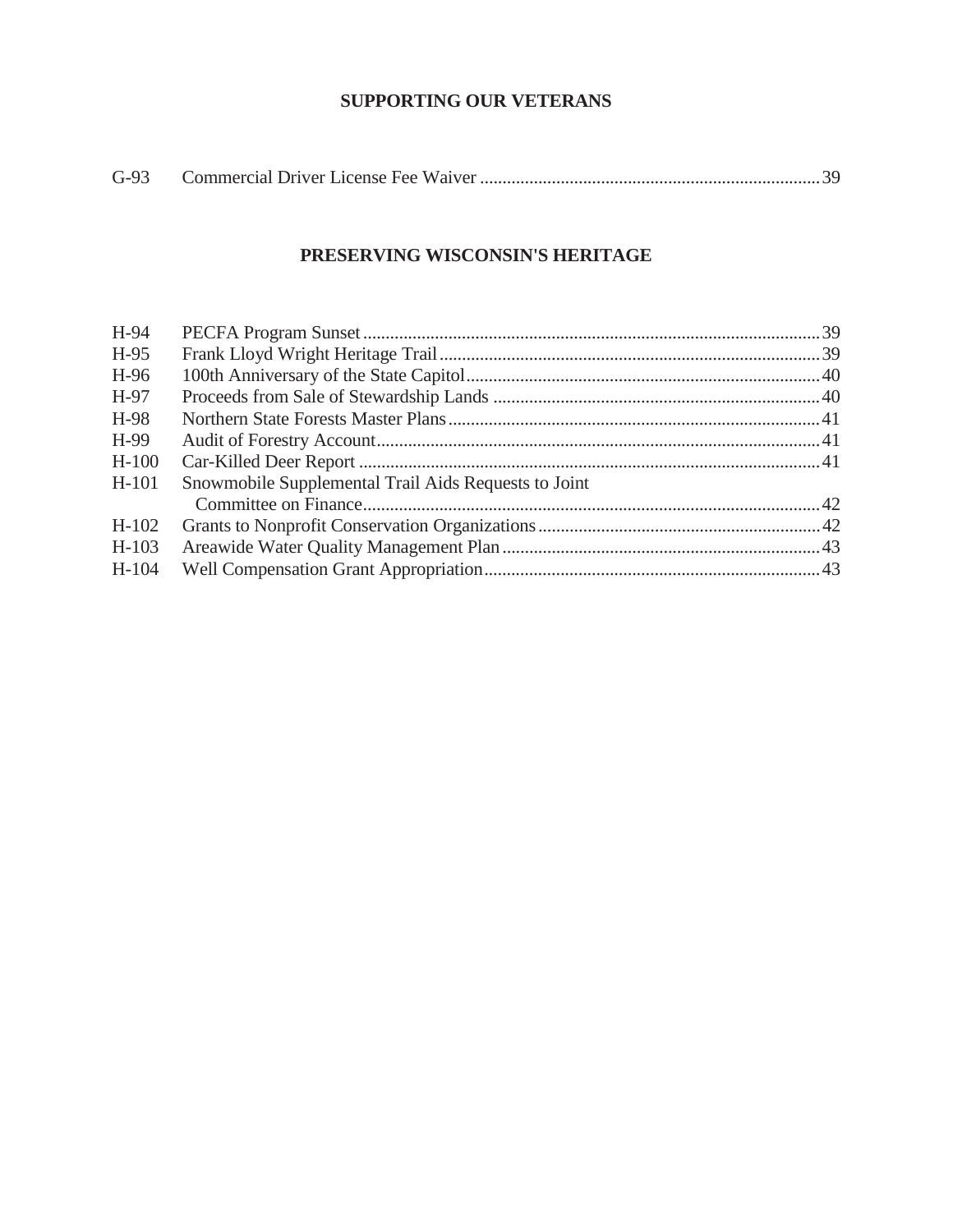## SUPPORTING OUR VETERANS

| | | |
|---|---|---|
| G-93 | Commercial Driver License Fee Waiver | 39 |

## PRESERVING WISCONSIN'S HERITAGE

| | | |
|---|---|---|
| H-94 | PECFA Program Sunset | 39 |
| H-95 | Frank Lloyd Wright Heritage Trail | 39 |
| H-96 | 100th Anniversary of the State Capitol | 40 |
| H-97 | Proceeds from Sale of Stewardship Lands | 40 |
| H-98 | Northern State Forests Master Plans | 41 |
| H-99 | Audit of Forestry Account | 41 |
| H-100 | Car-Killed Deer Report | 41 |
| H-101 | Snowmobile Supplemental Trail Aids Requests to Joint Committee on Finance | 42 |
| H-102 | Grants to Nonprofit Conservation Organizations | 42 |
| H-103 | Areawide Water Quality Management Plan | 43 |
| H-104 | Well Compensation Grant Appropriation | 43 |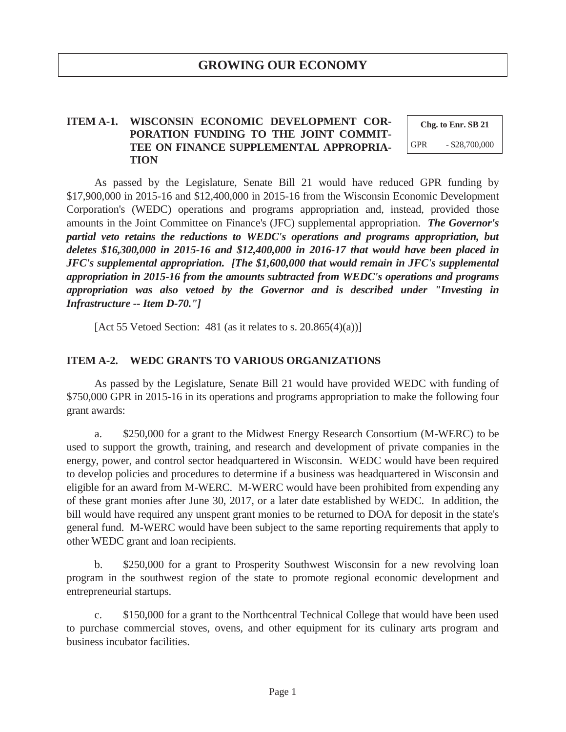# GROWING OUR ECONOMY

## ITEM A-1. WISCONSIN ECONOMIC DEVELOPMENT CORPORATION FUNDING TO THE JOINT COMMITTEE ON FINANCE SUPPLEMENTAL APPROPRIATION

| Chg. to Enr. SB 21 | |
|---|---|
| GPR | - $28,700,000 |

As passed by the Legislature, Senate Bill 21 would have reduced GPR funding by $17,900,000 in 2015-16 and $12,400,000 in 2015-16 from the Wisconsin Economic Development Corporation's (WEDC) operations and programs appropriation and, instead, provided those amounts in the Joint Committee on Finance's (JFC) supplemental appropriation. ***The Governor's partial veto retains the reductions to WEDC's operations and programs appropriation, but deletes $16,300,000 in 2015-16 and $12,400,000 in 2016-17 that would have been placed in JFC's supplemental appropriation. [The $1,600,000 that would remain in JFC's supplemental appropriation in 2015-16 from the amounts subtracted from WEDC's operations and programs appropriation was also vetoed by the Governor and is described under "Investing in Infrastructure -- Item D-70."]***

[Act 55 Vetoed Section: 481 (as it relates to s. 20.865(4)(a))]

## ITEM A-2. WEDC GRANTS TO VARIOUS ORGANIZATIONS

As passed by the Legislature, Senate Bill 21 would have provided WEDC with funding of $750,000 GPR in 2015-16 in its operations and programs appropriation to make the following four grant awards:

a. $250,000 for a grant to the Midwest Energy Research Consortium (M-WERC) to be used to support the growth, training, and research and development of private companies in the energy, power, and control sector headquartered in Wisconsin. WEDC would have been required to develop policies and procedures to determine if a business was headquartered in Wisconsin and eligible for an award from M-WERC. M-WERC would have been prohibited from expending any of these grant monies after June 30, 2017, or a later date established by WEDC. In addition, the bill would have required any unspent grant monies to be returned to DOA for deposit in the state's general fund. M-WERC would have been subject to the same reporting requirements that apply to other WEDC grant and loan recipients.

b. $250,000 for a grant to Prosperity Southwest Wisconsin for a new revolving loan program in the southwest region of the state to promote regional economic development and entrepreneurial startups.

c. $150,000 for a grant to the Northcentral Technical College that would have been used to purchase commercial stoves, ovens, and other equipment for its culinary arts program and business incubator facilities.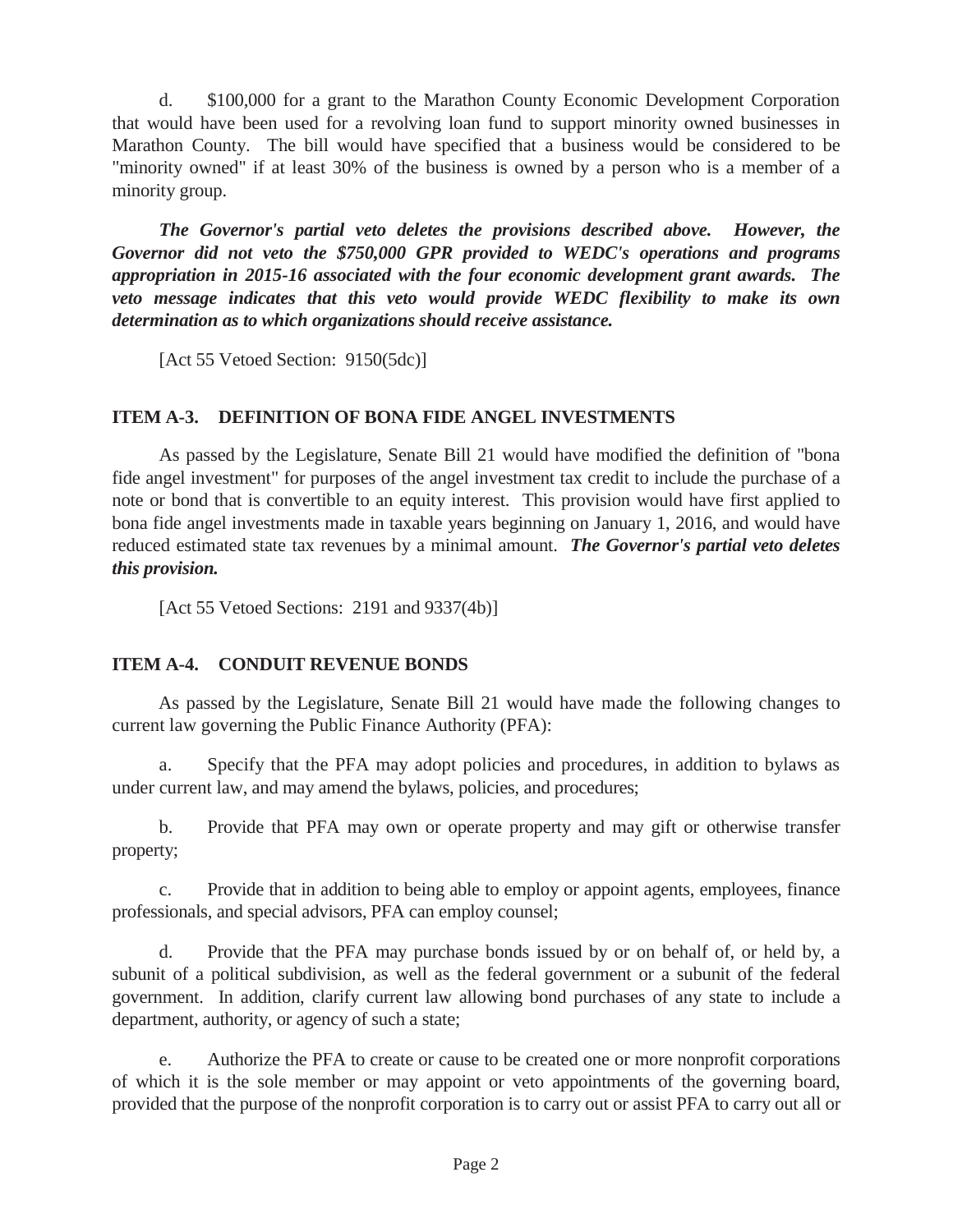d. $100,000 for a grant to the Marathon County Economic Development Corporation that would have been used for a revolving loan fund to support minority owned businesses in Marathon County. The bill would have specified that a business would be considered to be "minority owned" if at least 30% of the business is owned by a person who is a member of a minority group.

***The Governor's partial veto deletes the provisions described above. However, the Governor did not veto the $750,000 GPR provided to WEDC's operations and programs appropriation in 2015-16 associated with the four economic development grant awards. The veto message indicates that this veto would provide WEDC flexibility to make its own determination as to which organizations should receive assistance.***

[Act 55 Vetoed Section: 9150(5dc)]

## ITEM A-3. DEFINITION OF BONA FIDE ANGEL INVESTMENTS

As passed by the Legislature, Senate Bill 21 would have modified the definition of "bona fide angel investment" for purposes of the angel investment tax credit to include the purchase of a note or bond that is convertible to an equity interest. This provision would have first applied to bona fide angel investments made in taxable years beginning on January 1, 2016, and would have reduced estimated state tax revenues by a minimal amount. ***The Governor's partial veto deletes this provision.***

[Act 55 Vetoed Sections: 2191 and 9337(4b)]

## ITEM A-4. CONDUIT REVENUE BONDS

As passed by the Legislature, Senate Bill 21 would have made the following changes to current law governing the Public Finance Authority (PFA):

a. Specify that the PFA may adopt policies and procedures, in addition to bylaws as under current law, and may amend the bylaws, policies, and procedures;

b. Provide that PFA may own or operate property and may gift or otherwise transfer property;

c. Provide that in addition to being able to employ or appoint agents, employees, finance professionals, and special advisors, PFA can employ counsel;

d. Provide that the PFA may purchase bonds issued by or on behalf of, or held by, a subunit of a political subdivision, as well as the federal government or a subunit of the federal government. In addition, clarify current law allowing bond purchases of any state to include a department, authority, or agency of such a state;

e. Authorize the PFA to create or cause to be created one or more nonprofit corporations of which it is the sole member or may appoint or veto appointments of the governing board, provided that the purpose of the nonprofit corporation is to carry out or assist PFA to carry out all or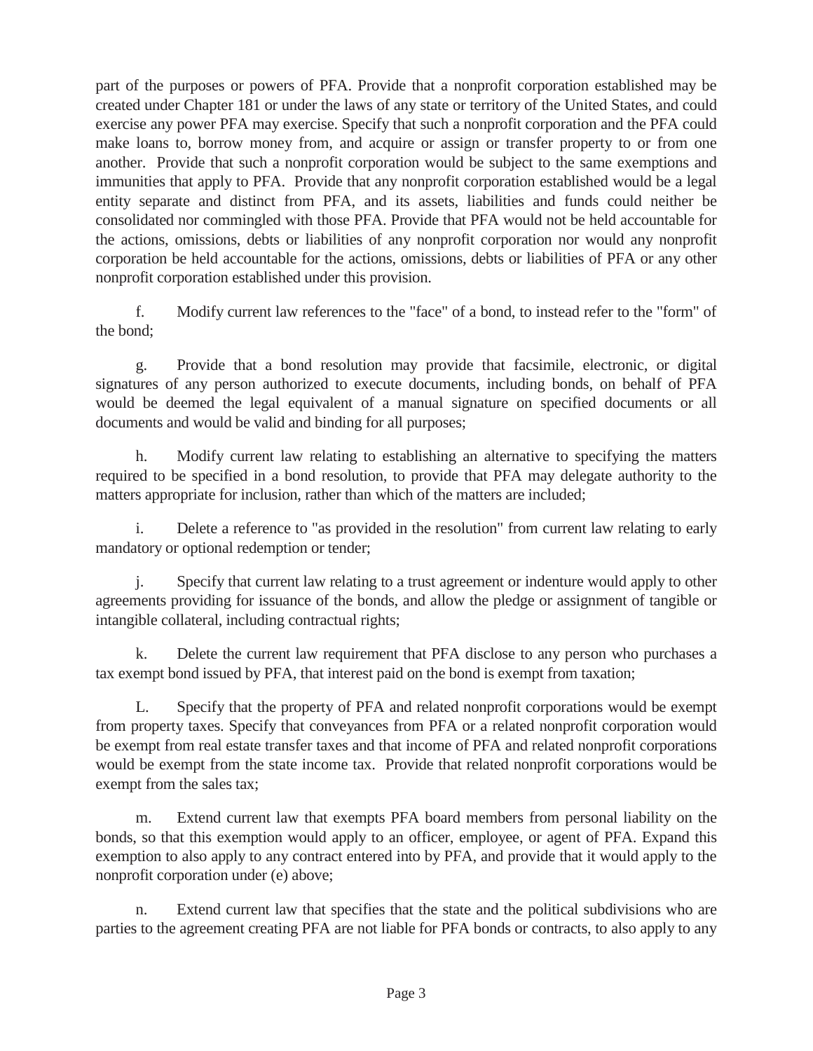part of the purposes or powers of PFA. Provide that a nonprofit corporation established may be created under Chapter 181 or under the laws of any state or territory of the United States, and could exercise any power PFA may exercise. Specify that such a nonprofit corporation and the PFA could make loans to, borrow money from, and acquire or assign or transfer property to or from one another. Provide that such a nonprofit corporation would be subject to the same exemptions and immunities that apply to PFA. Provide that any nonprofit corporation established would be a legal entity separate and distinct from PFA, and its assets, liabilities and funds could neither be consolidated nor commingled with those PFA. Provide that PFA would not be held accountable for the actions, omissions, debts or liabilities of any nonprofit corporation nor would any nonprofit corporation be held accountable for the actions, omissions, debts or liabilities of PFA or any other nonprofit corporation established under this provision.

f. Modify current law references to the "face" of a bond, to instead refer to the "form" of the bond;

g. Provide that a bond resolution may provide that facsimile, electronic, or digital signatures of any person authorized to execute documents, including bonds, on behalf of PFA would be deemed the legal equivalent of a manual signature on specified documents or all documents and would be valid and binding for all purposes;

h. Modify current law relating to establishing an alternative to specifying the matters required to be specified in a bond resolution, to provide that PFA may delegate authority to the matters appropriate for inclusion, rather than which of the matters are included;

i. Delete a reference to "as provided in the resolution" from current law relating to early mandatory or optional redemption or tender;

j. Specify that current law relating to a trust agreement or indenture would apply to other agreements providing for issuance of the bonds, and allow the pledge or assignment of tangible or intangible collateral, including contractual rights;

k. Delete the current law requirement that PFA disclose to any person who purchases a tax exempt bond issued by PFA, that interest paid on the bond is exempt from taxation;

L. Specify that the property of PFA and related nonprofit corporations would be exempt from property taxes. Specify that conveyances from PFA or a related nonprofit corporation would be exempt from real estate transfer taxes and that income of PFA and related nonprofit corporations would be exempt from the state income tax. Provide that related nonprofit corporations would be exempt from the sales tax;

m. Extend current law that exempts PFA board members from personal liability on the bonds, so that this exemption would apply to an officer, employee, or agent of PFA. Expand this exemption to also apply to any contract entered into by PFA, and provide that it would apply to the nonprofit corporation under (e) above;

n. Extend current law that specifies that the state and the political subdivisions who are parties to the agreement creating PFA are not liable for PFA bonds or contracts, to also apply to any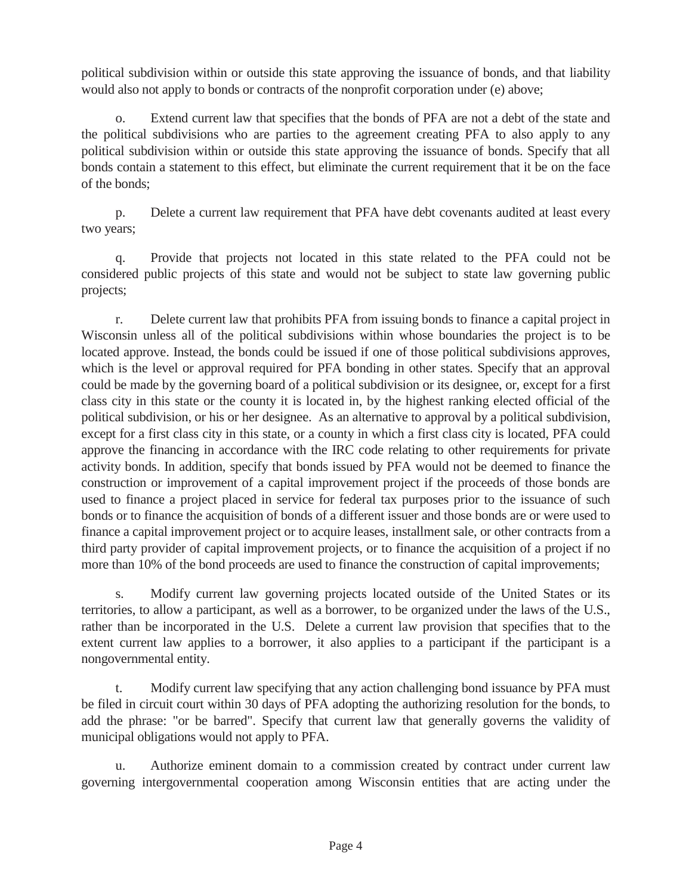political subdivision within or outside this state approving the issuance of bonds, and that liability would also not apply to bonds or contracts of the nonprofit corporation under (e) above;

o. Extend current law that specifies that the bonds of PFA are not a debt of the state and the political subdivisions who are parties to the agreement creating PFA to also apply to any political subdivision within or outside this state approving the issuance of bonds. Specify that all bonds contain a statement to this effect, but eliminate the current requirement that it be on the face of the bonds;

p. Delete a current law requirement that PFA have debt covenants audited at least every two years;

q. Provide that projects not located in this state related to the PFA could not be considered public projects of this state and would not be subject to state law governing public projects;

r. Delete current law that prohibits PFA from issuing bonds to finance a capital project in Wisconsin unless all of the political subdivisions within whose boundaries the project is to be located approve. Instead, the bonds could be issued if one of those political subdivisions approves, which is the level or approval required for PFA bonding in other states. Specify that an approval could be made by the governing board of a political subdivision or its designee, or, except for a first class city in this state or the county it is located in, by the highest ranking elected official of the political subdivision, or his or her designee. As an alternative to approval by a political subdivision, except for a first class city in this state, or a county in which a first class city is located, PFA could approve the financing in accordance with the IRC code relating to other requirements for private activity bonds. In addition, specify that bonds issued by PFA would not be deemed to finance the construction or improvement of a capital improvement project if the proceeds of those bonds are used to finance a project placed in service for federal tax purposes prior to the issuance of such bonds or to finance the acquisition of bonds of a different issuer and those bonds are or were used to finance a capital improvement project or to acquire leases, installment sale, or other contracts from a third party provider of capital improvement projects, or to finance the acquisition of a project if no more than 10% of the bond proceeds are used to finance the construction of capital improvements;

s. Modify current law governing projects located outside of the United States or its territories, to allow a participant, as well as a borrower, to be organized under the laws of the U.S., rather than be incorporated in the U.S. Delete a current law provision that specifies that to the extent current law applies to a borrower, it also applies to a participant if the participant is a nongovernmental entity.

t. Modify current law specifying that any action challenging bond issuance by PFA must be filed in circuit court within 30 days of PFA adopting the authorizing resolution for the bonds, to add the phrase: "or be barred". Specify that current law that generally governs the validity of municipal obligations would not apply to PFA.

u. Authorize eminent domain to a commission created by contract under current law governing intergovernmental cooperation among Wisconsin entities that are acting under the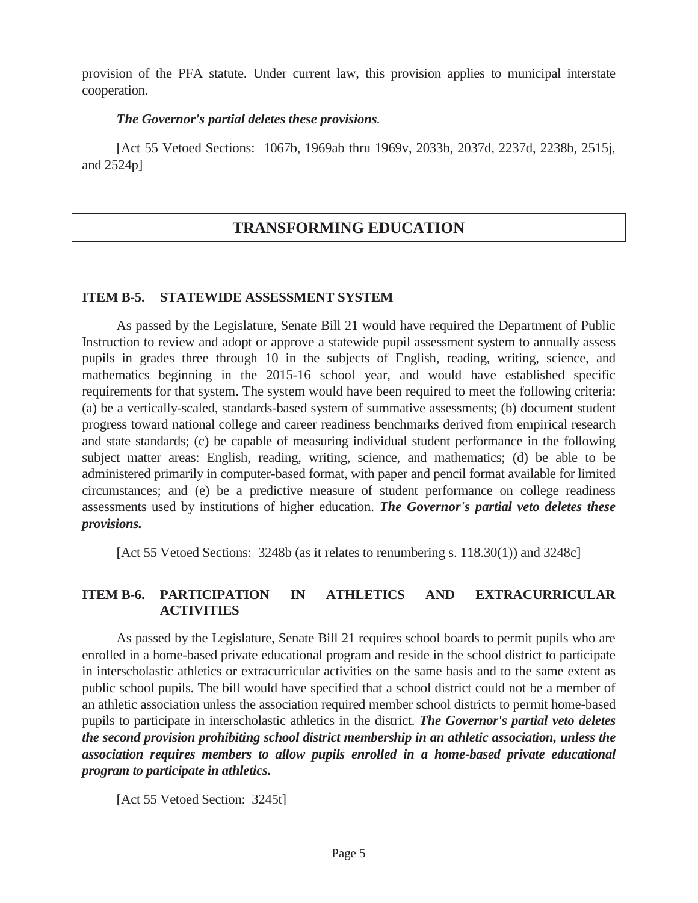provision of the PFA statute. Under current law, this provision applies to municipal interstate cooperation.

*The Governor's partial deletes these provisions.*

[Act 55 Vetoed Sections: 1067b, 1969ab thru 1969v, 2033b, 2037d, 2237d, 2238b, 2515j, and 2524p]

## TRANSFORMING EDUCATION

### ITEM B-5. STATEWIDE ASSESSMENT SYSTEM

As passed by the Legislature, Senate Bill 21 would have required the Department of Public Instruction to review and adopt or approve a statewide pupil assessment system to annually assess pupils in grades three through 10 in the subjects of English, reading, writing, science, and mathematics beginning in the 2015-16 school year, and would have established specific requirements for that system. The system would have been required to meet the following criteria: (a) be a vertically-scaled, standards-based system of summative assessments; (b) document student progress toward national college and career readiness benchmarks derived from empirical research and state standards; (c) be capable of measuring individual student performance in the following subject matter areas: English, reading, writing, science, and mathematics; (d) be able to be administered primarily in computer-based format, with paper and pencil format available for limited circumstances; and (e) be a predictive measure of student performance on college readiness assessments used by institutions of higher education. ***The Governor's partial veto deletes these provisions.***

[Act 55 Vetoed Sections: 3248b (as it relates to renumbering s. 118.30(1)) and 3248c]

### ITEM B-6. PARTICIPATION IN ATHLETICS AND EXTRACURRICULAR ACTIVITIES

As passed by the Legislature, Senate Bill 21 requires school boards to permit pupils who are enrolled in a home-based private educational program and reside in the school district to participate in interscholastic athletics or extracurricular activities on the same basis and to the same extent as public school pupils. The bill would have specified that a school district could not be a member of an athletic association unless the association required member school districts to permit home-based pupils to participate in interscholastic athletics in the district. ***The Governor's partial veto deletes the second provision prohibiting school district membership in an athletic association, unless the association requires members to allow pupils enrolled in a home-based private educational program to participate in athletics.***

[Act 55 Vetoed Section: 3245t]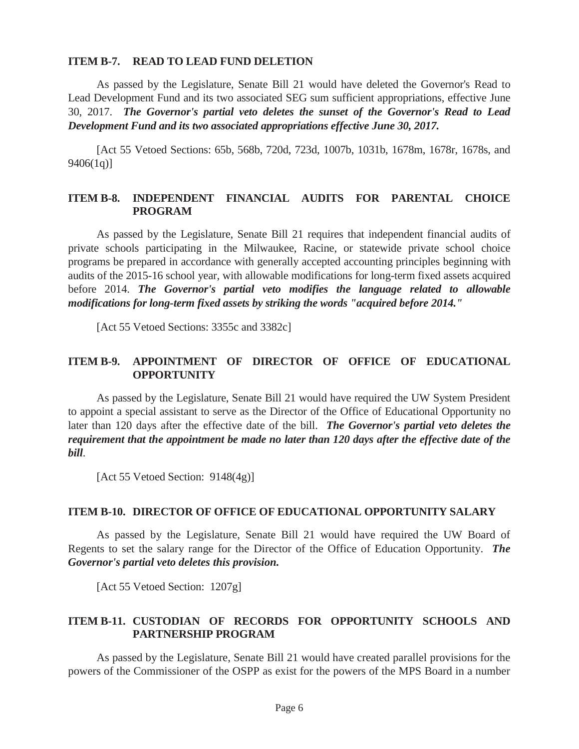### ITEM B-7. READ TO LEAD FUND DELETION

As passed by the Legislature, Senate Bill 21 would have deleted the Governor's Read to Lead Development Fund and its two associated SEG sum sufficient appropriations, effective June 30, 2017. ***The Governor's partial veto deletes the sunset of the Governor's Read to Lead Development Fund and its two associated appropriations effective June 30, 2017.***

[Act 55 Vetoed Sections: 65b, 568b, 720d, 723d, 1007b, 1031b, 1678m, 1678r, 1678s, and 9406(1q)]

### ITEM B-8. INDEPENDENT FINANCIAL AUDITS FOR PARENTAL CHOICE PROGRAM

As passed by the Legislature, Senate Bill 21 requires that independent financial audits of private schools participating in the Milwaukee, Racine, or statewide private school choice programs be prepared in accordance with generally accepted accounting principles beginning with audits of the 2015-16 school year, with allowable modifications for long-term fixed assets acquired before 2014. ***The Governor's partial veto modifies the language related to allowable modifications for long-term fixed assets by striking the words "acquired before 2014."***

[Act 55 Vetoed Sections: 3355c and 3382c]

### ITEM B-9. APPOINTMENT OF DIRECTOR OF OFFICE OF EDUCATIONAL OPPORTUNITY

As passed by the Legislature, Senate Bill 21 would have required the UW System President to appoint a special assistant to serve as the Director of the Office of Educational Opportunity no later than 120 days after the effective date of the bill. ***The Governor's partial veto deletes the requirement that the appointment be made no later than 120 days after the effective date of the bill***.

[Act 55 Vetoed Section: 9148(4g)]

### ITEM B-10. DIRECTOR OF OFFICE OF EDUCATIONAL OPPORTUNITY SALARY

As passed by the Legislature, Senate Bill 21 would have required the UW Board of Regents to set the salary range for the Director of the Office of Education Opportunity. ***The Governor's partial veto deletes this provision.***

[Act 55 Vetoed Section: 1207g]

### ITEM B-11. CUSTODIAN OF RECORDS FOR OPPORTUNITY SCHOOLS AND PARTNERSHIP PROGRAM

As passed by the Legislature, Senate Bill 21 would have created parallel provisions for the powers of the Commissioner of the OSPP as exist for the powers of the MPS Board in a number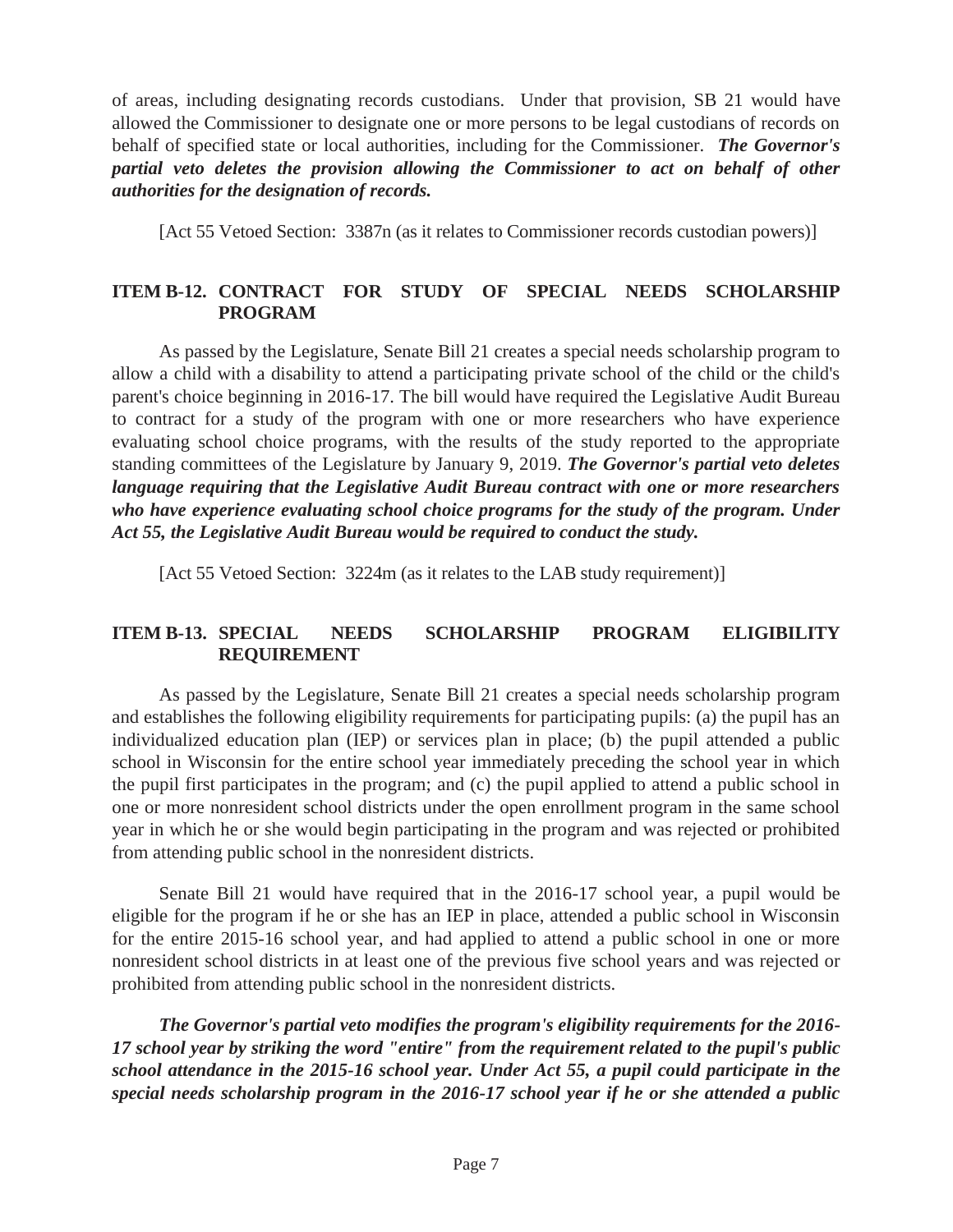of areas, including designating records custodians. Under that provision, SB 21 would have allowed the Commissioner to designate one or more persons to be legal custodians of records on behalf of specified state or local authorities, including for the Commissioner. ***The Governor's partial veto deletes the provision allowing the Commissioner to act on behalf of other authorities for the designation of records.***

[Act 55 Vetoed Section: 3387n (as it relates to Commissioner records custodian powers)]

## ITEM B-12. CONTRACT FOR STUDY OF SPECIAL NEEDS SCHOLARSHIP PROGRAM

As passed by the Legislature, Senate Bill 21 creates a special needs scholarship program to allow a child with a disability to attend a participating private school of the child or the child's parent's choice beginning in 2016-17. The bill would have required the Legislative Audit Bureau to contract for a study of the program with one or more researchers who have experience evaluating school choice programs, with the results of the study reported to the appropriate standing committees of the Legislature by January 9, 2019. ***The Governor's partial veto deletes language requiring that the Legislative Audit Bureau contract with one or more researchers who have experience evaluating school choice programs for the study of the program. Under Act 55, the Legislative Audit Bureau would be required to conduct the study.***

[Act 55 Vetoed Section: 3224m (as it relates to the LAB study requirement)]

## ITEM B-13. SPECIAL NEEDS SCHOLARSHIP PROGRAM ELIGIBILITY REQUIREMENT

As passed by the Legislature, Senate Bill 21 creates a special needs scholarship program and establishes the following eligibility requirements for participating pupils: (a) the pupil has an individualized education plan (IEP) or services plan in place; (b) the pupil attended a public school in Wisconsin for the entire school year immediately preceding the school year in which the pupil first participates in the program; and (c) the pupil applied to attend a public school in one or more nonresident school districts under the open enrollment program in the same school year in which he or she would begin participating in the program and was rejected or prohibited from attending public school in the nonresident districts.

Senate Bill 21 would have required that in the 2016-17 school year, a pupil would be eligible for the program if he or she has an IEP in place, attended a public school in Wisconsin for the entire 2015-16 school year, and had applied to attend a public school in one or more nonresident school districts in at least one of the previous five school years and was rejected or prohibited from attending public school in the nonresident districts.

***The Governor's partial veto modifies the program's eligibility requirements for the 2016-17 school year by striking the word "entire" from the requirement related to the pupil's public school attendance in the 2015-16 school year. Under Act 55, a pupil could participate in the special needs scholarship program in the 2016-17 school year if he or she attended a public***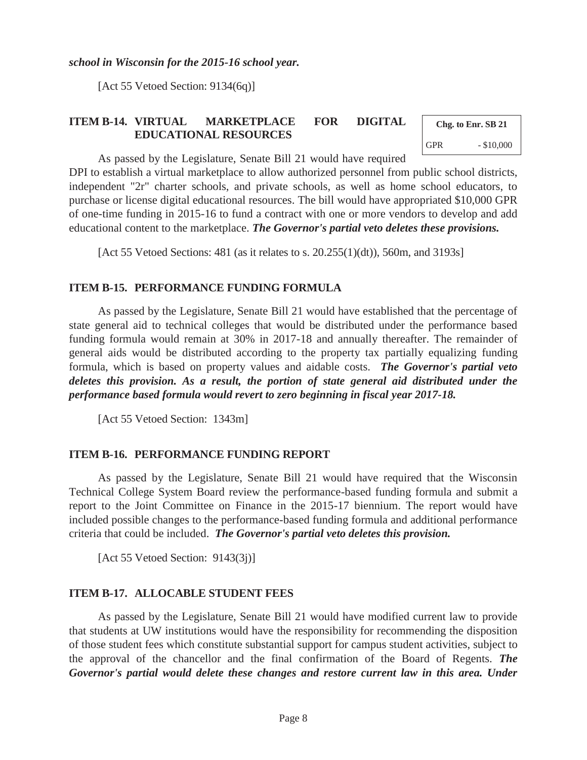***school in Wisconsin for the 2015-16 school year.***

[Act 55 Vetoed Section: 9134(6q)]

### ITEM B-14. VIRTUAL MARKETPLACE FOR DIGITAL EDUCATIONAL RESOURCES

| Chg. to Enr. SB 21 | |
|---|---|
| GPR | - $10,000 |

As passed by the Legislature, Senate Bill 21 would have required DPI to establish a virtual marketplace to allow authorized personnel from public school districts, independent "2r" charter schools, and private schools, as well as home school educators, to purchase or license digital educational resources. The bill would have appropriated $10,000 GPR of one-time funding in 2015-16 to fund a contract with one or more vendors to develop and add educational content to the marketplace. ***The Governor's partial veto deletes these provisions.***

[Act 55 Vetoed Sections: 481 (as it relates to s. 20.255(1)(dt)), 560m, and 3193s]

### ITEM B-15. PERFORMANCE FUNDING FORMULA

As passed by the Legislature, Senate Bill 21 would have established that the percentage of state general aid to technical colleges that would be distributed under the performance based funding formula would remain at 30% in 2017-18 and annually thereafter. The remainder of general aids would be distributed according to the property tax partially equalizing funding formula, which is based on property values and aidable costs. ***The Governor's partial veto deletes this provision. As a result, the portion of state general aid distributed under the performance based formula would revert to zero beginning in fiscal year 2017-18.***

[Act 55 Vetoed Section: 1343m]

### ITEM B-16. PERFORMANCE FUNDING REPORT

As passed by the Legislature, Senate Bill 21 would have required that the Wisconsin Technical College System Board review the performance-based funding formula and submit a report to the Joint Committee on Finance in the 2015-17 biennium. The report would have included possible changes to the performance-based funding formula and additional performance criteria that could be included. ***The Governor's partial veto deletes this provision.***

[Act 55 Vetoed Section: 9143(3j)]

### ITEM B-17. ALLOCABLE STUDENT FEES

As passed by the Legislature, Senate Bill 21 would have modified current law to provide that students at UW institutions would have the responsibility for recommending the disposition of those student fees which constitute substantial support for campus student activities, subject to the approval of the chancellor and the final confirmation of the Board of Regents. ***The Governor's partial would delete these changes and restore current law in this area. Under***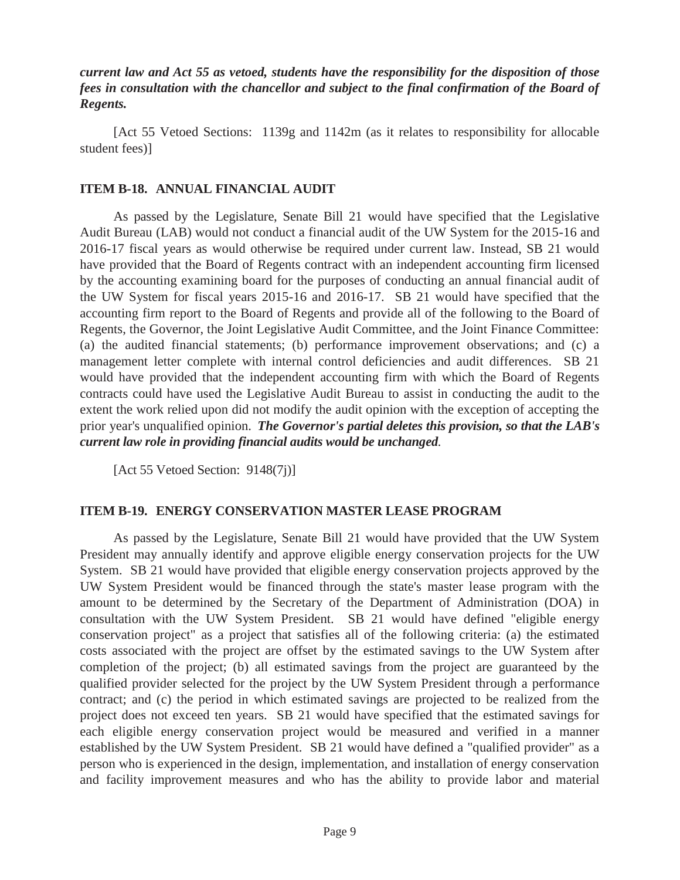***current law and Act 55 as vetoed, students have the responsibility for the disposition of those fees in consultation with the chancellor and subject to the final confirmation of the Board of Regents.***

[Act 55 Vetoed Sections: 1139g and 1142m (as it relates to responsibility for allocable student fees)]

## ITEM B-18. ANNUAL FINANCIAL AUDIT

As passed by the Legislature, Senate Bill 21 would have specified that the Legislative Audit Bureau (LAB) would not conduct a financial audit of the UW System for the 2015-16 and 2016-17 fiscal years as would otherwise be required under current law. Instead, SB 21 would have provided that the Board of Regents contract with an independent accounting firm licensed by the accounting examining board for the purposes of conducting an annual financial audit of the UW System for fiscal years 2015-16 and 2016-17. SB 21 would have specified that the accounting firm report to the Board of Regents and provide all of the following to the Board of Regents, the Governor, the Joint Legislative Audit Committee, and the Joint Finance Committee: (a) the audited financial statements; (b) performance improvement observations; and (c) a management letter complete with internal control deficiencies and audit differences. SB 21 would have provided that the independent accounting firm with which the Board of Regents contracts could have used the Legislative Audit Bureau to assist in conducting the audit to the extent the work relied upon did not modify the audit opinion with the exception of accepting the prior year's unqualified opinion. ***The Governor's partial deletes this provision, so that the LAB's current law role in providing financial audits would be unchanged***.

[Act 55 Vetoed Section: 9148(7j)]

## ITEM B-19. ENERGY CONSERVATION MASTER LEASE PROGRAM

As passed by the Legislature, Senate Bill 21 would have provided that the UW System President may annually identify and approve eligible energy conservation projects for the UW System. SB 21 would have provided that eligible energy conservation projects approved by the UW System President would be financed through the state's master lease program with the amount to be determined by the Secretary of the Department of Administration (DOA) in consultation with the UW System President. SB 21 would have defined "eligible energy conservation project" as a project that satisfies all of the following criteria: (a) the estimated costs associated with the project are offset by the estimated savings to the UW System after completion of the project; (b) all estimated savings from the project are guaranteed by the qualified provider selected for the project by the UW System President through a performance contract; and (c) the period in which estimated savings are projected to be realized from the project does not exceed ten years. SB 21 would have specified that the estimated savings for each eligible energy conservation project would be measured and verified in a manner established by the UW System President. SB 21 would have defined a "qualified provider" as a person who is experienced in the design, implementation, and installation of energy conservation and facility improvement measures and who has the ability to provide labor and material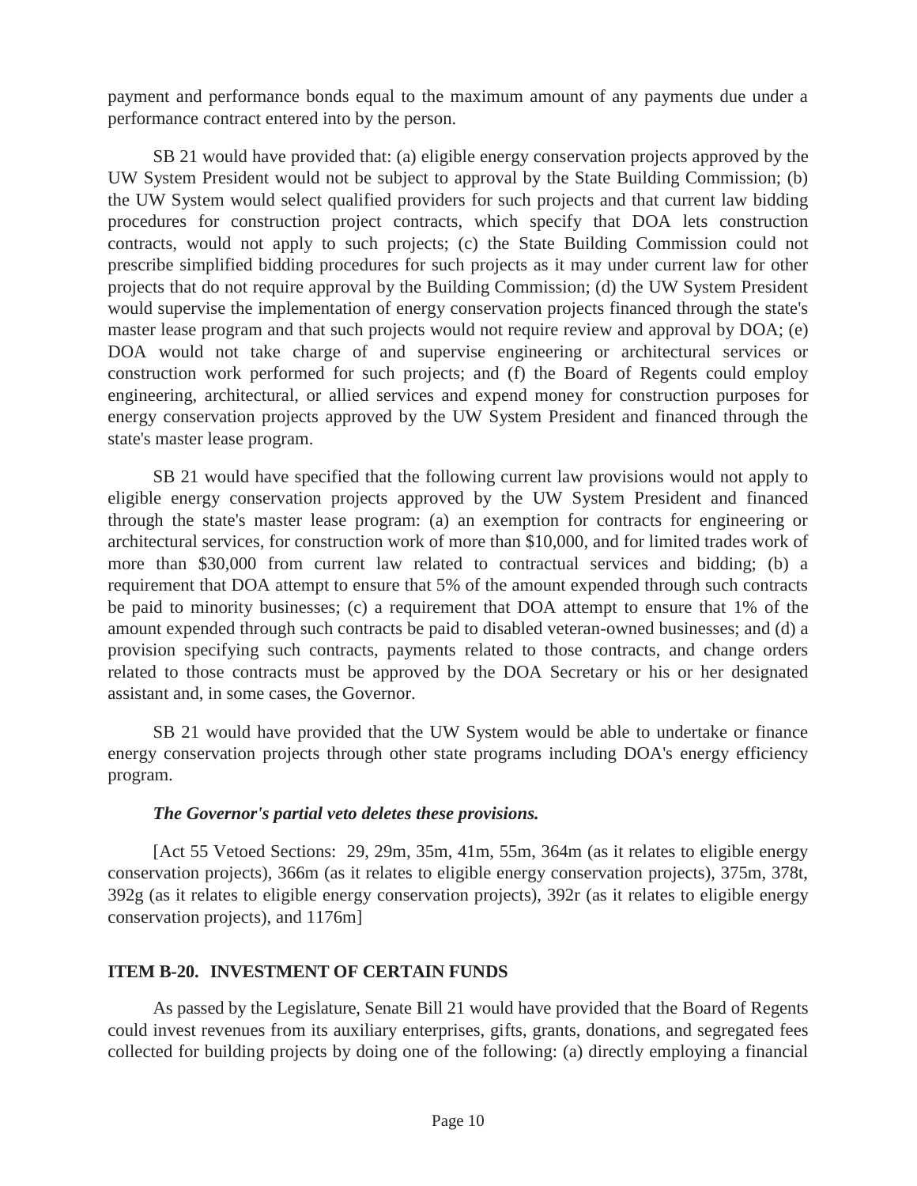payment and performance bonds equal to the maximum amount of any payments due under a performance contract entered into by the person.

SB 21 would have provided that: (a) eligible energy conservation projects approved by the UW System President would not be subject to approval by the State Building Commission; (b) the UW System would select qualified providers for such projects and that current law bidding procedures for construction project contracts, which specify that DOA lets construction contracts, would not apply to such projects; (c) the State Building Commission could not prescribe simplified bidding procedures for such projects as it may under current law for other projects that do not require approval by the Building Commission; (d) the UW System President would supervise the implementation of energy conservation projects financed through the state's master lease program and that such projects would not require review and approval by DOA; (e) DOA would not take charge of and supervise engineering or architectural services or construction work performed for such projects; and (f) the Board of Regents could employ engineering, architectural, or allied services and expend money for construction purposes for energy conservation projects approved by the UW System President and financed through the state's master lease program.

SB 21 would have specified that the following current law provisions would not apply to eligible energy conservation projects approved by the UW System President and financed through the state's master lease program: (a) an exemption for contracts for engineering or architectural services, for construction work of more than $10,000, and for limited trades work of more than $30,000 from current law related to contractual services and bidding; (b) a requirement that DOA attempt to ensure that 5% of the amount expended through such contracts be paid to minority businesses; (c) a requirement that DOA attempt to ensure that 1% of the amount expended through such contracts be paid to disabled veteran-owned businesses; and (d) a provision specifying such contracts, payments related to those contracts, and change orders related to those contracts must be approved by the DOA Secretary or his or her designated assistant and, in some cases, the Governor.

SB 21 would have provided that the UW System would be able to undertake or finance energy conservation projects through other state programs including DOA's energy efficiency program.

***The Governor's partial veto deletes these provisions.***

[Act 55 Vetoed Sections: 29, 29m, 35m, 41m, 55m, 364m (as it relates to eligible energy conservation projects), 366m (as it relates to eligible energy conservation projects), 375m, 378t, 392g (as it relates to eligible energy conservation projects), 392r (as it relates to eligible energy conservation projects), and 1176m]

**ITEM B-20. INVESTMENT OF CERTAIN FUNDS**

As passed by the Legislature, Senate Bill 21 would have provided that the Board of Regents could invest revenues from its auxiliary enterprises, gifts, grants, donations, and segregated fees collected for building projects by doing one of the following: (a) directly employing a financial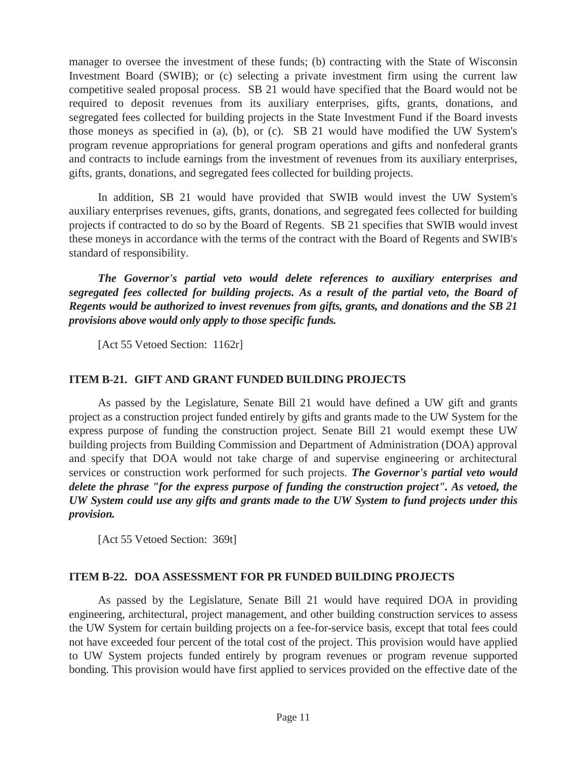manager to oversee the investment of these funds; (b) contracting with the State of Wisconsin Investment Board (SWIB); or (c) selecting a private investment firm using the current law competitive sealed proposal process. SB 21 would have specified that the Board would not be required to deposit revenues from its auxiliary enterprises, gifts, grants, donations, and segregated fees collected for building projects in the State Investment Fund if the Board invests those moneys as specified in (a), (b), or (c). SB 21 would have modified the UW System's program revenue appropriations for general program operations and gifts and nonfederal grants and contracts to include earnings from the investment of revenues from its auxiliary enterprises, gifts, grants, donations, and segregated fees collected for building projects.

In addition, SB 21 would have provided that SWIB would invest the UW System's auxiliary enterprises revenues, gifts, grants, donations, and segregated fees collected for building projects if contracted to do so by the Board of Regents. SB 21 specifies that SWIB would invest these moneys in accordance with the terms of the contract with the Board of Regents and SWIB's standard of responsibility.

***The Governor's partial veto would delete references to auxiliary enterprises and segregated fees collected for building projects. As a result of the partial veto, the Board of Regents would be authorized to invest revenues from gifts, grants, and donations and the SB 21 provisions above would only apply to those specific funds.***

[Act 55 Vetoed Section: 1162r]

### ITEM B-21. GIFT AND GRANT FUNDED BUILDING PROJECTS

As passed by the Legislature, Senate Bill 21 would have defined a UW gift and grants project as a construction project funded entirely by gifts and grants made to the UW System for the express purpose of funding the construction project. Senate Bill 21 would exempt these UW building projects from Building Commission and Department of Administration (DOA) approval and specify that DOA would not take charge of and supervise engineering or architectural services or construction work performed for such projects. ***The Governor's partial veto would delete the phrase "for the express purpose of funding the construction project". As vetoed, the UW System could use any gifts and grants made to the UW System to fund projects under this provision.***

[Act 55 Vetoed Section: 369t]

### ITEM B-22. DOA ASSESSMENT FOR PR FUNDED BUILDING PROJECTS

As passed by the Legislature, Senate Bill 21 would have required DOA in providing engineering, architectural, project management, and other building construction services to assess the UW System for certain building projects on a fee-for-service basis, except that total fees could not have exceeded four percent of the total cost of the project. This provision would have applied to UW System projects funded entirely by program revenues or program revenue supported bonding. This provision would have first applied to services provided on the effective date of the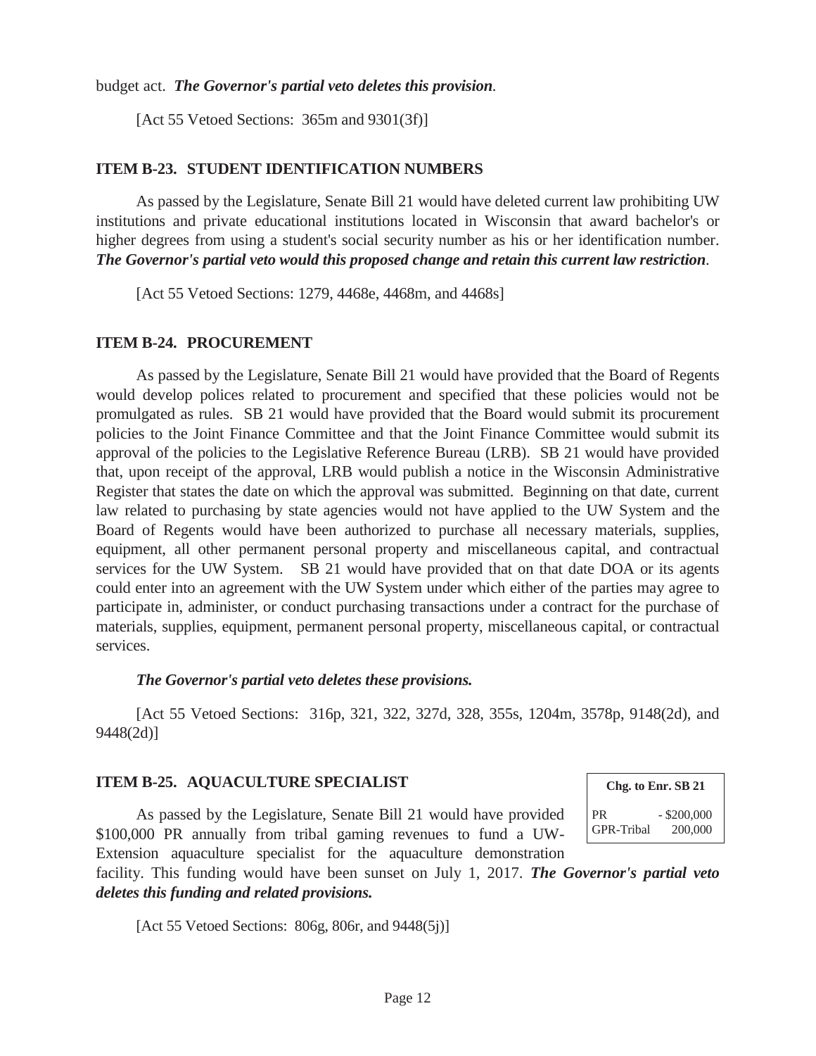budget act. ***The Governor's partial veto deletes this provision.***

[Act 55 Vetoed Sections: 365m and 9301(3f)]

**ITEM B-23. STUDENT IDENTIFICATION NUMBERS**

As passed by the Legislature, Senate Bill 21 would have deleted current law prohibiting UW institutions and private educational institutions located in Wisconsin that award bachelor's or higher degrees from using a student's social security number as his or her identification number. ***The Governor's partial veto would this proposed change and retain this current law restriction.***

[Act 55 Vetoed Sections: 1279, 4468e, 4468m, and 4468s]

**ITEM B-24. PROCUREMENT**

As passed by the Legislature, Senate Bill 21 would have provided that the Board of Regents would develop polices related to procurement and specified that these policies would not be promulgated as rules. SB 21 would have provided that the Board would submit its procurement policies to the Joint Finance Committee and that the Joint Finance Committee would submit its approval of the policies to the Legislative Reference Bureau (LRB). SB 21 would have provided that, upon receipt of the approval, LRB would publish a notice in the Wisconsin Administrative Register that states the date on which the approval was submitted. Beginning on that date, current law related to purchasing by state agencies would not have applied to the UW System and the Board of Regents would have been authorized to purchase all necessary materials, supplies, equipment, all other permanent personal property and miscellaneous capital, and contractual services for the UW System. SB 21 would have provided that on that date DOA or its agents could enter into an agreement with the UW System under which either of the parties may agree to participate in, administer, or conduct purchasing transactions under a contract for the purchase of materials, supplies, equipment, permanent personal property, miscellaneous capital, or contractual services.

***The Governor's partial veto deletes these provisions.***

[Act 55 Vetoed Sections: 316p, 321, 322, 327d, 328, 355s, 1204m, 3578p, 9148(2d), and 9448(2d)]

**ITEM B-25. AQUACULTURE SPECIALIST**

| Chg. to Enr. SB 21 | |
|---|---|
| PR | - $200,000 |
| GPR-Tribal | 200,000 |

As passed by the Legislature, Senate Bill 21 would have provided $100,000 PR annually from tribal gaming revenues to fund a UW-Extension aquaculture specialist for the aquaculture demonstration facility. This funding would have been sunset on July 1, 2017. ***The Governor's partial veto deletes this funding and related provisions.***

[Act 55 Vetoed Sections: 806g, 806r, and 9448(5j)]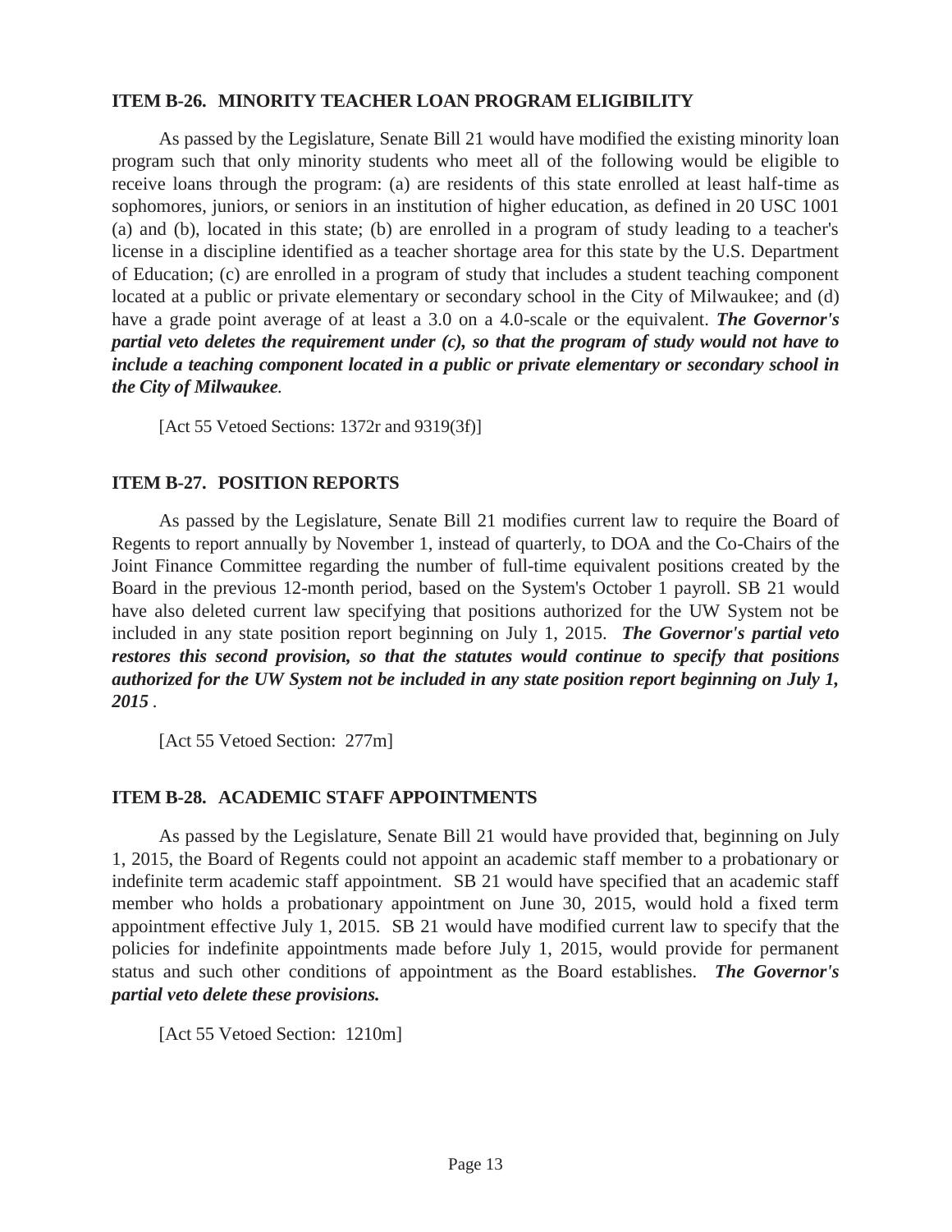**ITEM B-26. MINORITY TEACHER LOAN PROGRAM ELIGIBILITY**

As passed by the Legislature, Senate Bill 21 would have modified the existing minority loan program such that only minority students who meet all of the following would be eligible to receive loans through the program: (a) are residents of this state enrolled at least half-time as sophomores, juniors, or seniors in an institution of higher education, as defined in 20 USC 1001 (a) and (b), located in this state; (b) are enrolled in a program of study leading to a teacher's license in a discipline identified as a teacher shortage area for this state by the U.S. Department of Education; (c) are enrolled in a program of study that includes a student teaching component located at a public or private elementary or secondary school in the City of Milwaukee; and (d) have a grade point average of at least a 3.0 on a 4.0-scale or the equivalent. ***The Governor's partial veto deletes the requirement under (c), so that the program of study would not have to include a teaching component located in a public or private elementary or secondary school in the City of Milwaukee.***

[Act 55 Vetoed Sections: 1372r and 9319(3f)]

**ITEM B-27. POSITION REPORTS**

As passed by the Legislature, Senate Bill 21 modifies current law to require the Board of Regents to report annually by November 1, instead of quarterly, to DOA and the Co-Chairs of the Joint Finance Committee regarding the number of full-time equivalent positions created by the Board in the previous 12-month period, based on the System's October 1 payroll. SB 21 would have also deleted current law specifying that positions authorized for the UW System not be included in any state position report beginning on July 1, 2015. ***The Governor's partial veto restores this second provision, so that the statutes would continue to specify that positions authorized for the UW System not be included in any state position report beginning on July 1, 2015*** .

[Act 55 Vetoed Section: 277m]

**ITEM B-28. ACADEMIC STAFF APPOINTMENTS**

As passed by the Legislature, Senate Bill 21 would have provided that, beginning on July 1, 2015, the Board of Regents could not appoint an academic staff member to a probationary or indefinite term academic staff appointment. SB 21 would have specified that an academic staff member who holds a probationary appointment on June 30, 2015, would hold a fixed term appointment effective July 1, 2015. SB 21 would have modified current law to specify that the policies for indefinite appointments made before July 1, 2015, would provide for permanent status and such other conditions of appointment as the Board establishes. ***The Governor's partial veto delete these provisions.***

[Act 55 Vetoed Section: 1210m]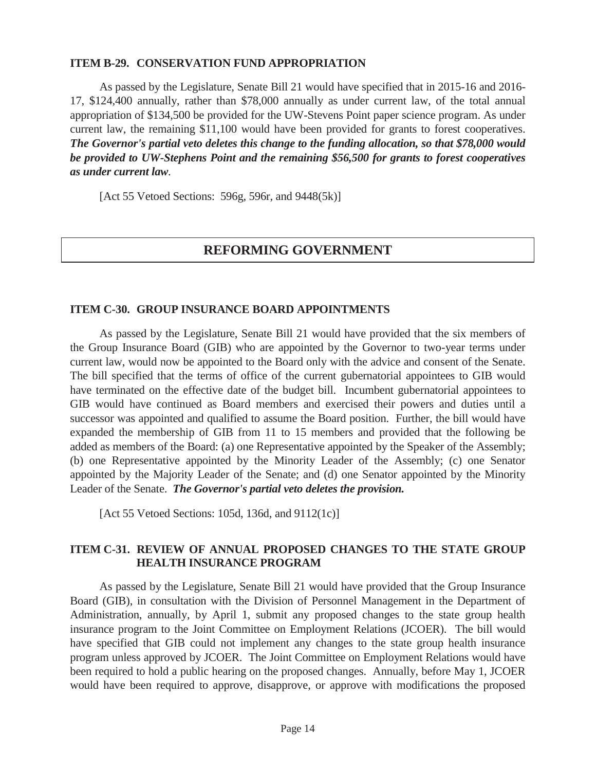### ITEM B-29. CONSERVATION FUND APPROPRIATION

As passed by the Legislature, Senate Bill 21 would have specified that in 2015-16 and 2016-17, $124,400 annually, rather than $78,000 annually as under current law, of the total annual appropriation of $134,500 be provided for the UW-Stevens Point paper science program. As under current law, the remaining $11,100 would have been provided for grants to forest cooperatives. ***The Governor's partial veto deletes this change to the funding allocation, so that $78,000 would be provided to UW-Stephens Point and the remaining $56,500 for grants to forest cooperatives as under current law***.

[Act 55 Vetoed Sections: 596g, 596r, and 9448(5k)]

## REFORMING GOVERNMENT

### ITEM C-30. GROUP INSURANCE BOARD APPOINTMENTS

As passed by the Legislature, Senate Bill 21 would have provided that the six members of the Group Insurance Board (GIB) who are appointed by the Governor to two-year terms under current law, would now be appointed to the Board only with the advice and consent of the Senate. The bill specified that the terms of office of the current gubernatorial appointees to GIB would have terminated on the effective date of the budget bill. Incumbent gubernatorial appointees to GIB would have continued as Board members and exercised their powers and duties until a successor was appointed and qualified to assume the Board position. Further, the bill would have expanded the membership of GIB from 11 to 15 members and provided that the following be added as members of the Board: (a) one Representative appointed by the Speaker of the Assembly; (b) one Representative appointed by the Minority Leader of the Assembly; (c) one Senator appointed by the Majority Leader of the Senate; and (d) one Senator appointed by the Minority Leader of the Senate. ***The Governor's partial veto deletes the provision.***

[Act 55 Vetoed Sections: 105d, 136d, and 9112(1c)]

### ITEM C-31. REVIEW OF ANNUAL PROPOSED CHANGES TO THE STATE GROUP HEALTH INSURANCE PROGRAM

As passed by the Legislature, Senate Bill 21 would have provided that the Group Insurance Board (GIB), in consultation with the Division of Personnel Management in the Department of Administration, annually, by April 1, submit any proposed changes to the state group health insurance program to the Joint Committee on Employment Relations (JCOER). The bill would have specified that GIB could not implement any changes to the state group health insurance program unless approved by JCOER. The Joint Committee on Employment Relations would have been required to hold a public hearing on the proposed changes. Annually, before May 1, JCOER would have been required to approve, disapprove, or approve with modifications the proposed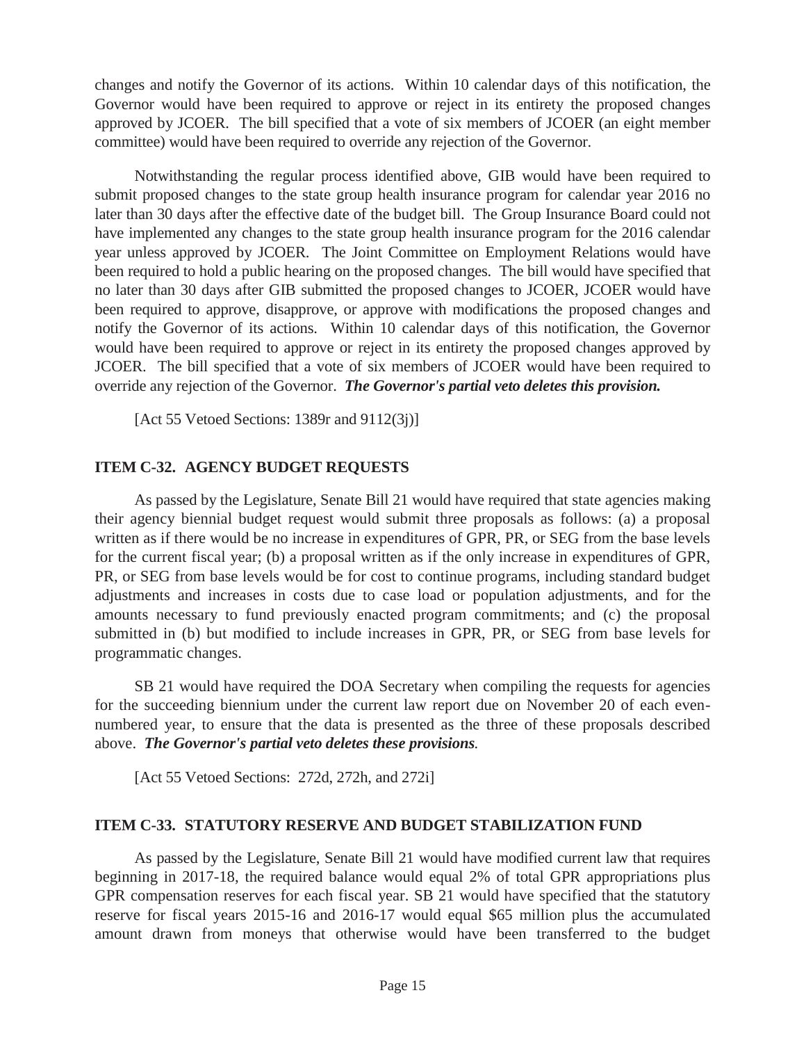changes and notify the Governor of its actions. Within 10 calendar days of this notification, the Governor would have been required to approve or reject in its entirety the proposed changes approved by JCOER. The bill specified that a vote of six members of JCOER (an eight member committee) would have been required to override any rejection of the Governor.

Notwithstanding the regular process identified above, GIB would have been required to submit proposed changes to the state group health insurance program for calendar year 2016 no later than 30 days after the effective date of the budget bill. The Group Insurance Board could not have implemented any changes to the state group health insurance program for the 2016 calendar year unless approved by JCOER. The Joint Committee on Employment Relations would have been required to hold a public hearing on the proposed changes. The bill would have specified that no later than 30 days after GIB submitted the proposed changes to JCOER, JCOER would have been required to approve, disapprove, or approve with modifications the proposed changes and notify the Governor of its actions. Within 10 calendar days of this notification, the Governor would have been required to approve or reject in its entirety the proposed changes approved by JCOER. The bill specified that a vote of six members of JCOER would have been required to override any rejection of the Governor. ***The Governor's partial veto deletes this provision.***

[Act 55 Vetoed Sections: 1389r and 9112(3j)]

### ITEM C-32. AGENCY BUDGET REQUESTS

As passed by the Legislature, Senate Bill 21 would have required that state agencies making their agency biennial budget request would submit three proposals as follows: (a) a proposal written as if there would be no increase in expenditures of GPR, PR, or SEG from the base levels for the current fiscal year; (b) a proposal written as if the only increase in expenditures of GPR, PR, or SEG from base levels would be for cost to continue programs, including standard budget adjustments and increases in costs due to case load or population adjustments, and for the amounts necessary to fund previously enacted program commitments; and (c) the proposal submitted in (b) but modified to include increases in GPR, PR, or SEG from base levels for programmatic changes.

SB 21 would have required the DOA Secretary when compiling the requests for agencies for the succeeding biennium under the current law report due on November 20 of each even-numbered year, to ensure that the data is presented as the three of these proposals described above. ***The Governor's partial veto deletes these provisions.***

[Act 55 Vetoed Sections: 272d, 272h, and 272i]

### ITEM C-33. STATUTORY RESERVE AND BUDGET STABILIZATION FUND

As passed by the Legislature, Senate Bill 21 would have modified current law that requires beginning in 2017-18, the required balance would equal 2% of total GPR appropriations plus GPR compensation reserves for each fiscal year. SB 21 would have specified that the statutory reserve for fiscal years 2015-16 and 2016-17 would equal $65 million plus the accumulated amount drawn from moneys that otherwise would have been transferred to the budget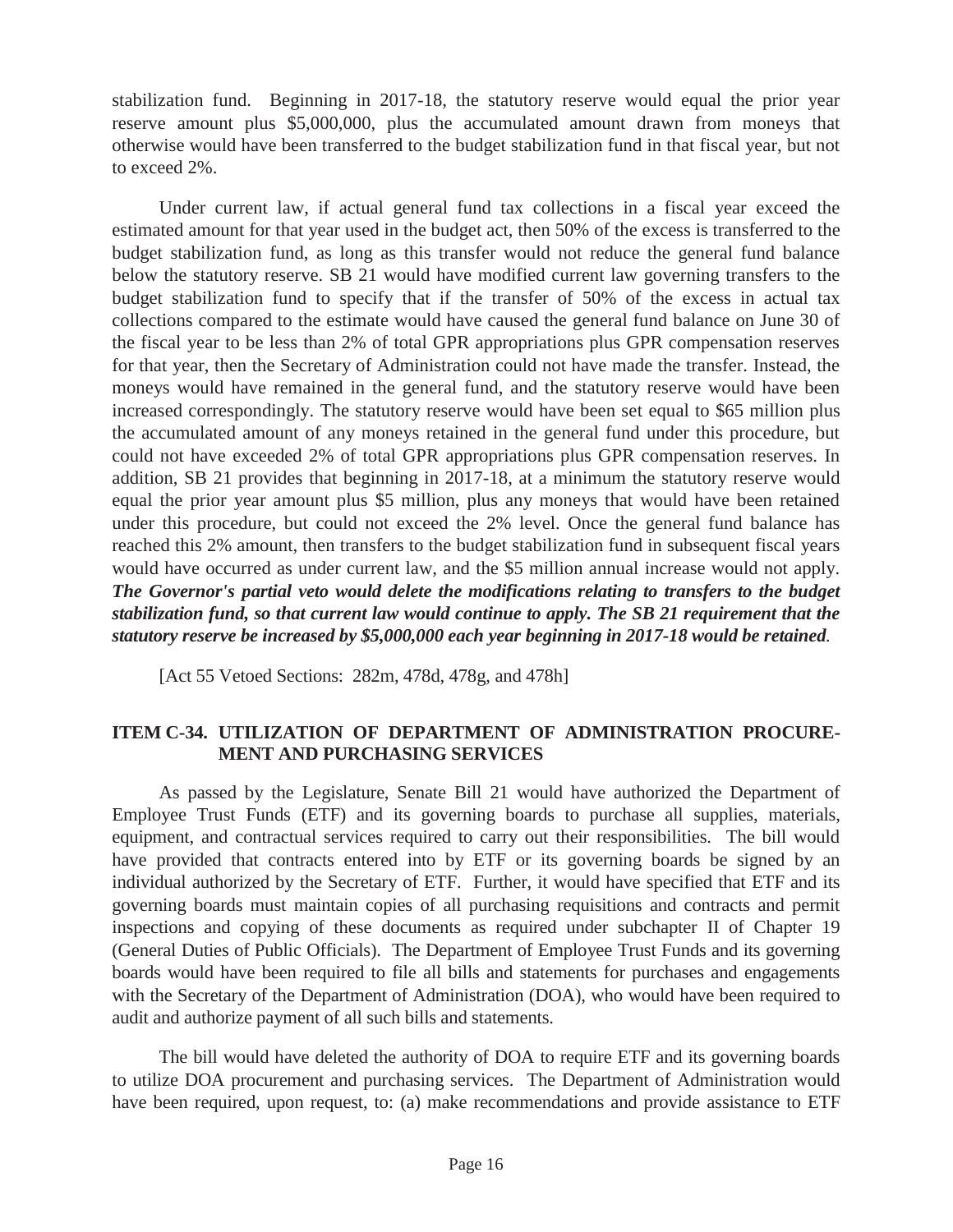stabilization fund. Beginning in 2017-18, the statutory reserve would equal the prior year reserve amount plus $5,000,000, plus the accumulated amount drawn from moneys that otherwise would have been transferred to the budget stabilization fund in that fiscal year, but not to exceed 2%.

Under current law, if actual general fund tax collections in a fiscal year exceed the estimated amount for that year used in the budget act, then 50% of the excess is transferred to the budget stabilization fund, as long as this transfer would not reduce the general fund balance below the statutory reserve. SB 21 would have modified current law governing transfers to the budget stabilization fund to specify that if the transfer of 50% of the excess in actual tax collections compared to the estimate would have caused the general fund balance on June 30 of the fiscal year to be less than 2% of total GPR appropriations plus GPR compensation reserves for that year, then the Secretary of Administration could not have made the transfer. Instead, the moneys would have remained in the general fund, and the statutory reserve would have been increased correspondingly. The statutory reserve would have been set equal to $65 million plus the accumulated amount of any moneys retained in the general fund under this procedure, but could not have exceeded 2% of total GPR appropriations plus GPR compensation reserves. In addition, SB 21 provides that beginning in 2017-18, at a minimum the statutory reserve would equal the prior year amount plus $5 million, plus any moneys that would have been retained under this procedure, but could not exceed the 2% level. Once the general fund balance has reached this 2% amount, then transfers to the budget stabilization fund in subsequent fiscal years would have occurred as under current law, and the $5 million annual increase would not apply. ***The Governor's partial veto would delete the modifications relating to transfers to the budget stabilization fund, so that current law would continue to apply. The SB 21 requirement that the statutory reserve be increased by $5,000,000 each year beginning in 2017-18 would be retained*.**

[Act 55 Vetoed Sections: 282m, 478d, 478g, and 478h]

## ITEM C-34. UTILIZATION OF DEPARTMENT OF ADMINISTRATION PROCUREMENT AND PURCHASING SERVICES

As passed by the Legislature, Senate Bill 21 would have authorized the Department of Employee Trust Funds (ETF) and its governing boards to purchase all supplies, materials, equipment, and contractual services required to carry out their responsibilities. The bill would have provided that contracts entered into by ETF or its governing boards be signed by an individual authorized by the Secretary of ETF. Further, it would have specified that ETF and its governing boards must maintain copies of all purchasing requisitions and contracts and permit inspections and copying of these documents as required under subchapter II of Chapter 19 (General Duties of Public Officials). The Department of Employee Trust Funds and its governing boards would have been required to file all bills and statements for purchases and engagements with the Secretary of the Department of Administration (DOA), who would have been required to audit and authorize payment of all such bills and statements.

The bill would have deleted the authority of DOA to require ETF and its governing boards to utilize DOA procurement and purchasing services. The Department of Administration would have been required, upon request, to: (a) make recommendations and provide assistance to ETF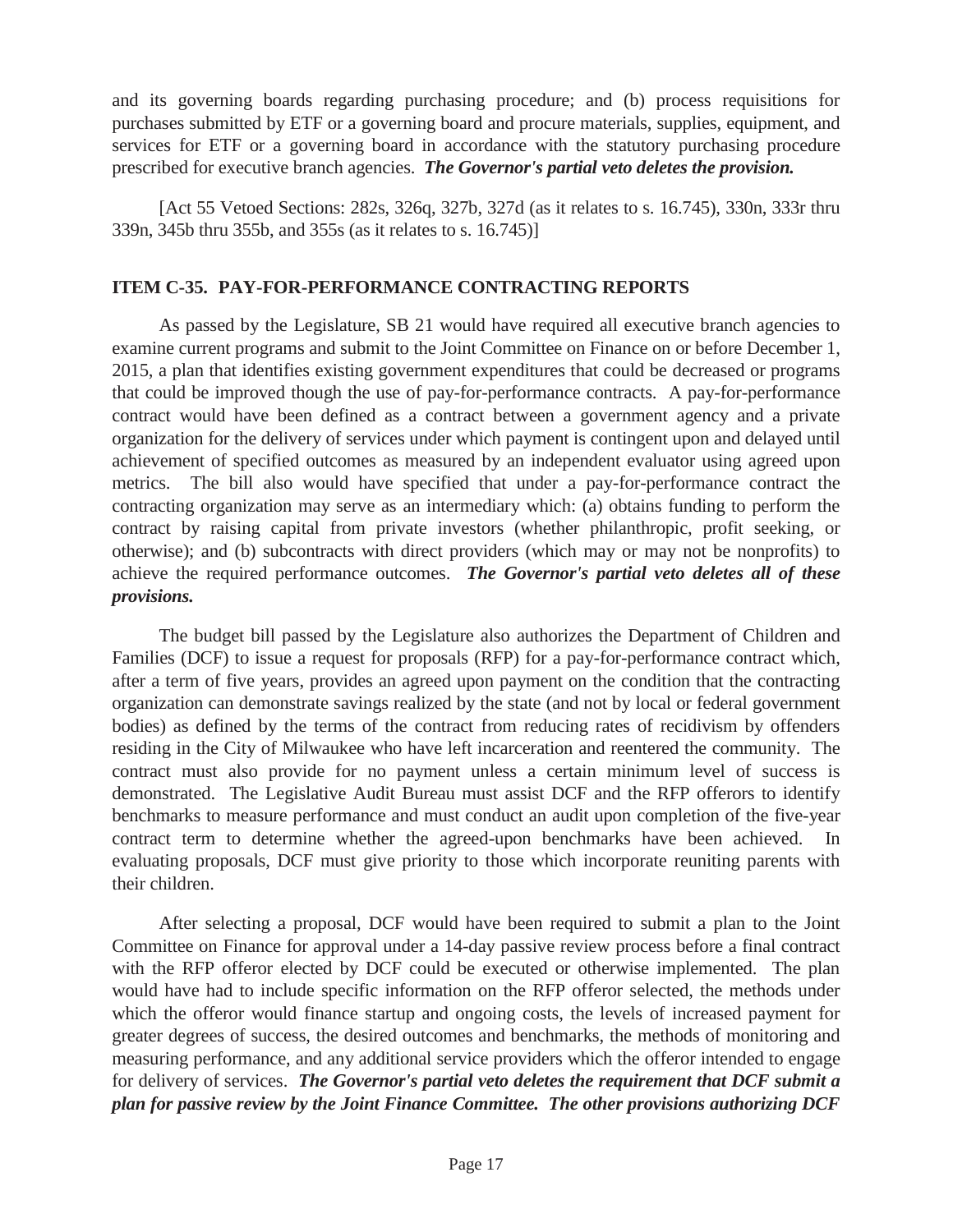and its governing boards regarding purchasing procedure; and (b) process requisitions for purchases submitted by ETF or a governing board and procure materials, supplies, equipment, and services for ETF or a governing board in accordance with the statutory purchasing procedure prescribed for executive branch agencies. ***The Governor's partial veto deletes the provision.***

[Act 55 Vetoed Sections: 282s, 326q, 327b, 327d (as it relates to s. 16.745), 330n, 333r thru 339n, 345b thru 355b, and 355s (as it relates to s. 16.745)]

## ITEM C-35. PAY-FOR-PERFORMANCE CONTRACTING REPORTS

As passed by the Legislature, SB 21 would have required all executive branch agencies to examine current programs and submit to the Joint Committee on Finance on or before December 1, 2015, a plan that identifies existing government expenditures that could be decreased or programs that could be improved though the use of pay-for-performance contracts. A pay-for-performance contract would have been defined as a contract between a government agency and a private organization for the delivery of services under which payment is contingent upon and delayed until achievement of specified outcomes as measured by an independent evaluator using agreed upon metrics. The bill also would have specified that under a pay-for-performance contract the contracting organization may serve as an intermediary which: (a) obtains funding to perform the contract by raising capital from private investors (whether philanthropic, profit seeking, or otherwise); and (b) subcontracts with direct providers (which may or may not be nonprofits) to achieve the required performance outcomes. ***The Governor's partial veto deletes all of these provisions.***

The budget bill passed by the Legislature also authorizes the Department of Children and Families (DCF) to issue a request for proposals (RFP) for a pay-for-performance contract which, after a term of five years, provides an agreed upon payment on the condition that the contracting organization can demonstrate savings realized by the state (and not by local or federal government bodies) as defined by the terms of the contract from reducing rates of recidivism by offenders residing in the City of Milwaukee who have left incarceration and reentered the community. The contract must also provide for no payment unless a certain minimum level of success is demonstrated. The Legislative Audit Bureau must assist DCF and the RFP offerors to identify benchmarks to measure performance and must conduct an audit upon completion of the five-year contract term to determine whether the agreed-upon benchmarks have been achieved. In evaluating proposals, DCF must give priority to those which incorporate reuniting parents with their children.

After selecting a proposal, DCF would have been required to submit a plan to the Joint Committee on Finance for approval under a 14-day passive review process before a final contract with the RFP offeror elected by DCF could be executed or otherwise implemented. The plan would have had to include specific information on the RFP offeror selected, the methods under which the offeror would finance startup and ongoing costs, the levels of increased payment for greater degrees of success, the desired outcomes and benchmarks, the methods of monitoring and measuring performance, and any additional service providers which the offeror intended to engage for delivery of services. ***The Governor's partial veto deletes the requirement that DCF submit a plan for passive review by the Joint Finance Committee. The other provisions authorizing DCF***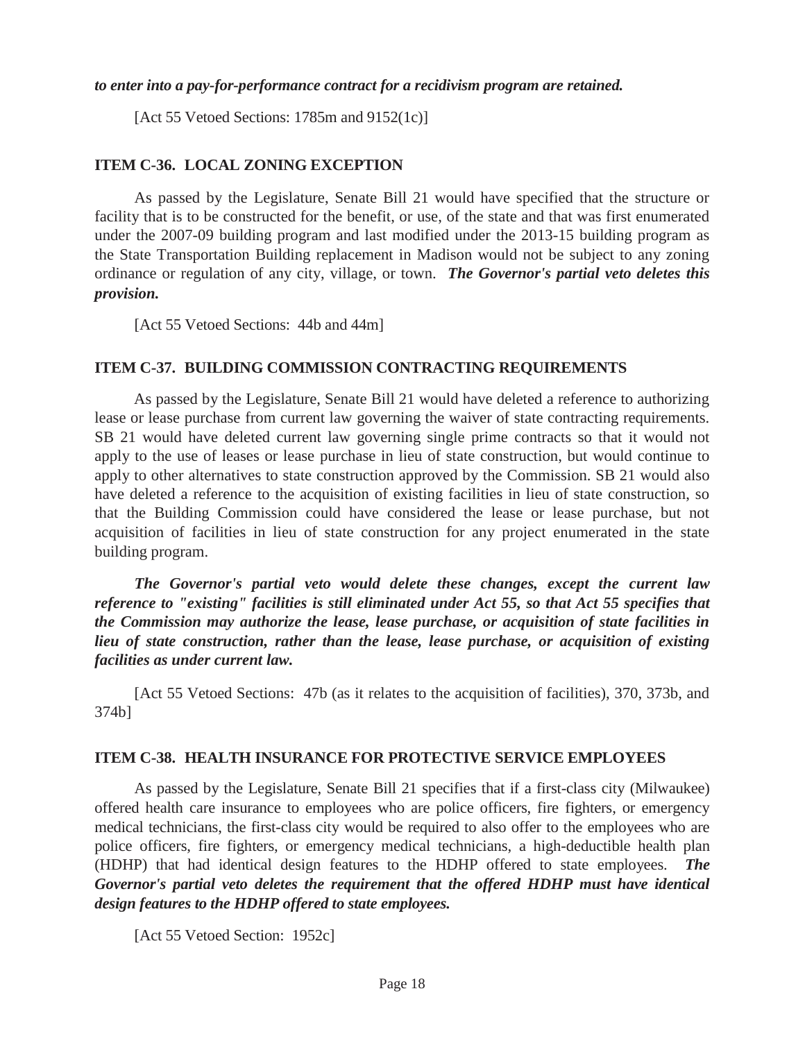***to enter into a pay-for-performance contract for a recidivism program are retained.***

[Act 55 Vetoed Sections: 1785m and 9152(1c)]

## ITEM C-36. LOCAL ZONING EXCEPTION

As passed by the Legislature, Senate Bill 21 would have specified that the structure or facility that is to be constructed for the benefit, or use, of the state and that was first enumerated under the 2007-09 building program and last modified under the 2013-15 building program as the State Transportation Building replacement in Madison would not be subject to any zoning ordinance or regulation of any city, village, or town. ***The Governor's partial veto deletes this provision.***

[Act 55 Vetoed Sections: 44b and 44m]

## ITEM C-37. BUILDING COMMISSION CONTRACTING REQUIREMENTS

As passed by the Legislature, Senate Bill 21 would have deleted a reference to authorizing lease or lease purchase from current law governing the waiver of state contracting requirements. SB 21 would have deleted current law governing single prime contracts so that it would not apply to the use of leases or lease purchase in lieu of state construction, but would continue to apply to other alternatives to state construction approved by the Commission. SB 21 would also have deleted a reference to the acquisition of existing facilities in lieu of state construction, so that the Building Commission could have considered the lease or lease purchase, but not acquisition of facilities in lieu of state construction for any project enumerated in the state building program.

***The Governor's partial veto would delete these changes, except the current law reference to "existing" facilities is still eliminated under Act 55, so that Act 55 specifies that the Commission may authorize the lease, lease purchase, or acquisition of state facilities in lieu of state construction, rather than the lease, lease purchase, or acquisition of existing facilities as under current law.***

[Act 55 Vetoed Sections: 47b (as it relates to the acquisition of facilities), 370, 373b, and 374b]

## ITEM C-38. HEALTH INSURANCE FOR PROTECTIVE SERVICE EMPLOYEES

As passed by the Legislature, Senate Bill 21 specifies that if a first-class city (Milwaukee) offered health care insurance to employees who are police officers, fire fighters, or emergency medical technicians, the first-class city would be required to also offer to the employees who are police officers, fire fighters, or emergency medical technicians, a high-deductible health plan (HDHP) that had identical design features to the HDHP offered to state employees. ***The Governor's partial veto deletes the requirement that the offered HDHP must have identical design features to the HDHP offered to state employees.***

[Act 55 Vetoed Section: 1952c]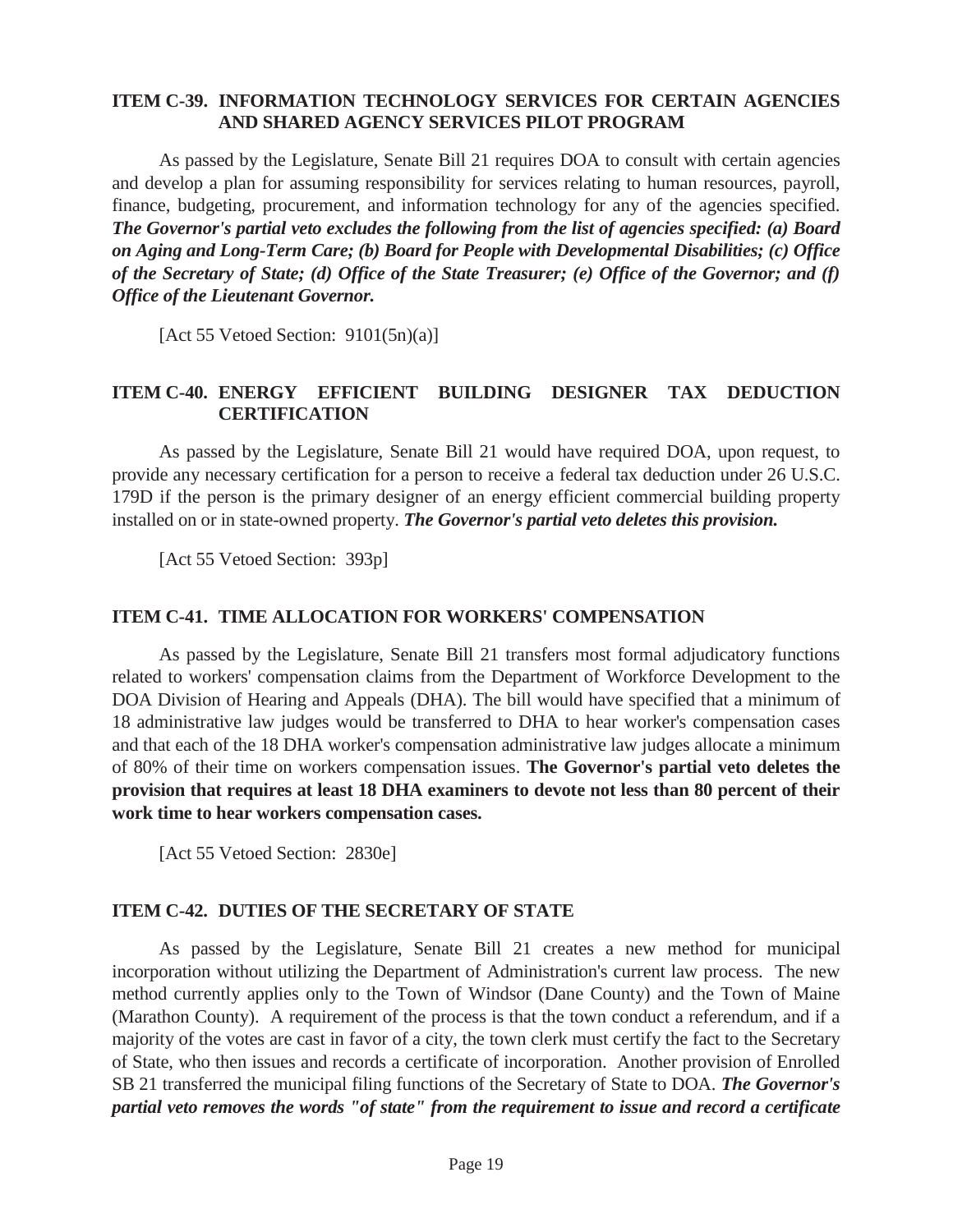### ITEM C-39. INFORMATION TECHNOLOGY SERVICES FOR CERTAIN AGENCIES AND SHARED AGENCY SERVICES PILOT PROGRAM

As passed by the Legislature, Senate Bill 21 requires DOA to consult with certain agencies and develop a plan for assuming responsibility for services relating to human resources, payroll, finance, budgeting, procurement, and information technology for any of the agencies specified. ***The Governor's partial veto excludes the following from the list of agencies specified: (a) Board on Aging and Long-Term Care; (b) Board for People with Developmental Disabilities; (c) Office of the Secretary of State; (d) Office of the State Treasurer; (e) Office of the Governor; and (f) Office of the Lieutenant Governor.***

[Act 55 Vetoed Section: 9101(5n)(a)]

### ITEM C-40. ENERGY EFFICIENT BUILDING DESIGNER TAX DEDUCTION CERTIFICATION

As passed by the Legislature, Senate Bill 21 would have required DOA, upon request, to provide any necessary certification for a person to receive a federal tax deduction under 26 U.S.C. 179D if the person is the primary designer of an energy efficient commercial building property installed on or in state-owned property. ***The Governor's partial veto deletes this provision.***

[Act 55 Vetoed Section: 393p]

### ITEM C-41. TIME ALLOCATION FOR WORKERS' COMPENSATION

As passed by the Legislature, Senate Bill 21 transfers most formal adjudicatory functions related to workers' compensation claims from the Department of Workforce Development to the DOA Division of Hearing and Appeals (DHA). The bill would have specified that a minimum of 18 administrative law judges would be transferred to DHA to hear worker's compensation cases and that each of the 18 DHA worker's compensation administrative law judges allocate a minimum of 80% of their time on workers compensation issues. **The Governor's partial veto deletes the provision that requires at least 18 DHA examiners to devote not less than 80 percent of their work time to hear workers compensation cases.**

[Act 55 Vetoed Section: 2830e]

### ITEM C-42. DUTIES OF THE SECRETARY OF STATE

As passed by the Legislature, Senate Bill 21 creates a new method for municipal incorporation without utilizing the Department of Administration's current law process. The new method currently applies only to the Town of Windsor (Dane County) and the Town of Maine (Marathon County). A requirement of the process is that the town conduct a referendum, and if a majority of the votes are cast in favor of a city, the town clerk must certify the fact to the Secretary of State, who then issues and records a certificate of incorporation. Another provision of Enrolled SB 21 transferred the municipal filing functions of the Secretary of State to DOA. ***The Governor's partial veto removes the words "of state" from the requirement to issue and record a certificate***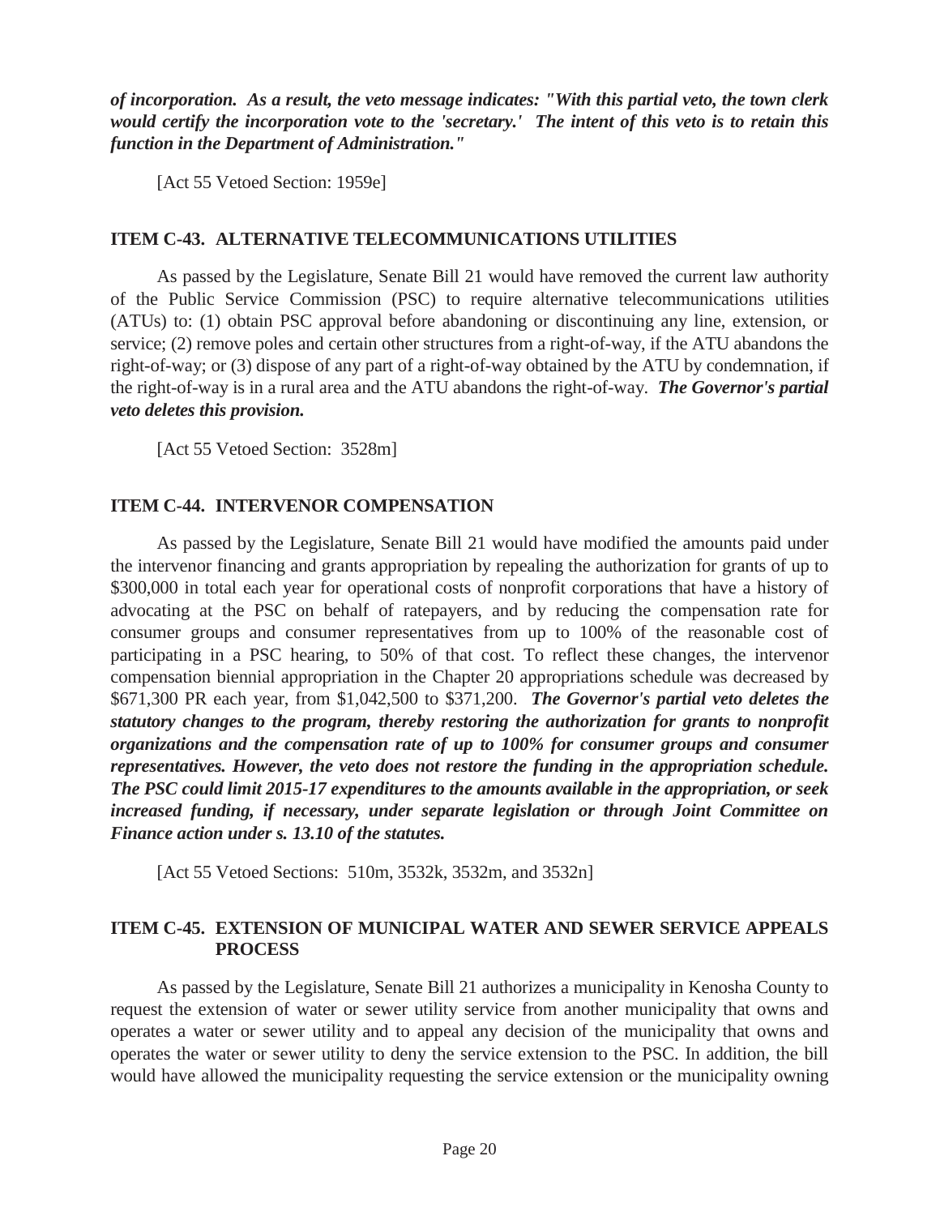***of incorporation. As a result, the veto message indicates: "With this partial veto, the town clerk would certify the incorporation vote to the 'secretary.' The intent of this veto is to retain this function in the Department of Administration."***

[Act 55 Vetoed Section: 1959e]

## ITEM C-43. ALTERNATIVE TELECOMMUNICATIONS UTILITIES

As passed by the Legislature, Senate Bill 21 would have removed the current law authority of the Public Service Commission (PSC) to require alternative telecommunications utilities (ATUs) to: (1) obtain PSC approval before abandoning or discontinuing any line, extension, or service; (2) remove poles and certain other structures from a right-of-way, if the ATU abandons the right-of-way; or (3) dispose of any part of a right-of-way obtained by the ATU by condemnation, if the right-of-way is in a rural area and the ATU abandons the right-of-way. ***The Governor's partial veto deletes this provision.***

[Act 55 Vetoed Section: 3528m]

## ITEM C-44. INTERVENOR COMPENSATION

As passed by the Legislature, Senate Bill 21 would have modified the amounts paid under the intervenor financing and grants appropriation by repealing the authorization for grants of up to $300,000 in total each year for operational costs of nonprofit corporations that have a history of advocating at the PSC on behalf of ratepayers, and by reducing the compensation rate for consumer groups and consumer representatives from up to 100% of the reasonable cost of participating in a PSC hearing, to 50% of that cost. To reflect these changes, the intervenor compensation biennial appropriation in the Chapter 20 appropriations schedule was decreased by $671,300 PR each year, from $1,042,500 to $371,200. ***The Governor's partial veto deletes the statutory changes to the program, thereby restoring the authorization for grants to nonprofit organizations and the compensation rate of up to 100% for consumer groups and consumer representatives. However, the veto does not restore the funding in the appropriation schedule. The PSC could limit 2015-17 expenditures to the amounts available in the appropriation, or seek increased funding, if necessary, under separate legislation or through Joint Committee on Finance action under s. 13.10 of the statutes.***

[Act 55 Vetoed Sections: 510m, 3532k, 3532m, and 3532n]

## ITEM C-45. EXTENSION OF MUNICIPAL WATER AND SEWER SERVICE APPEALS PROCESS

As passed by the Legislature, Senate Bill 21 authorizes a municipality in Kenosha County to request the extension of water or sewer utility service from another municipality that owns and operates a water or sewer utility and to appeal any decision of the municipality that owns and operates the water or sewer utility to deny the service extension to the PSC. In addition, the bill would have allowed the municipality requesting the service extension or the municipality owning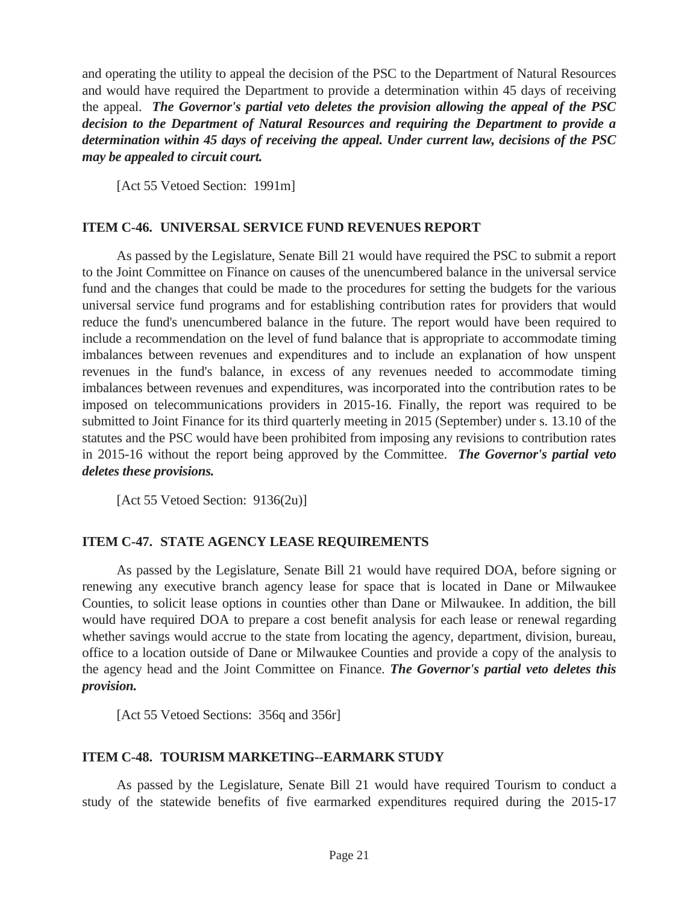and operating the utility to appeal the decision of the PSC to the Department of Natural Resources and would have required the Department to provide a determination within 45 days of receiving the appeal. ***The Governor's partial veto deletes the provision allowing the appeal of the PSC decision to the Department of Natural Resources and requiring the Department to provide a determination within 45 days of receiving the appeal. Under current law, decisions of the PSC may be appealed to circuit court.***

[Act 55 Vetoed Section: 1991m]

### ITEM C-46. UNIVERSAL SERVICE FUND REVENUES REPORT

As passed by the Legislature, Senate Bill 21 would have required the PSC to submit a report to the Joint Committee on Finance on causes of the unencumbered balance in the universal service fund and the changes that could be made to the procedures for setting the budgets for the various universal service fund programs and for establishing contribution rates for providers that would reduce the fund's unencumbered balance in the future. The report would have been required to include a recommendation on the level of fund balance that is appropriate to accommodate timing imbalances between revenues and expenditures and to include an explanation of how unspent revenues in the fund's balance, in excess of any revenues needed to accommodate timing imbalances between revenues and expenditures, was incorporated into the contribution rates to be imposed on telecommunications providers in 2015-16. Finally, the report was required to be submitted to Joint Finance for its third quarterly meeting in 2015 (September) under s. 13.10 of the statutes and the PSC would have been prohibited from imposing any revisions to contribution rates in 2015-16 without the report being approved by the Committee. ***The Governor's partial veto deletes these provisions.***

[Act 55 Vetoed Section: 9136(2u)]

### ITEM C-47. STATE AGENCY LEASE REQUIREMENTS

As passed by the Legislature, Senate Bill 21 would have required DOA, before signing or renewing any executive branch agency lease for space that is located in Dane or Milwaukee Counties, to solicit lease options in counties other than Dane or Milwaukee. In addition, the bill would have required DOA to prepare a cost benefit analysis for each lease or renewal regarding whether savings would accrue to the state from locating the agency, department, division, bureau, office to a location outside of Dane or Milwaukee Counties and provide a copy of the analysis to the agency head and the Joint Committee on Finance. ***The Governor's partial veto deletes this provision.***

[Act 55 Vetoed Sections: 356q and 356r]

### ITEM C-48. TOURISM MARKETING--EARMARK STUDY

As passed by the Legislature, Senate Bill 21 would have required Tourism to conduct a study of the statewide benefits of five earmarked expenditures required during the 2015-17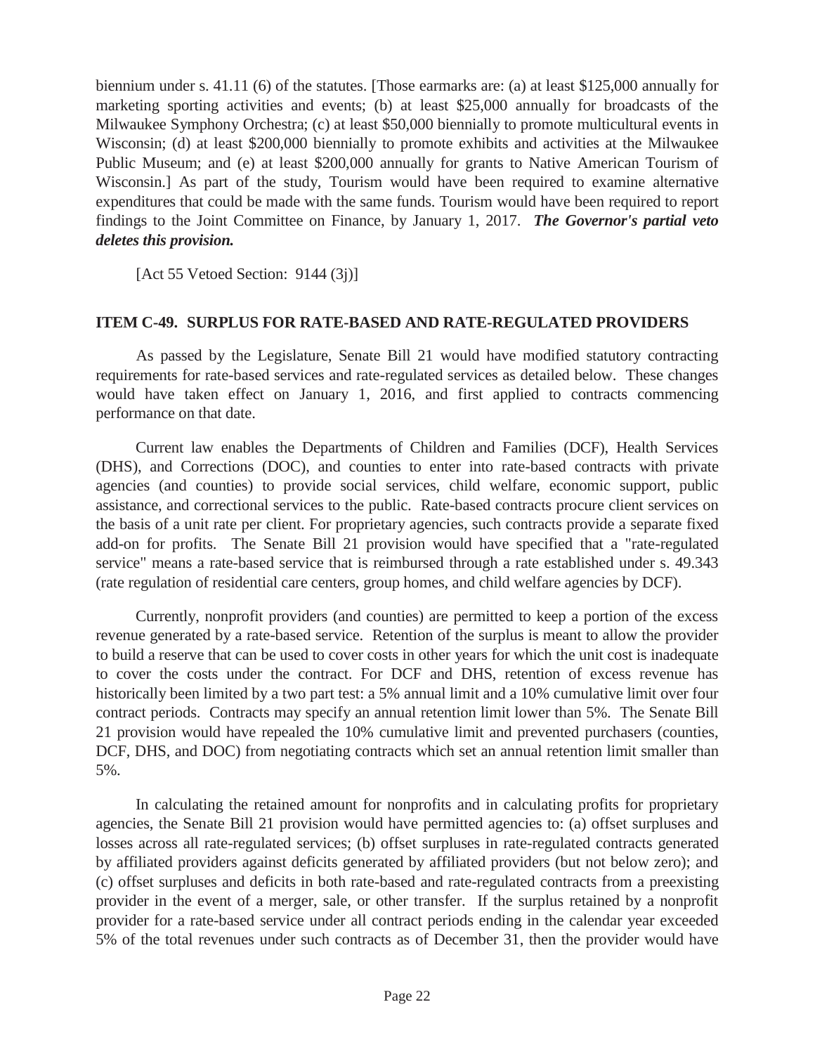biennium under s. 41.11 (6) of the statutes. [Those earmarks are: (a) at least $125,000 annually for marketing sporting activities and events; (b) at least $25,000 annually for broadcasts of the Milwaukee Symphony Orchestra; (c) at least $50,000 biennially to promote multicultural events in Wisconsin; (d) at least $200,000 biennially to promote exhibits and activities at the Milwaukee Public Museum; and (e) at least $200,000 annually for grants to Native American Tourism of Wisconsin.] As part of the study, Tourism would have been required to examine alternative expenditures that could be made with the same funds. Tourism would have been required to report findings to the Joint Committee on Finance, by January 1, 2017. ***The Governor's partial veto deletes this provision.***

[Act 55 Vetoed Section: 9144 (3j)]

## ITEM C-49. SURPLUS FOR RATE-BASED AND RATE-REGULATED PROVIDERS

As passed by the Legislature, Senate Bill 21 would have modified statutory contracting requirements for rate-based services and rate-regulated services as detailed below. These changes would have taken effect on January 1, 2016, and first applied to contracts commencing performance on that date.

Current law enables the Departments of Children and Families (DCF), Health Services (DHS), and Corrections (DOC), and counties to enter into rate-based contracts with private agencies (and counties) to provide social services, child welfare, economic support, public assistance, and correctional services to the public. Rate-based contracts procure client services on the basis of a unit rate per client. For proprietary agencies, such contracts provide a separate fixed add-on for profits. The Senate Bill 21 provision would have specified that a "rate-regulated service" means a rate-based service that is reimbursed through a rate established under s. 49.343 (rate regulation of residential care centers, group homes, and child welfare agencies by DCF).

Currently, nonprofit providers (and counties) are permitted to keep a portion of the excess revenue generated by a rate-based service. Retention of the surplus is meant to allow the provider to build a reserve that can be used to cover costs in other years for which the unit cost is inadequate to cover the costs under the contract. For DCF and DHS, retention of excess revenue has historically been limited by a two part test: a 5% annual limit and a 10% cumulative limit over four contract periods. Contracts may specify an annual retention limit lower than 5%. The Senate Bill 21 provision would have repealed the 10% cumulative limit and prevented purchasers (counties, DCF, DHS, and DOC) from negotiating contracts which set an annual retention limit smaller than 5%.

In calculating the retained amount for nonprofits and in calculating profits for proprietary agencies, the Senate Bill 21 provision would have permitted agencies to: (a) offset surpluses and losses across all rate-regulated services; (b) offset surpluses in rate-regulated contracts generated by affiliated providers against deficits generated by affiliated providers (but not below zero); and (c) offset surpluses and deficits in both rate-based and rate-regulated contracts from a preexisting provider in the event of a merger, sale, or other transfer. If the surplus retained by a nonprofit provider for a rate-based service under all contract periods ending in the calendar year exceeded 5% of the total revenues under such contracts as of December 31, then the provider would have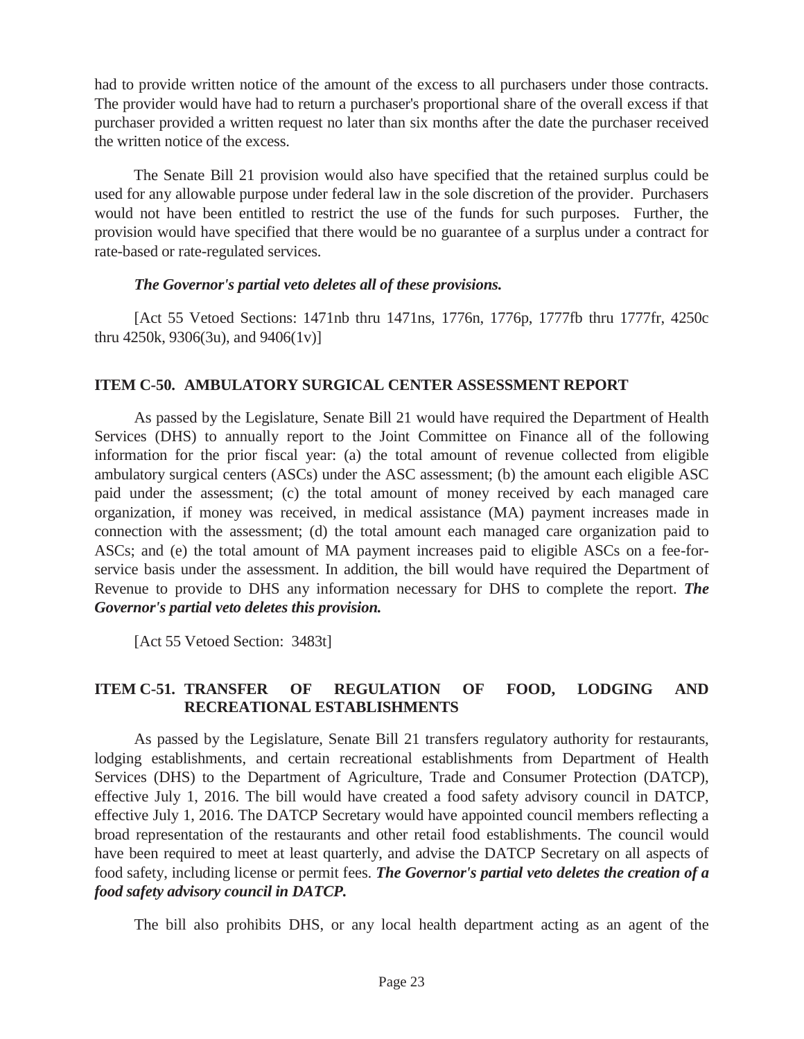had to provide written notice of the amount of the excess to all purchasers under those contracts. The provider would have had to return a purchaser's proportional share of the overall excess if that purchaser provided a written request no later than six months after the date the purchaser received the written notice of the excess.

The Senate Bill 21 provision would also have specified that the retained surplus could be used for any allowable purpose under federal law in the sole discretion of the provider. Purchasers would not have been entitled to restrict the use of the funds for such purposes. Further, the provision would have specified that there would be no guarantee of a surplus under a contract for rate-based or rate-regulated services.

***The Governor's partial veto deletes all of these provisions.***

[Act 55 Vetoed Sections: 1471nb thru 1471ns, 1776n, 1776p, 1777fb thru 1777fr, 4250c thru 4250k, 9306(3u), and 9406(1v)]

## ITEM C-50. AMBULATORY SURGICAL CENTER ASSESSMENT REPORT

As passed by the Legislature, Senate Bill 21 would have required the Department of Health Services (DHS) to annually report to the Joint Committee on Finance all of the following information for the prior fiscal year: (a) the total amount of revenue collected from eligible ambulatory surgical centers (ASCs) under the ASC assessment; (b) the amount each eligible ASC paid under the assessment; (c) the total amount of money received by each managed care organization, if money was received, in medical assistance (MA) payment increases made in connection with the assessment; (d) the total amount each managed care organization paid to ASCs; and (e) the total amount of MA payment increases paid to eligible ASCs on a fee-for-service basis under the assessment. In addition, the bill would have required the Department of Revenue to provide to DHS any information necessary for DHS to complete the report. ***The Governor's partial veto deletes this provision.***

[Act 55 Vetoed Section: 3483t]

## ITEM C-51. TRANSFER OF REGULATION OF FOOD, LODGING AND RECREATIONAL ESTABLISHMENTS

As passed by the Legislature, Senate Bill 21 transfers regulatory authority for restaurants, lodging establishments, and certain recreational establishments from Department of Health Services (DHS) to the Department of Agriculture, Trade and Consumer Protection (DATCP), effective July 1, 2016. The bill would have created a food safety advisory council in DATCP, effective July 1, 2016. The DATCP Secretary would have appointed council members reflecting a broad representation of the restaurants and other retail food establishments. The council would have been required to meet at least quarterly, and advise the DATCP Secretary on all aspects of food safety, including license or permit fees. ***The Governor's partial veto deletes the creation of a food safety advisory council in DATCP.***

The bill also prohibits DHS, or any local health department acting as an agent of the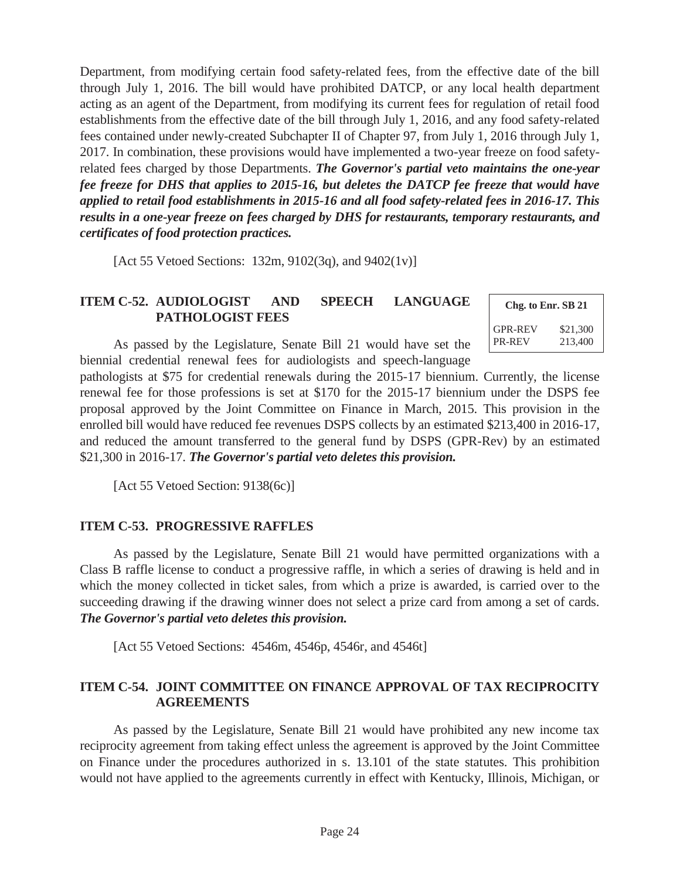Department, from modifying certain food safety-related fees, from the effective date of the bill through July 1, 2016. The bill would have prohibited DATCP, or any local health department acting as an agent of the Department, from modifying its current fees for regulation of retail food establishments from the effective date of the bill through July 1, 2016, and any food safety-related fees contained under newly-created Subchapter II of Chapter 97, from July 1, 2016 through July 1, 2017. In combination, these provisions would have implemented a two-year freeze on food safety-related fees charged by those Departments. ***The Governor's partial veto maintains the one-year fee freeze for DHS that applies to 2015-16, but deletes the DATCP fee freeze that would have applied to retail food establishments in 2015-16 and all food safety-related fees in 2016-17. This results in a one-year freeze on fees charged by DHS for restaurants, temporary restaurants, and certificates of food protection practices.***

[Act 55 Vetoed Sections: 132m, 9102(3q), and 9402(1v)]

## ITEM C-52. AUDIOLOGIST AND SPEECH LANGUAGE PATHOLOGIST FEES

| Chg. to Enr. SB 21 | |
|---|---|
| GPR-REV | $21,300 |
| PR-REV | 213,400 |

As passed by the Legislature, Senate Bill 21 would have set the biennial credential renewal fees for audiologists and speech-language pathologists at $75 for credential renewals during the 2015-17 biennium. Currently, the license renewal fee for those professions is set at $170 for the 2015-17 biennium under the DSPS fee proposal approved by the Joint Committee on Finance in March, 2015. This provision in the enrolled bill would have reduced fee revenues DSPS collects by an estimated $213,400 in 2016-17, and reduced the amount transferred to the general fund by DSPS (GPR-Rev) by an estimated $21,300 in 2016-17. ***The Governor's partial veto deletes this provision.***

[Act 55 Vetoed Section: 9138(6c)]

## ITEM C-53. PROGRESSIVE RAFFLES

As passed by the Legislature, Senate Bill 21 would have permitted organizations with a Class B raffle license to conduct a progressive raffle, in which a series of drawing is held and in which the money collected in ticket sales, from which a prize is awarded, is carried over to the succeeding drawing if the drawing winner does not select a prize card from among a set of cards. ***The Governor's partial veto deletes this provision.***

[Act 55 Vetoed Sections: 4546m, 4546p, 4546r, and 4546t]

## ITEM C-54. JOINT COMMITTEE ON FINANCE APPROVAL OF TAX RECIPROCITY AGREEMENTS

As passed by the Legislature, Senate Bill 21 would have prohibited any new income tax reciprocity agreement from taking effect unless the agreement is approved by the Joint Committee on Finance under the procedures authorized in s. 13.101 of the state statutes. This prohibition would not have applied to the agreements currently in effect with Kentucky, Illinois, Michigan, or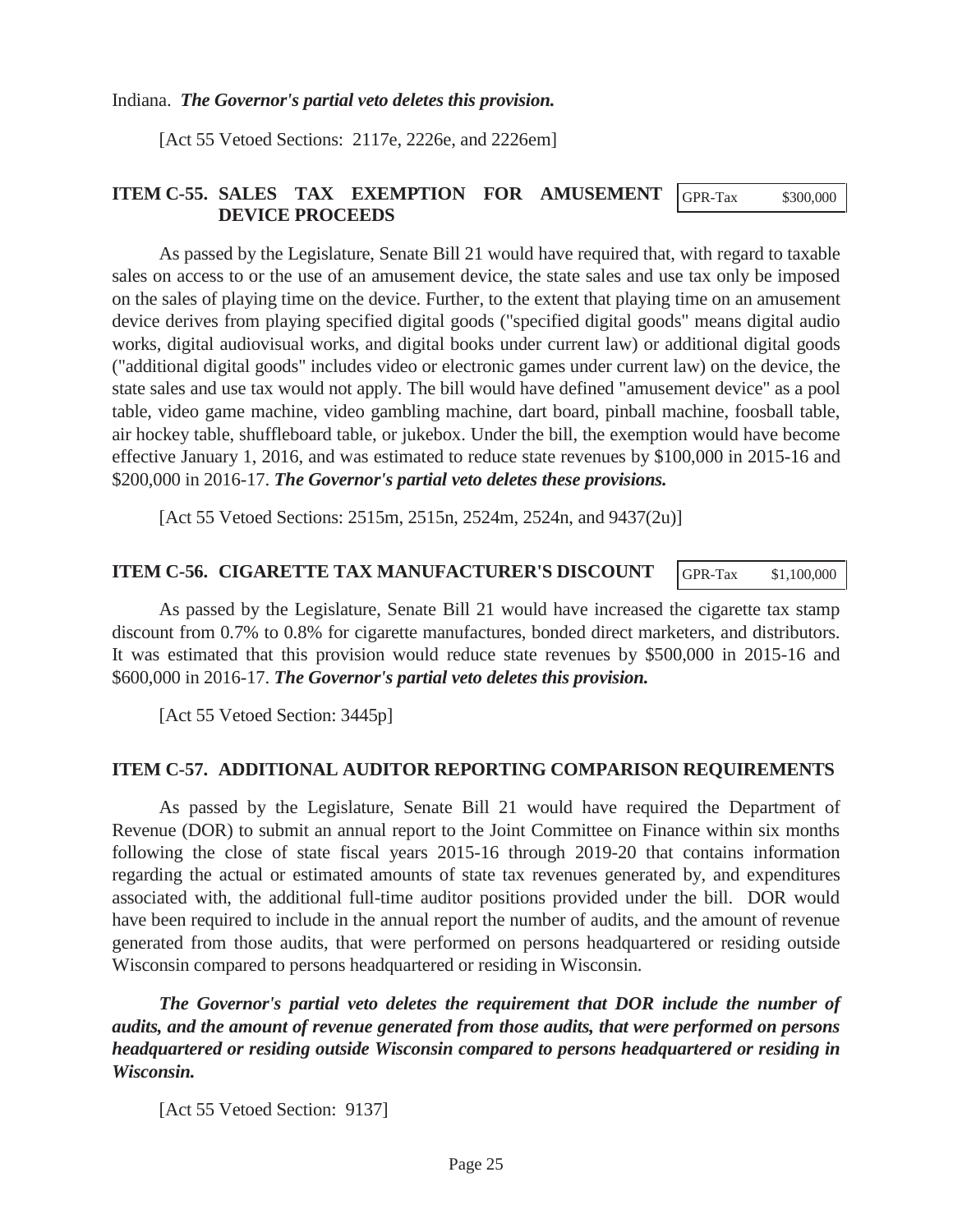Indiana. ***The Governor's partial veto deletes this provision.***

[Act 55 Vetoed Sections: 2117e, 2226e, and 2226em]

## ITEM C-55. SALES TAX EXEMPTION FOR AMUSEMENT DEVICE PROCEEDS

| GPR-Tax | $300,000 |
|---|---|

As passed by the Legislature, Senate Bill 21 would have required that, with regard to taxable sales on access to or the use of an amusement device, the state sales and use tax only be imposed on the sales of playing time on the device. Further, to the extent that playing time on an amusement device derives from playing specified digital goods ("specified digital goods" means digital audio works, digital audiovisual works, and digital books under current law) or additional digital goods ("additional digital goods" includes video or electronic games under current law) on the device, the state sales and use tax would not apply. The bill would have defined "amusement device" as a pool table, video game machine, video gambling machine, dart board, pinball machine, foosball table, air hockey table, shuffleboard table, or jukebox. Under the bill, the exemption would have become effective January 1, 2016, and was estimated to reduce state revenues by $100,000 in 2015-16 and $200,000 in 2016-17. ***The Governor's partial veto deletes these provisions.***

[Act 55 Vetoed Sections: 2515m, 2515n, 2524m, 2524n, and 9437(2u)]

## ITEM C-56. CIGARETTE TAX MANUFACTURER'S DISCOUNT

| GPR-Tax | $1,100,000 |
|---|---|

As passed by the Legislature, Senate Bill 21 would have increased the cigarette tax stamp discount from 0.7% to 0.8% for cigarette manufactures, bonded direct marketers, and distributors. It was estimated that this provision would reduce state revenues by $500,000 in 2015-16 and $600,000 in 2016-17. ***The Governor's partial veto deletes this provision.***

[Act 55 Vetoed Section: 3445p]

## ITEM C-57. ADDITIONAL AUDITOR REPORTING COMPARISON REQUIREMENTS

As passed by the Legislature, Senate Bill 21 would have required the Department of Revenue (DOR) to submit an annual report to the Joint Committee on Finance within six months following the close of state fiscal years 2015-16 through 2019-20 that contains information regarding the actual or estimated amounts of state tax revenues generated by, and expenditures associated with, the additional full-time auditor positions provided under the bill. DOR would have been required to include in the annual report the number of audits, and the amount of revenue generated from those audits, that were performed on persons headquartered or residing outside Wisconsin compared to persons headquartered or residing in Wisconsin.

***The Governor's partial veto deletes the requirement that DOR include the number of audits, and the amount of revenue generated from those audits, that were performed on persons headquartered or residing outside Wisconsin compared to persons headquartered or residing in Wisconsin.***

[Act 55 Vetoed Section: 9137]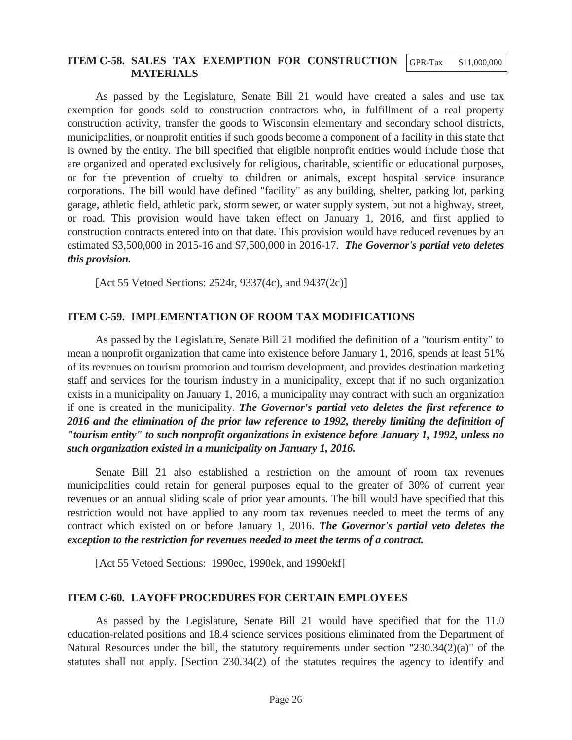### ITEM C-58. SALES TAX EXEMPTION FOR CONSTRUCTION MATERIALS

| GPR-Tax | $11,000,000 |
|---|---|

As passed by the Legislature, Senate Bill 21 would have created a sales and use tax exemption for goods sold to construction contractors who, in fulfillment of a real property construction activity, transfer the goods to Wisconsin elementary and secondary school districts, municipalities, or nonprofit entities if such goods become a component of a facility in this state that is owned by the entity. The bill specified that eligible nonprofit entities would include those that are organized and operated exclusively for religious, charitable, scientific or educational purposes, or for the prevention of cruelty to children or animals, except hospital service insurance corporations. The bill would have defined "facility" as any building, shelter, parking lot, parking garage, athletic field, athletic park, storm sewer, or water supply system, but not a highway, street, or road. This provision would have taken effect on January 1, 2016, and first applied to construction contracts entered into on that date. This provision would have reduced revenues by an estimated $3,500,000 in 2015-16 and $7,500,000 in 2016-17. ***The Governor's partial veto deletes this provision.***

[Act 55 Vetoed Sections: 2524r, 9337(4c), and 9437(2c)]

### ITEM C-59. IMPLEMENTATION OF ROOM TAX MODIFICATIONS

As passed by the Legislature, Senate Bill 21 modified the definition of a "tourism entity" to mean a nonprofit organization that came into existence before January 1, 2016, spends at least 51% of its revenues on tourism promotion and tourism development, and provides destination marketing staff and services for the tourism industry in a municipality, except that if no such organization exists in a municipality on January 1, 2016, a municipality may contract with such an organization if one is created in the municipality. ***The Governor's partial veto deletes the first reference to 2016 and the elimination of the prior law reference to 1992, thereby limiting the definition of "tourism entity" to such nonprofit organizations in existence before January 1, 1992, unless no such organization existed in a municipality on January 1, 2016.***

Senate Bill 21 also established a restriction on the amount of room tax revenues municipalities could retain for general purposes equal to the greater of 30% of current year revenues or an annual sliding scale of prior year amounts. The bill would have specified that this restriction would not have applied to any room tax revenues needed to meet the terms of any contract which existed on or before January 1, 2016. ***The Governor's partial veto deletes the exception to the restriction for revenues needed to meet the terms of a contract.***

[Act 55 Vetoed Sections: 1990ec, 1990ek, and 1990ekf]

### ITEM C-60. LAYOFF PROCEDURES FOR CERTAIN EMPLOYEES

As passed by the Legislature, Senate Bill 21 would have specified that for the 11.0 education-related positions and 18.4 science services positions eliminated from the Department of Natural Resources under the bill, the statutory requirements under section "230.34(2)(a)" of the statutes shall not apply. [Section 230.34(2) of the statutes requires the agency to identify and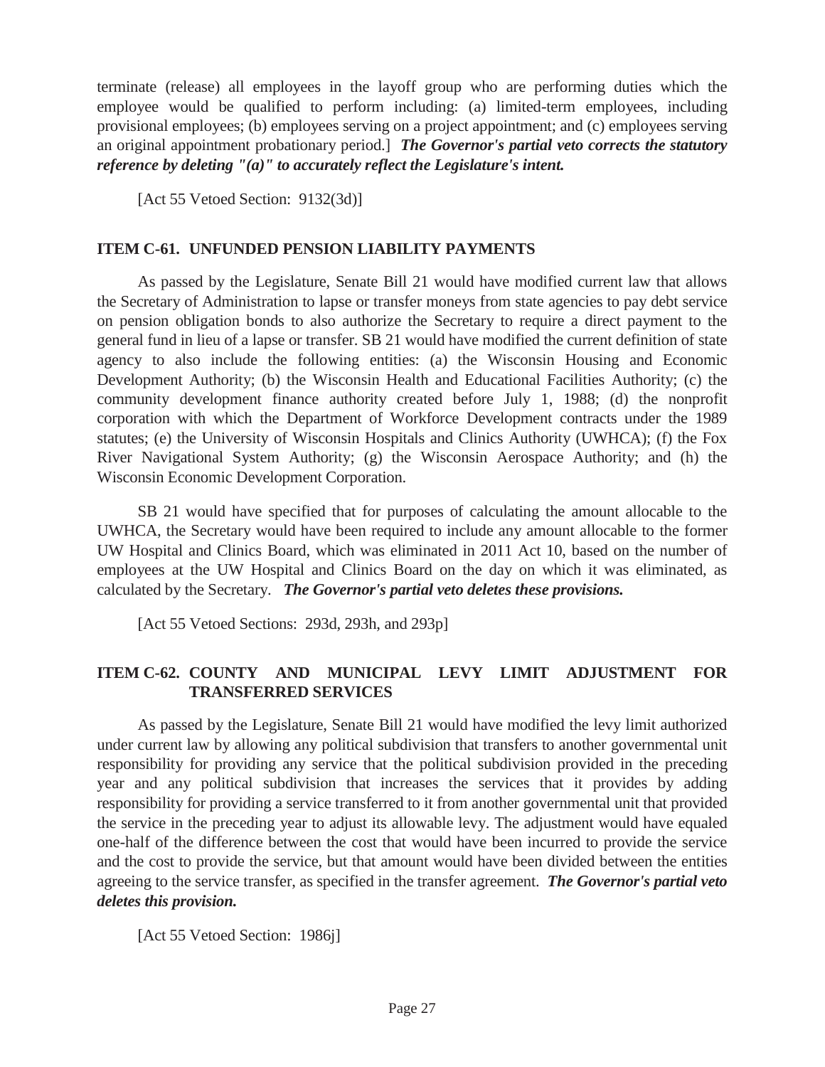terminate (release) all employees in the layoff group who are performing duties which the employee would be qualified to perform including: (a) limited-term employees, including provisional employees; (b) employees serving on a project appointment; and (c) employees serving an original appointment probationary period.] ***The Governor's partial veto corrects the statutory reference by deleting "(a)" to accurately reflect the Legislature's intent.***

[Act 55 Vetoed Section: 9132(3d)]

## ITEM C-61. UNFUNDED PENSION LIABILITY PAYMENTS

As passed by the Legislature, Senate Bill 21 would have modified current law that allows the Secretary of Administration to lapse or transfer moneys from state agencies to pay debt service on pension obligation bonds to also authorize the Secretary to require a direct payment to the general fund in lieu of a lapse or transfer. SB 21 would have modified the current definition of state agency to also include the following entities: (a) the Wisconsin Housing and Economic Development Authority; (b) the Wisconsin Health and Educational Facilities Authority; (c) the community development finance authority created before July 1, 1988; (d) the nonprofit corporation with which the Department of Workforce Development contracts under the 1989 statutes; (e) the University of Wisconsin Hospitals and Clinics Authority (UWHCA); (f) the Fox River Navigational System Authority; (g) the Wisconsin Aerospace Authority; and (h) the Wisconsin Economic Development Corporation.

SB 21 would have specified that for purposes of calculating the amount allocable to the UWHCA, the Secretary would have been required to include any amount allocable to the former UW Hospital and Clinics Board, which was eliminated in 2011 Act 10, based on the number of employees at the UW Hospital and Clinics Board on the day on which it was eliminated, as calculated by the Secretary. ***The Governor's partial veto deletes these provisions.***

[Act 55 Vetoed Sections: 293d, 293h, and 293p]

## ITEM C-62. COUNTY AND MUNICIPAL LEVY LIMIT ADJUSTMENT FOR TRANSFERRED SERVICES

As passed by the Legislature, Senate Bill 21 would have modified the levy limit authorized under current law by allowing any political subdivision that transfers to another governmental unit responsibility for providing any service that the political subdivision provided in the preceding year and any political subdivision that increases the services that it provides by adding responsibility for providing a service transferred to it from another governmental unit that provided the service in the preceding year to adjust its allowable levy. The adjustment would have equaled one-half of the difference between the cost that would have been incurred to provide the service and the cost to provide the service, but that amount would have been divided between the entities agreeing to the service transfer, as specified in the transfer agreement. ***The Governor's partial veto deletes this provision.***

[Act 55 Vetoed Section: 1986j]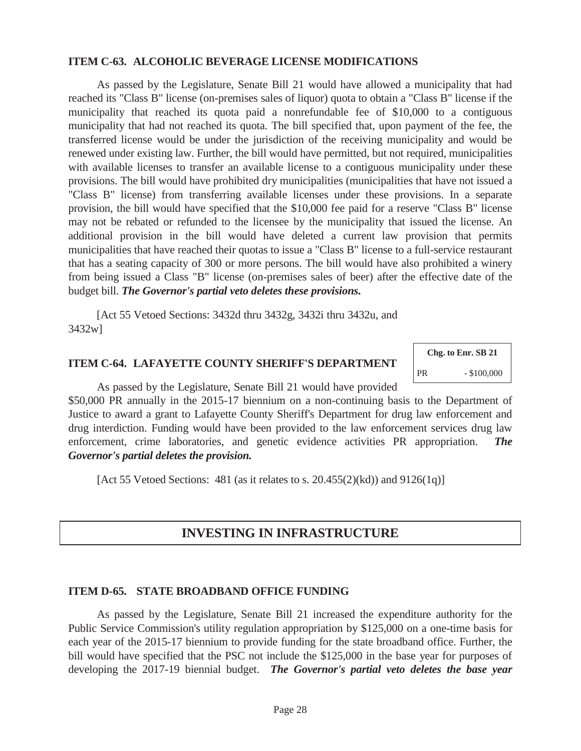### ITEM C-63. ALCOHOLIC BEVERAGE LICENSE MODIFICATIONS

As passed by the Legislature, Senate Bill 21 would have allowed a municipality that had reached its "Class B" license (on-premises sales of liquor) quota to obtain a "Class B" license if the municipality that reached its quota paid a nonrefundable fee of $10,000 to a contiguous municipality that had not reached its quota. The bill specified that, upon payment of the fee, the transferred license would be under the jurisdiction of the receiving municipality and would be renewed under existing law. Further, the bill would have permitted, but not required, municipalities with available licenses to transfer an available license to a contiguous municipality under these provisions. The bill would have prohibited dry municipalities (municipalities that have not issued a "Class B" license) from transferring available licenses under these provisions. In a separate provision, the bill would have specified that the $10,000 fee paid for a reserve "Class B" license may not be rebated or refunded to the licensee by the municipality that issued the license. An additional provision in the bill would have deleted a current law provision that permits municipalities that have reached their quotas to issue a "Class B" license to a full-service restaurant that has a seating capacity of 300 or more persons. The bill would have also prohibited a winery from being issued a Class "B" license (on-premises sales of beer) after the effective date of the budget bill. ***The Governor's partial veto deletes these provisions.***

[Act 55 Vetoed Sections: 3432d thru 3432g, 3432i thru 3432u, and 3432w]

### ITEM C-64. LAFAYETTE COUNTY SHERIFF'S DEPARTMENT

| Chg. to Enr. SB 21 | |
|---|---|
| PR | - $100,000 |

As passed by the Legislature, Senate Bill 21 would have provided $50,000 PR annually in the 2015-17 biennium on a non-continuing basis to the Department of Justice to award a grant to Lafayette County Sheriff's Department for drug law enforcement and drug interdiction. Funding would have been provided to the law enforcement services drug law enforcement, crime laboratories, and genetic evidence activities PR appropriation. ***The Governor's partial deletes the provision.***

[Act 55 Vetoed Sections: 481 (as it relates to s. 20.455(2)(kd)) and 9126(1q)]

## INVESTING IN INFRASTRUCTURE

### ITEM D-65. STATE BROADBAND OFFICE FUNDING

As passed by the Legislature, Senate Bill 21 increased the expenditure authority for the Public Service Commission's utility regulation appropriation by $125,000 on a one-time basis for each year of the 2015-17 biennium to provide funding for the state broadband office. Further, the bill would have specified that the PSC not include the $125,000 in the base year for purposes of developing the 2017-19 biennial budget. ***The Governor's partial veto deletes the base year***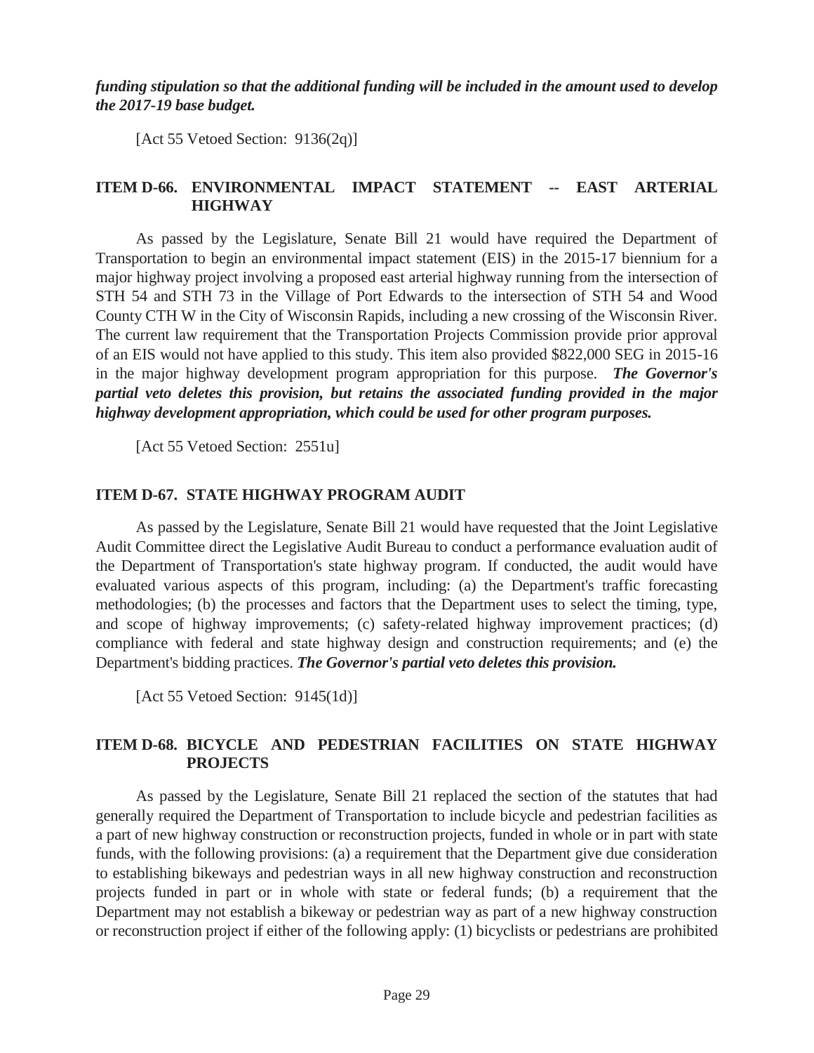***funding stipulation so that the additional funding will be included in the amount used to develop the 2017-19 base budget.***

[Act 55 Vetoed Section: 9136(2q)]

## ITEM D-66. ENVIRONMENTAL IMPACT STATEMENT -- EAST ARTERIAL HIGHWAY

As passed by the Legislature, Senate Bill 21 would have required the Department of Transportation to begin an environmental impact statement (EIS) in the 2015-17 biennium for a major highway project involving a proposed east arterial highway running from the intersection of STH 54 and STH 73 in the Village of Port Edwards to the intersection of STH 54 and Wood County CTH W in the City of Wisconsin Rapids, including a new crossing of the Wisconsin River. The current law requirement that the Transportation Projects Commission provide prior approval of an EIS would not have applied to this study. This item also provided $822,000 SEG in 2015-16 in the major highway development program appropriation for this purpose. ***The Governor's partial veto deletes this provision, but retains the associated funding provided in the major highway development appropriation, which could be used for other program purposes.***

[Act 55 Vetoed Section: 2551u]

## ITEM D-67. STATE HIGHWAY PROGRAM AUDIT

As passed by the Legislature, Senate Bill 21 would have requested that the Joint Legislative Audit Committee direct the Legislative Audit Bureau to conduct a performance evaluation audit of the Department of Transportation's state highway program. If conducted, the audit would have evaluated various aspects of this program, including: (a) the Department's traffic forecasting methodologies; (b) the processes and factors that the Department uses to select the timing, type, and scope of highway improvements; (c) safety-related highway improvement practices; (d) compliance with federal and state highway design and construction requirements; and (e) the Department's bidding practices. ***The Governor's partial veto deletes this provision.***

[Act 55 Vetoed Section: 9145(1d)]

## ITEM D-68. BICYCLE AND PEDESTRIAN FACILITIES ON STATE HIGHWAY PROJECTS

As passed by the Legislature, Senate Bill 21 replaced the section of the statutes that had generally required the Department of Transportation to include bicycle and pedestrian facilities as a part of new highway construction or reconstruction projects, funded in whole or in part with state funds, with the following provisions: (a) a requirement that the Department give due consideration to establishing bikeways and pedestrian ways in all new highway construction and reconstruction projects funded in part or in whole with state or federal funds; (b) a requirement that the Department may not establish a bikeway or pedestrian way as part of a new highway construction or reconstruction project if either of the following apply: (1) bicyclists or pedestrians are prohibited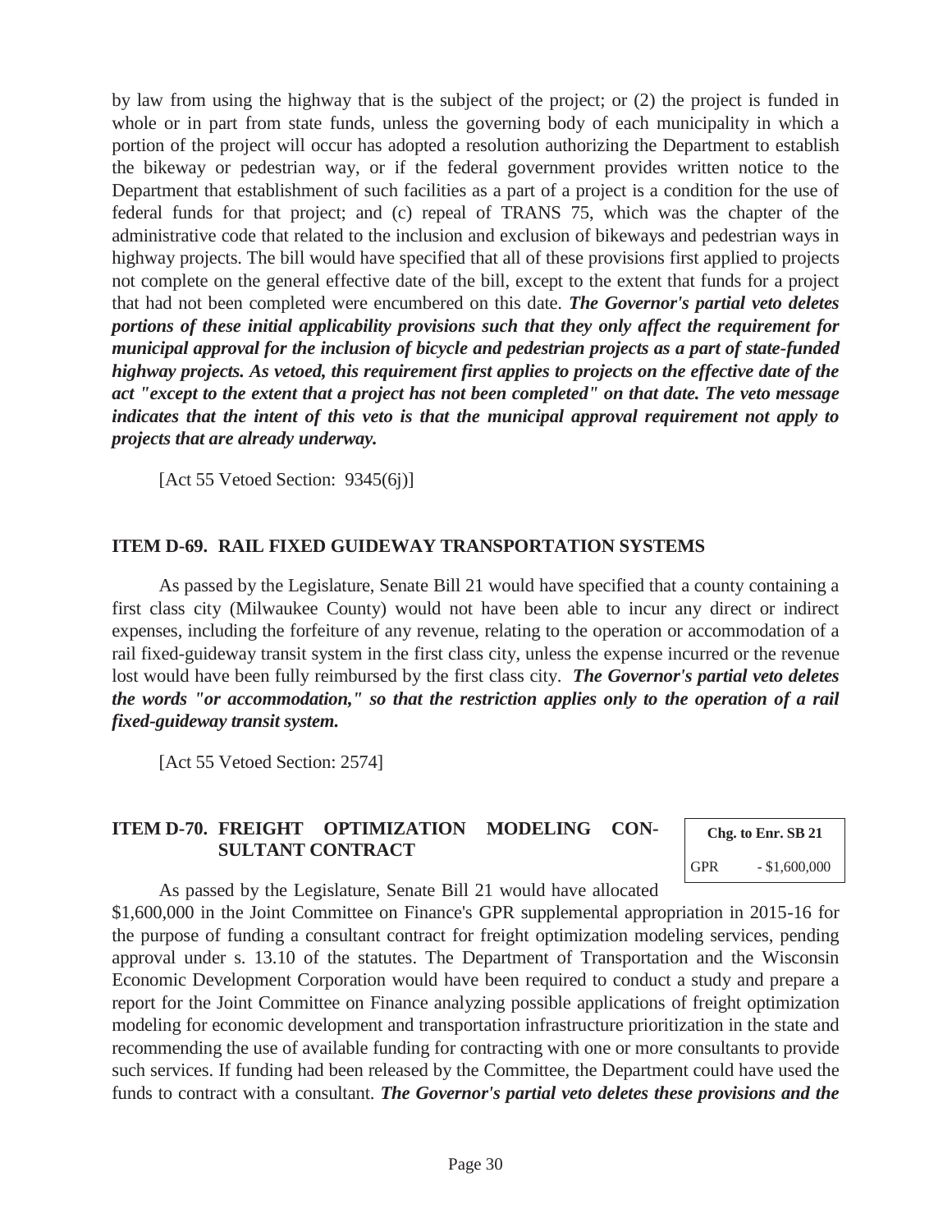by law from using the highway that is the subject of the project; or (2) the project is funded in whole or in part from state funds, unless the governing body of each municipality in which a portion of the project will occur has adopted a resolution authorizing the Department to establish the bikeway or pedestrian way, or if the federal government provides written notice to the Department that establishment of such facilities as a part of a project is a condition for the use of federal funds for that project; and (c) repeal of TRANS 75, which was the chapter of the administrative code that related to the inclusion and exclusion of bikeways and pedestrian ways in highway projects. The bill would have specified that all of these provisions first applied to projects not complete on the general effective date of the bill, except to the extent that funds for a project that had not been completed were encumbered on this date. ***The Governor's partial veto deletes portions of these initial applicability provisions such that they only affect the requirement for municipal approval for the inclusion of bicycle and pedestrian projects as a part of state-funded highway projects. As vetoed, this requirement first applies to projects on the effective date of the act "except to the extent that a project has not been completed" on that date. The veto message indicates that the intent of this veto is that the municipal approval requirement not apply to projects that are already underway.***

[Act 55 Vetoed Section: 9345(6j)]

## ITEM D-69. RAIL FIXED GUIDEWAY TRANSPORTATION SYSTEMS

As passed by the Legislature, Senate Bill 21 would have specified that a county containing a first class city (Milwaukee County) would not have been able to incur any direct or indirect expenses, including the forfeiture of any revenue, relating to the operation or accommodation of a rail fixed-guideway transit system in the first class city, unless the expense incurred or the revenue lost would have been fully reimbursed by the first class city. ***The Governor's partial veto deletes the words "or accommodation," so that the restriction applies only to the operation of a rail fixed-guideway transit system.***

[Act 55 Vetoed Section: 2574]

## ITEM D-70. FREIGHT OPTIMIZATION MODELING CONSULTANT CONTRACT

| Chg. to Enr. SB 21 | |
|---|---|
| GPR | - $1,600,000 |

As passed by the Legislature, Senate Bill 21 would have allocated $1,600,000 in the Joint Committee on Finance's GPR supplemental appropriation in 2015-16 for the purpose of funding a consultant contract for freight optimization modeling services, pending approval under s. 13.10 of the statutes. The Department of Transportation and the Wisconsin Economic Development Corporation would have been required to conduct a study and prepare a report for the Joint Committee on Finance analyzing possible applications of freight optimization modeling for economic development and transportation infrastructure prioritization in the state and recommending the use of available funding for contracting with one or more consultants to provide such services. If funding had been released by the Committee, the Department could have used the funds to contract with a consultant. ***The Governor's partial veto deletes these provisions and the***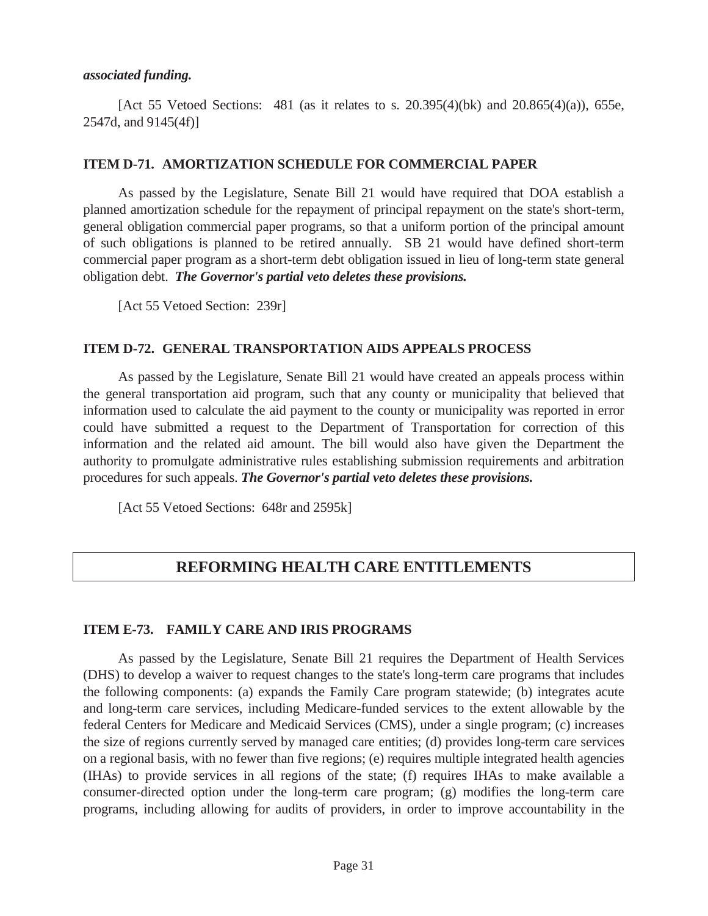***associated funding.***

[Act 55 Vetoed Sections: 481 (as it relates to s. 20.395(4)(bk) and 20.865(4)(a)), 655e, 2547d, and 9145(4f)]

### ITEM D-71. AMORTIZATION SCHEDULE FOR COMMERCIAL PAPER

As passed by the Legislature, Senate Bill 21 would have required that DOA establish a planned amortization schedule for the repayment of principal repayment on the state's short-term, general obligation commercial paper programs, so that a uniform portion of the principal amount of such obligations is planned to be retired annually. SB 21 would have defined short-term commercial paper program as a short-term debt obligation issued in lieu of long-term state general obligation debt. ***The Governor's partial veto deletes these provisions.***

[Act 55 Vetoed Section: 239r]

### ITEM D-72. GENERAL TRANSPORTATION AIDS APPEALS PROCESS

As passed by the Legislature, Senate Bill 21 would have created an appeals process within the general transportation aid program, such that any county or municipality that believed that information used to calculate the aid payment to the county or municipality was reported in error could have submitted a request to the Department of Transportation for correction of this information and the related aid amount. The bill would also have given the Department the authority to promulgate administrative rules establishing submission requirements and arbitration procedures for such appeals. ***The Governor's partial veto deletes these provisions.***

[Act 55 Vetoed Sections: 648r and 2595k]

## REFORMING HEALTH CARE ENTITLEMENTS

### ITEM E-73. FAMILY CARE AND IRIS PROGRAMS

As passed by the Legislature, Senate Bill 21 requires the Department of Health Services (DHS) to develop a waiver to request changes to the state's long-term care programs that includes the following components: (a) expands the Family Care program statewide; (b) integrates acute and long-term care services, including Medicare-funded services to the extent allowable by the federal Centers for Medicare and Medicaid Services (CMS), under a single program; (c) increases the size of regions currently served by managed care entities; (d) provides long-term care services on a regional basis, with no fewer than five regions; (e) requires multiple integrated health agencies (IHAs) to provide services in all regions of the state; (f) requires IHAs to make available a consumer-directed option under the long-term care program; (g) modifies the long-term care programs, including allowing for audits of providers, in order to improve accountability in the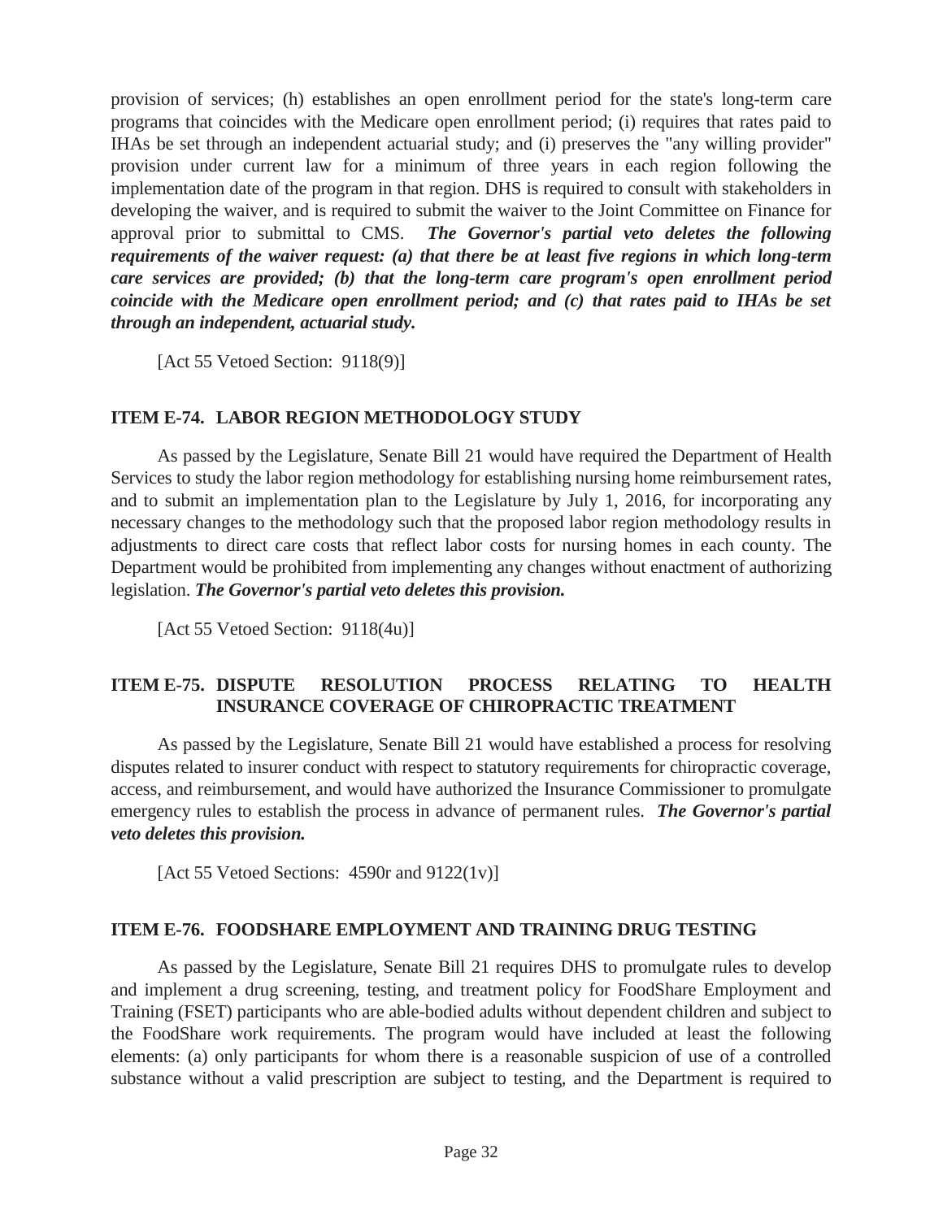provision of services; (h) establishes an open enrollment period for the state's long-term care programs that coincides with the Medicare open enrollment period; (i) requires that rates paid to IHAs be set through an independent actuarial study; and (i) preserves the "any willing provider" provision under current law for a minimum of three years in each region following the implementation date of the program in that region. DHS is required to consult with stakeholders in developing the waiver, and is required to submit the waiver to the Joint Committee on Finance for approval prior to submittal to CMS. ***The Governor's partial veto deletes the following requirements of the waiver request: (a) that there be at least five regions in which long-term care services are provided; (b) that the long-term care program's open enrollment period coincide with the Medicare open enrollment period; and (c) that rates paid to IHAs be set through an independent, actuarial study.***

[Act 55 Vetoed Section: 9118(9)]

### ITEM E-74. LABOR REGION METHODOLOGY STUDY

As passed by the Legislature, Senate Bill 21 would have required the Department of Health Services to study the labor region methodology for establishing nursing home reimbursement rates, and to submit an implementation plan to the Legislature by July 1, 2016, for incorporating any necessary changes to the methodology such that the proposed labor region methodology results in adjustments to direct care costs that reflect labor costs for nursing homes in each county. The Department would be prohibited from implementing any changes without enactment of authorizing legislation. ***The Governor's partial veto deletes this provision.***

[Act 55 Vetoed Section: 9118(4u)]

### ITEM E-75. DISPUTE RESOLUTION PROCESS RELATING TO HEALTH INSURANCE COVERAGE OF CHIROPRACTIC TREATMENT

As passed by the Legislature, Senate Bill 21 would have established a process for resolving disputes related to insurer conduct with respect to statutory requirements for chiropractic coverage, access, and reimbursement, and would have authorized the Insurance Commissioner to promulgate emergency rules to establish the process in advance of permanent rules. ***The Governor's partial veto deletes this provision.***

[Act 55 Vetoed Sections: 4590r and 9122(1v)]

### ITEM E-76. FOODSHARE EMPLOYMENT AND TRAINING DRUG TESTING

As passed by the Legislature, Senate Bill 21 requires DHS to promulgate rules to develop and implement a drug screening, testing, and treatment policy for FoodShare Employment and Training (FSET) participants who are able-bodied adults without dependent children and subject to the FoodShare work requirements. The program would have included at least the following elements: (a) only participants for whom there is a reasonable suspicion of use of a controlled substance without a valid prescription are subject to testing, and the Department is required to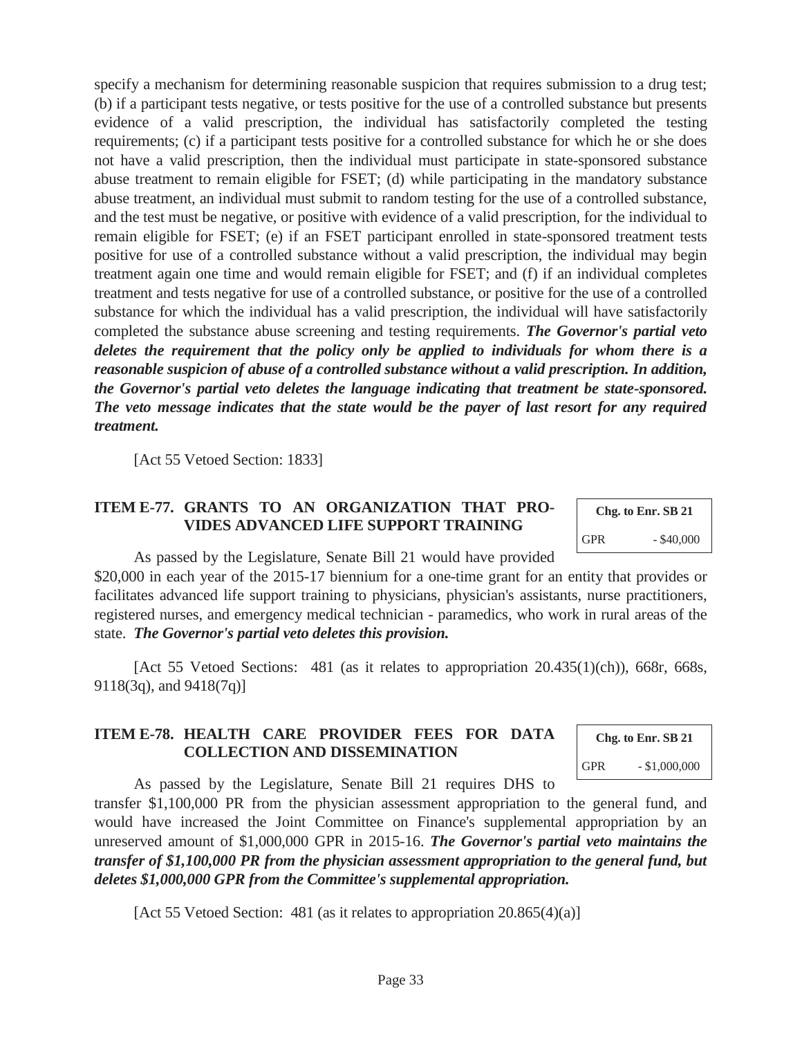specify a mechanism for determining reasonable suspicion that requires submission to a drug test; (b) if a participant tests negative, or tests positive for the use of a controlled substance but presents evidence of a valid prescription, the individual has satisfactorily completed the testing requirements; (c) if a participant tests positive for a controlled substance for which he or she does not have a valid prescription, then the individual must participate in state-sponsored substance abuse treatment to remain eligible for FSET; (d) while participating in the mandatory substance abuse treatment, an individual must submit to random testing for the use of a controlled substance, and the test must be negative, or positive with evidence of a valid prescription, for the individual to remain eligible for FSET; (e) if an FSET participant enrolled in state-sponsored treatment tests positive for use of a controlled substance without a valid prescription, the individual may begin treatment again one time and would remain eligible for FSET; and (f) if an individual completes treatment and tests negative for use of a controlled substance, or positive for the use of a controlled substance for which the individual has a valid prescription, the individual will have satisfactorily completed the substance abuse screening and testing requirements. ***The Governor's partial veto deletes the requirement that the policy only be applied to individuals for whom there is a reasonable suspicion of abuse of a controlled substance without a valid prescription. In addition, the Governor's partial veto deletes the language indicating that treatment be state-sponsored. The veto message indicates that the state would be the payer of last resort for any required treatment.***

[Act 55 Vetoed Section: 1833]

## ITEM E-77. GRANTS TO AN ORGANIZATION THAT PROVIDES ADVANCED LIFE SUPPORT TRAINING

| Chg. to Enr. SB 21 | |
|---|---|
| GPR | - $40,000 |

As passed by the Legislature, Senate Bill 21 would have provided $20,000 in each year of the 2015-17 biennium for a one-time grant for an entity that provides or facilitates advanced life support training to physicians, physician's assistants, nurse practitioners, registered nurses, and emergency medical technician - paramedics, who work in rural areas of the state. ***The Governor's partial veto deletes this provision.***

[Act 55 Vetoed Sections: 481 (as it relates to appropriation 20.435(1)(ch)), 668r, 668s, 9118(3q), and 9418(7q)]

## ITEM E-78. HEALTH CARE PROVIDER FEES FOR DATA COLLECTION AND DISSEMINATION

| Chg. to Enr. SB 21 | |
|---|---|
| GPR | - $1,000,000 |

As passed by the Legislature, Senate Bill 21 requires DHS to transfer $1,100,000 PR from the physician assessment appropriation to the general fund, and would have increased the Joint Committee on Finance's supplemental appropriation by an unreserved amount of $1,000,000 GPR in 2015-16. ***The Governor's partial veto maintains the transfer of $1,100,000 PR from the physician assessment appropriation to the general fund, but deletes $1,000,000 GPR from the Committee's supplemental appropriation.***

[Act 55 Vetoed Section: 481 (as it relates to appropriation 20.865(4)(a)]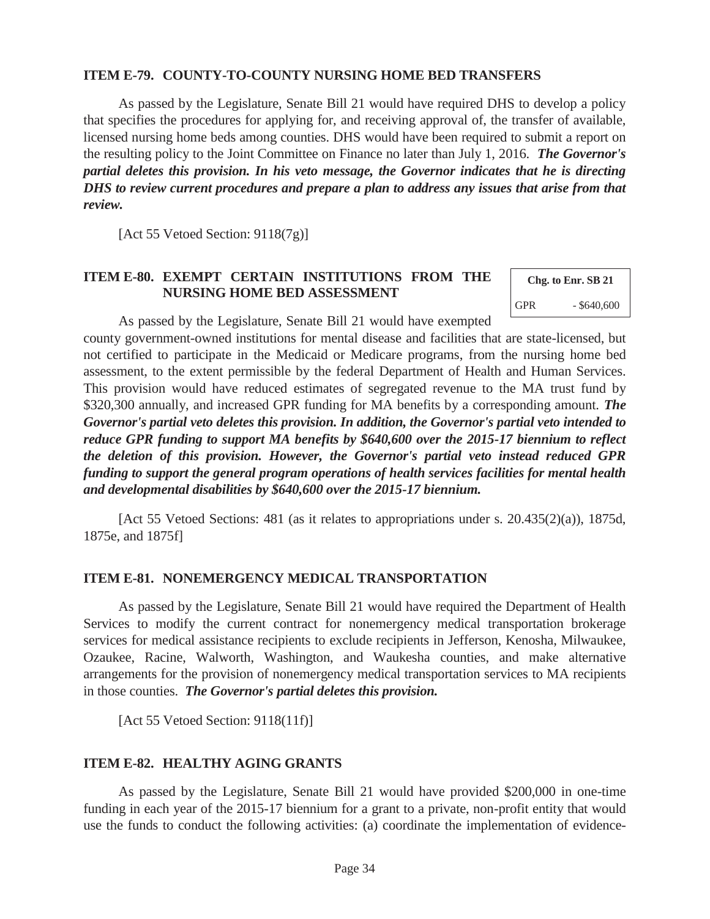### ITEM E-79. COUNTY-TO-COUNTY NURSING HOME BED TRANSFERS

As passed by the Legislature, Senate Bill 21 would have required DHS to develop a policy that specifies the procedures for applying for, and receiving approval of, the transfer of available, licensed nursing home beds among counties. DHS would have been required to submit a report on the resulting policy to the Joint Committee on Finance no later than July 1, 2016. ***The Governor's partial deletes this provision. In his veto message, the Governor indicates that he is directing DHS to review current procedures and prepare a plan to address any issues that arise from that review.***

[Act 55 Vetoed Section: 9118(7g)]

### ITEM E-80. EXEMPT CERTAIN INSTITUTIONS FROM THE NURSING HOME BED ASSESSMENT

| Chg. to Enr. SB 21 | |
|---|---|
| GPR | - $640,600 |

As passed by the Legislature, Senate Bill 21 would have exempted county government-owned institutions for mental disease and facilities that are state-licensed, but not certified to participate in the Medicaid or Medicare programs, from the nursing home bed assessment, to the extent permissible by the federal Department of Health and Human Services. This provision would have reduced estimates of segregated revenue to the MA trust fund by $320,300 annually, and increased GPR funding for MA benefits by a corresponding amount. ***The Governor's partial veto deletes this provision. In addition, the Governor's partial veto intended to reduce GPR funding to support MA benefits by $640,600 over the 2015-17 biennium to reflect the deletion of this provision. However, the Governor's partial veto instead reduced GPR funding to support the general program operations of health services facilities for mental health and developmental disabilities by $640,600 over the 2015-17 biennium.***

[Act 55 Vetoed Sections: 481 (as it relates to appropriations under s. 20.435(2)(a)), 1875d, 1875e, and 1875f]

### ITEM E-81. NONEMERGENCY MEDICAL TRANSPORTATION

As passed by the Legislature, Senate Bill 21 would have required the Department of Health Services to modify the current contract for nonemergency medical transportation brokerage services for medical assistance recipients to exclude recipients in Jefferson, Kenosha, Milwaukee, Ozaukee, Racine, Walworth, Washington, and Waukesha counties, and make alternative arrangements for the provision of nonemergency medical transportation services to MA recipients in those counties. ***The Governor's partial deletes this provision.***

[Act 55 Vetoed Section: 9118(11f)]

### ITEM E-82. HEALTHY AGING GRANTS

As passed by the Legislature, Senate Bill 21 would have provided $200,000 in one-time funding in each year of the 2015-17 biennium for a grant to a private, non-profit entity that would use the funds to conduct the following activities: (a) coordinate the implementation of evidence-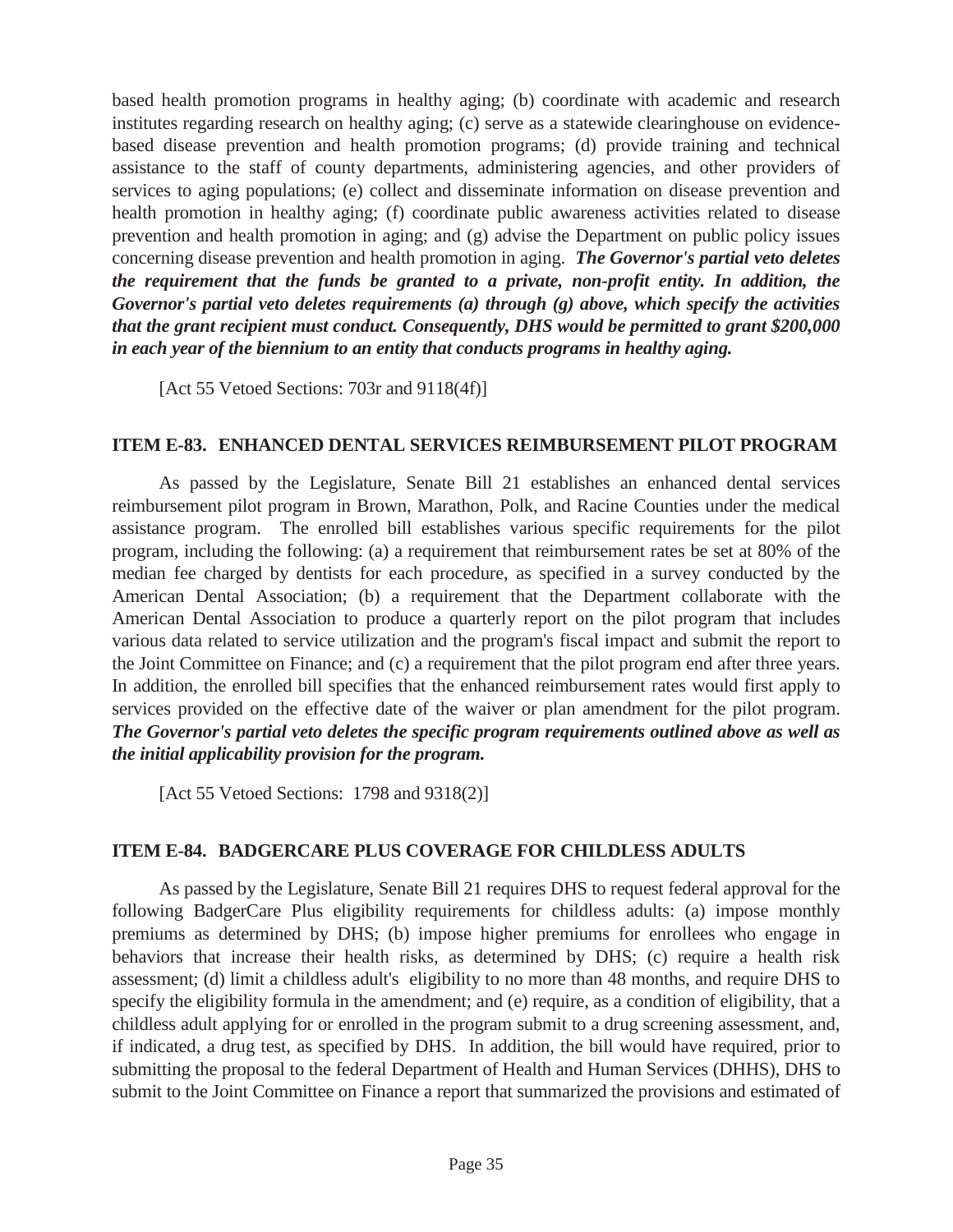based health promotion programs in healthy aging; (b) coordinate with academic and research institutes regarding research on healthy aging; (c) serve as a statewide clearinghouse on evidence-based disease prevention and health promotion programs; (d) provide training and technical assistance to the staff of county departments, administering agencies, and other providers of services to aging populations; (e) collect and disseminate information on disease prevention and health promotion in healthy aging; (f) coordinate public awareness activities related to disease prevention and health promotion in aging; and (g) advise the Department on public policy issues concerning disease prevention and health promotion in aging. ***The Governor's partial veto deletes the requirement that the funds be granted to a private, non-profit entity. In addition, the Governor's partial veto deletes requirements (a) through (g) above, which specify the activities that the grant recipient must conduct. Consequently, DHS would be permitted to grant $200,000 in each year of the biennium to an entity that conducts programs in healthy aging.***

[Act 55 Vetoed Sections: 703r and 9118(4f)]

**ITEM E-83. ENHANCED DENTAL SERVICES REIMBURSEMENT PILOT PROGRAM**

As passed by the Legislature, Senate Bill 21 establishes an enhanced dental services reimbursement pilot program in Brown, Marathon, Polk, and Racine Counties under the medical assistance program. The enrolled bill establishes various specific requirements for the pilot program, including the following: (a) a requirement that reimbursement rates be set at 80% of the median fee charged by dentists for each procedure, as specified in a survey conducted by the American Dental Association; (b) a requirement that the Department collaborate with the American Dental Association to produce a quarterly report on the pilot program that includes various data related to service utilization and the program's fiscal impact and submit the report to the Joint Committee on Finance; and (c) a requirement that the pilot program end after three years. In addition, the enrolled bill specifies that the enhanced reimbursement rates would first apply to services provided on the effective date of the waiver or plan amendment for the pilot program. ***The Governor's partial veto deletes the specific program requirements outlined above as well as the initial applicability provision for the program.***

[Act 55 Vetoed Sections: 1798 and 9318(2)]

**ITEM E-84. BADGERCARE PLUS COVERAGE FOR CHILDLESS ADULTS**

As passed by the Legislature, Senate Bill 21 requires DHS to request federal approval for the following BadgerCare Plus eligibility requirements for childless adults: (a) impose monthly premiums as determined by DHS; (b) impose higher premiums for enrollees who engage in behaviors that increase their health risks, as determined by DHS; (c) require a health risk assessment; (d) limit a childless adult's eligibility to no more than 48 months, and require DHS to specify the eligibility formula in the amendment; and (e) require, as a condition of eligibility, that a childless adult applying for or enrolled in the program submit to a drug screening assessment, and, if indicated, a drug test, as specified by DHS. In addition, the bill would have required, prior to submitting the proposal to the federal Department of Health and Human Services (DHHS), DHS to submit to the Joint Committee on Finance a report that summarized the provisions and estimated of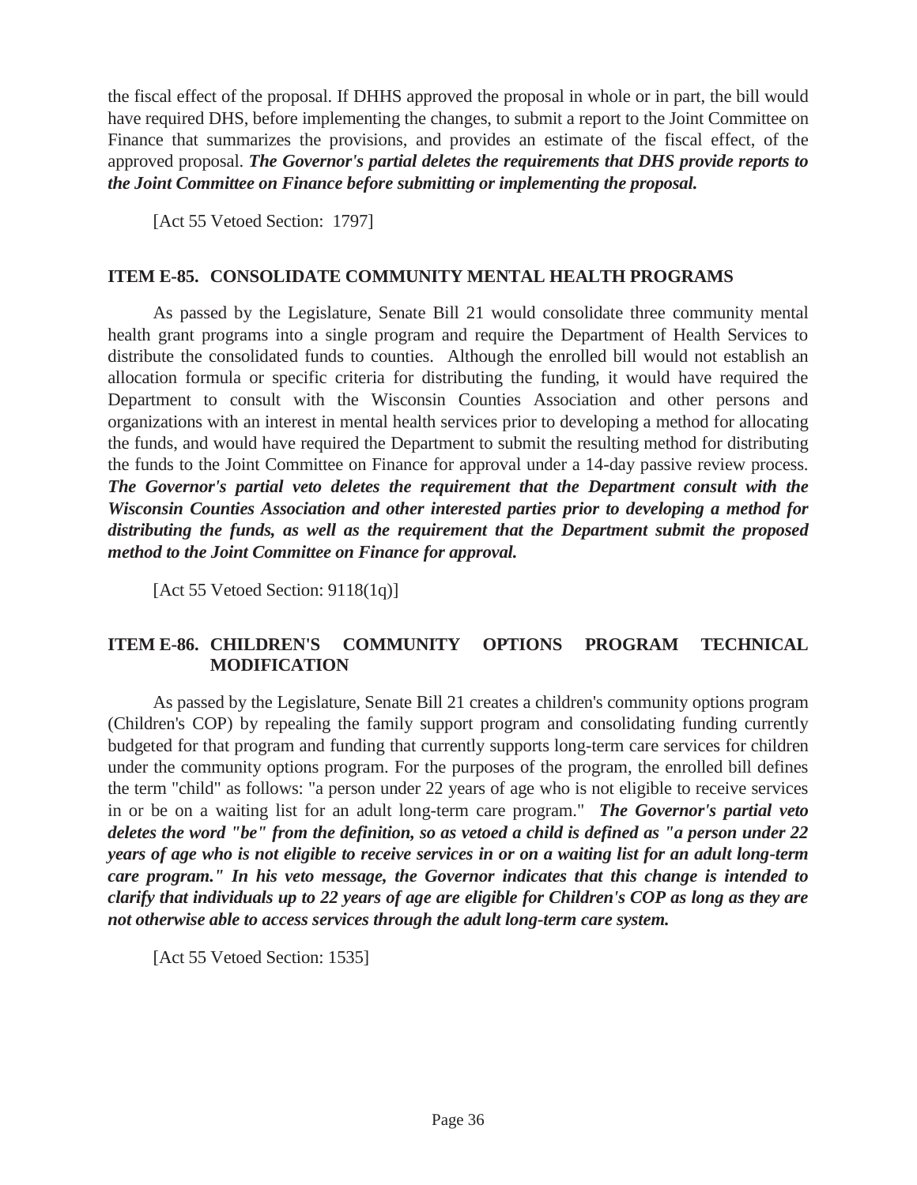the fiscal effect of the proposal. If DHHS approved the proposal in whole or in part, the bill would have required DHS, before implementing the changes, to submit a report to the Joint Committee on Finance that summarizes the provisions, and provides an estimate of the fiscal effect, of the approved proposal. ***The Governor's partial deletes the requirements that DHS provide reports to the Joint Committee on Finance before submitting or implementing the proposal.***

[Act 55 Vetoed Section: 1797]

## ITEM E-85. CONSOLIDATE COMMUNITY MENTAL HEALTH PROGRAMS

As passed by the Legislature, Senate Bill 21 would consolidate three community mental health grant programs into a single program and require the Department of Health Services to distribute the consolidated funds to counties. Although the enrolled bill would not establish an allocation formula or specific criteria for distributing the funding, it would have required the Department to consult with the Wisconsin Counties Association and other persons and organizations with an interest in mental health services prior to developing a method for allocating the funds, and would have required the Department to submit the resulting method for distributing the funds to the Joint Committee on Finance for approval under a 14-day passive review process. ***The Governor's partial veto deletes the requirement that the Department consult with the Wisconsin Counties Association and other interested parties prior to developing a method for distributing the funds, as well as the requirement that the Department submit the proposed method to the Joint Committee on Finance for approval.***

[Act 55 Vetoed Section: 9118(1q)]

## ITEM E-86. CHILDREN'S COMMUNITY OPTIONS PROGRAM TECHNICAL MODIFICATION

As passed by the Legislature, Senate Bill 21 creates a children's community options program (Children's COP) by repealing the family support program and consolidating funding currently budgeted for that program and funding that currently supports long-term care services for children under the community options program. For the purposes of the program, the enrolled bill defines the term "child" as follows: "a person under 22 years of age who is not eligible to receive services in or be on a waiting list for an adult long-term care program." ***The Governor's partial veto deletes the word "be" from the definition, so as vetoed a child is defined as "a person under 22 years of age who is not eligible to receive services in or on a waiting list for an adult long-term care program." In his veto message, the Governor indicates that this change is intended to clarify that individuals up to 22 years of age are eligible for Children's COP as long as they are not otherwise able to access services through the adult long-term care system.***

[Act 55 Vetoed Section: 1535]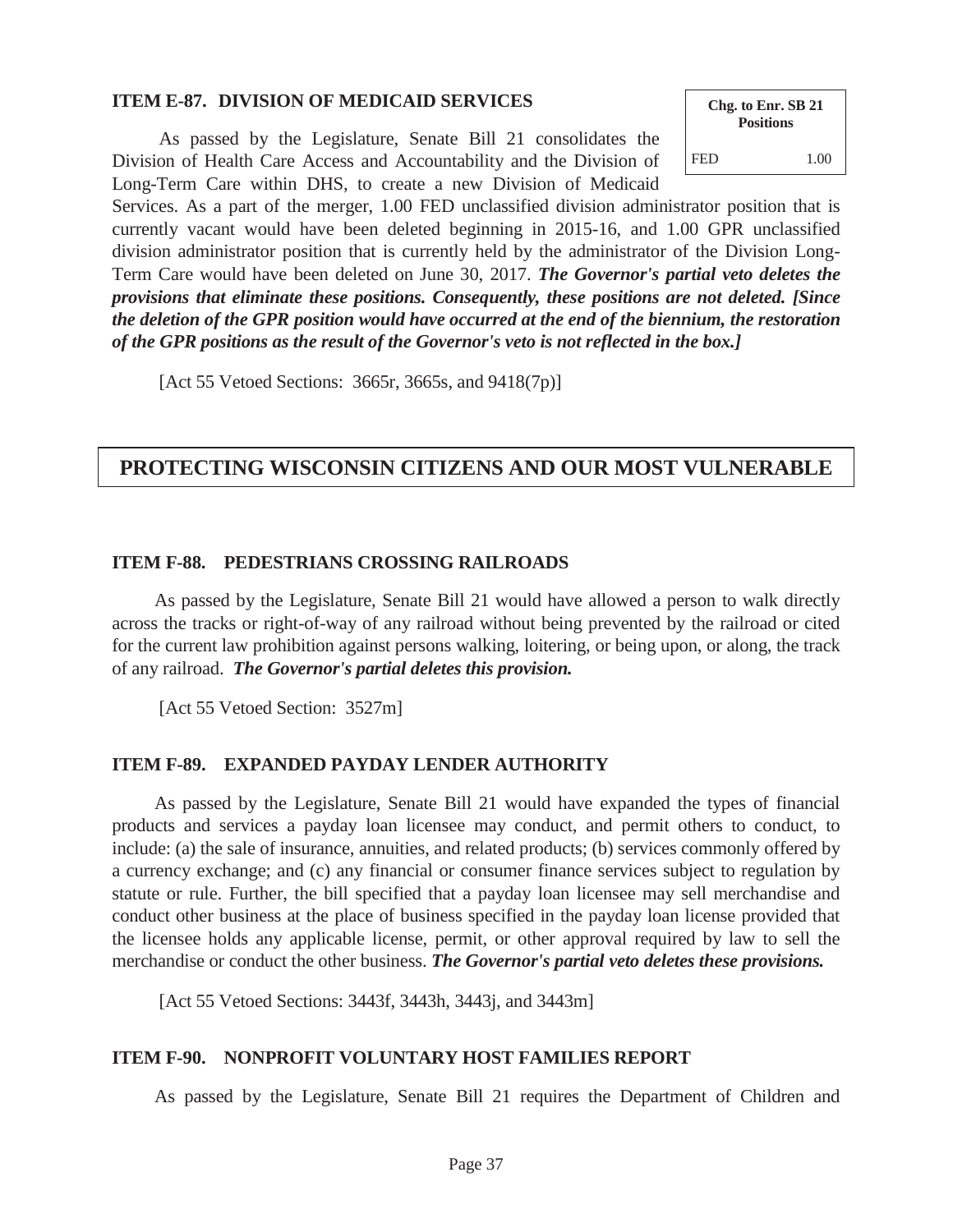### ITEM E-87. DIVISION OF MEDICAID SERVICES

| Chg. to Enr. SB 21 Positions | |
|---|---|
| FED | 1.00 |

As passed by the Legislature, Senate Bill 21 consolidates the Division of Health Care Access and Accountability and the Division of Long-Term Care within DHS, to create a new Division of Medicaid Services. As a part of the merger, 1.00 FED unclassified division administrator position that is currently vacant would have been deleted beginning in 2015-16, and 1.00 GPR unclassified division administrator position that is currently held by the administrator of the Division Long-Term Care would have been deleted on June 30, 2017. ***The Governor's partial veto deletes the provisions that eliminate these positions. Consequently, these positions are not deleted. [Since the deletion of the GPR position would have occurred at the end of the biennium, the restoration of the GPR positions as the result of the Governor's veto is not reflected in the box.]***

[Act 55 Vetoed Sections: 3665r, 3665s, and 9418(7p)]

## PROTECTING WISCONSIN CITIZENS AND OUR MOST VULNERABLE

### ITEM F-88. PEDESTRIANS CROSSING RAILROADS

As passed by the Legislature, Senate Bill 21 would have allowed a person to walk directly across the tracks or right-of-way of any railroad without being prevented by the railroad or cited for the current law prohibition against persons walking, loitering, or being upon, or along, the track of any railroad. ***The Governor's partial deletes this provision.***

[Act 55 Vetoed Section: 3527m]

### ITEM F-89. EXPANDED PAYDAY LENDER AUTHORITY

As passed by the Legislature, Senate Bill 21 would have expanded the types of financial products and services a payday loan licensee may conduct, and permit others to conduct, to include: (a) the sale of insurance, annuities, and related products; (b) services commonly offered by a currency exchange; and (c) any financial or consumer finance services subject to regulation by statute or rule. Further, the bill specified that a payday loan licensee may sell merchandise and conduct other business at the place of business specified in the payday loan license provided that the licensee holds any applicable license, permit, or other approval required by law to sell the merchandise or conduct the other business. ***The Governor's partial veto deletes these provisions.***

[Act 55 Vetoed Sections: 3443f, 3443h, 3443j, and 3443m]

### ITEM F-90. NONPROFIT VOLUNTARY HOST FAMILIES REPORT

As passed by the Legislature, Senate Bill 21 requires the Department of Children and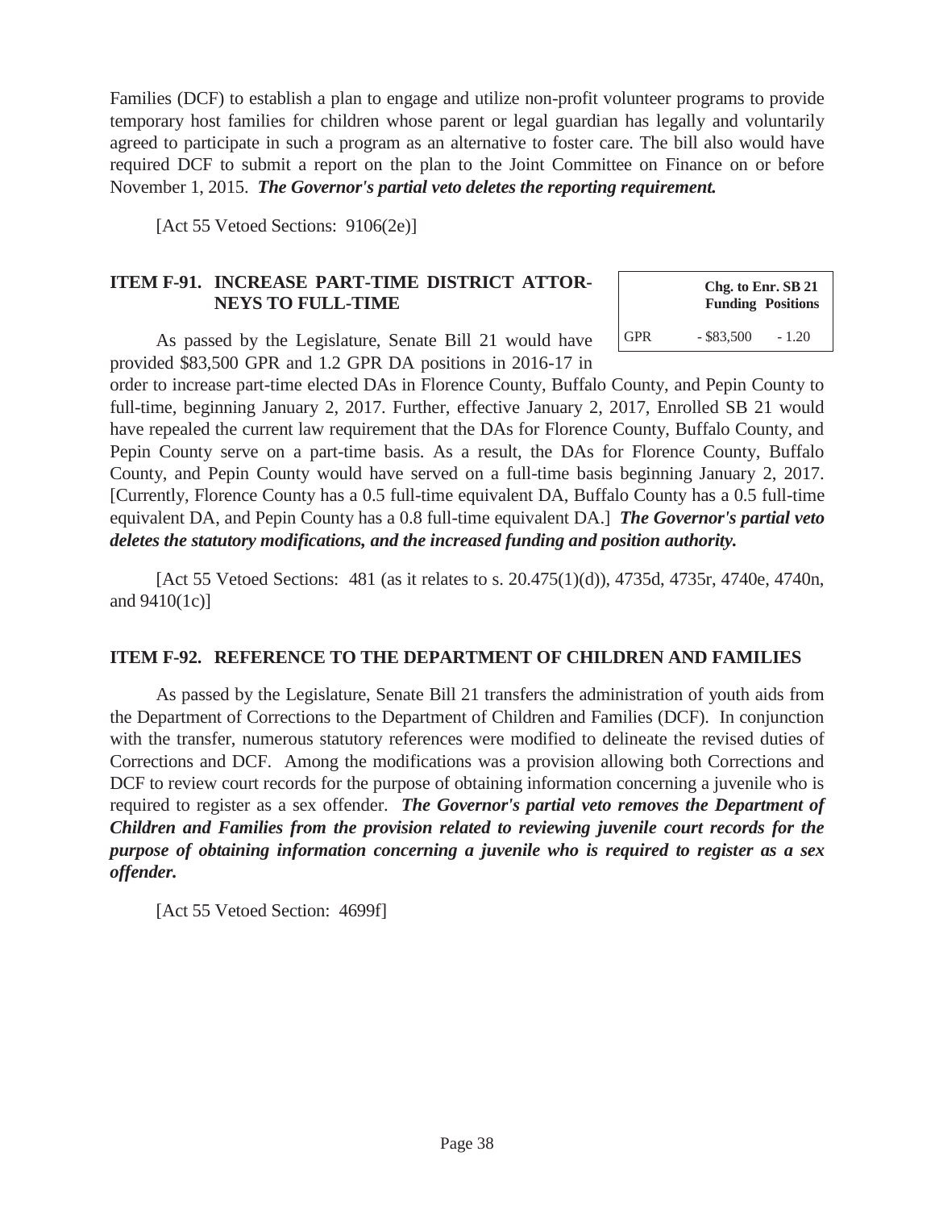Families (DCF) to establish a plan to engage and utilize non-profit volunteer programs to provide temporary host families for children whose parent or legal guardian has legally and voluntarily agreed to participate in such a program as an alternative to foster care. The bill also would have required DCF to submit a report on the plan to the Joint Committee on Finance on or before November 1, 2015. ***The Governor's partial veto deletes the reporting requirement.***

[Act 55 Vetoed Sections: 9106(2e)]

### ITEM F-91. INCREASE PART-TIME DISTRICT ATTORNEYS TO FULL-TIME

| | Chg. to Enr. SB 21 Funding | Positions |
|---|---|---|
| GPR | - $83,500 | - 1.20 |

As passed by the Legislature, Senate Bill 21 would have provided $83,500 GPR and 1.2 GPR DA positions in 2016-17 in order to increase part-time elected DAs in Florence County, Buffalo County, and Pepin County to full-time, beginning January 2, 2017. Further, effective January 2, 2017, Enrolled SB 21 would have repealed the current law requirement that the DAs for Florence County, Buffalo County, and Pepin County serve on a part-time basis. As a result, the DAs for Florence County, Buffalo County, and Pepin County would have served on a full-time basis beginning January 2, 2017. [Currently, Florence County has a 0.5 full-time equivalent DA, Buffalo County has a 0.5 full-time equivalent DA, and Pepin County has a 0.8 full-time equivalent DA.] ***The Governor's partial veto deletes the statutory modifications, and the increased funding and position authority.***

[Act 55 Vetoed Sections: 481 (as it relates to s. 20.475(1)(d)), 4735d, 4735r, 4740e, 4740n, and 9410(1c)]

### ITEM F-92. REFERENCE TO THE DEPARTMENT OF CHILDREN AND FAMILIES

As passed by the Legislature, Senate Bill 21 transfers the administration of youth aids from the Department of Corrections to the Department of Children and Families (DCF). In conjunction with the transfer, numerous statutory references were modified to delineate the revised duties of Corrections and DCF. Among the modifications was a provision allowing both Corrections and DCF to review court records for the purpose of obtaining information concerning a juvenile who is required to register as a sex offender. ***The Governor's partial veto removes the Department of Children and Families from the provision related to reviewing juvenile court records for the purpose of obtaining information concerning a juvenile who is required to register as a sex offender.***

[Act 55 Vetoed Section: 4699f]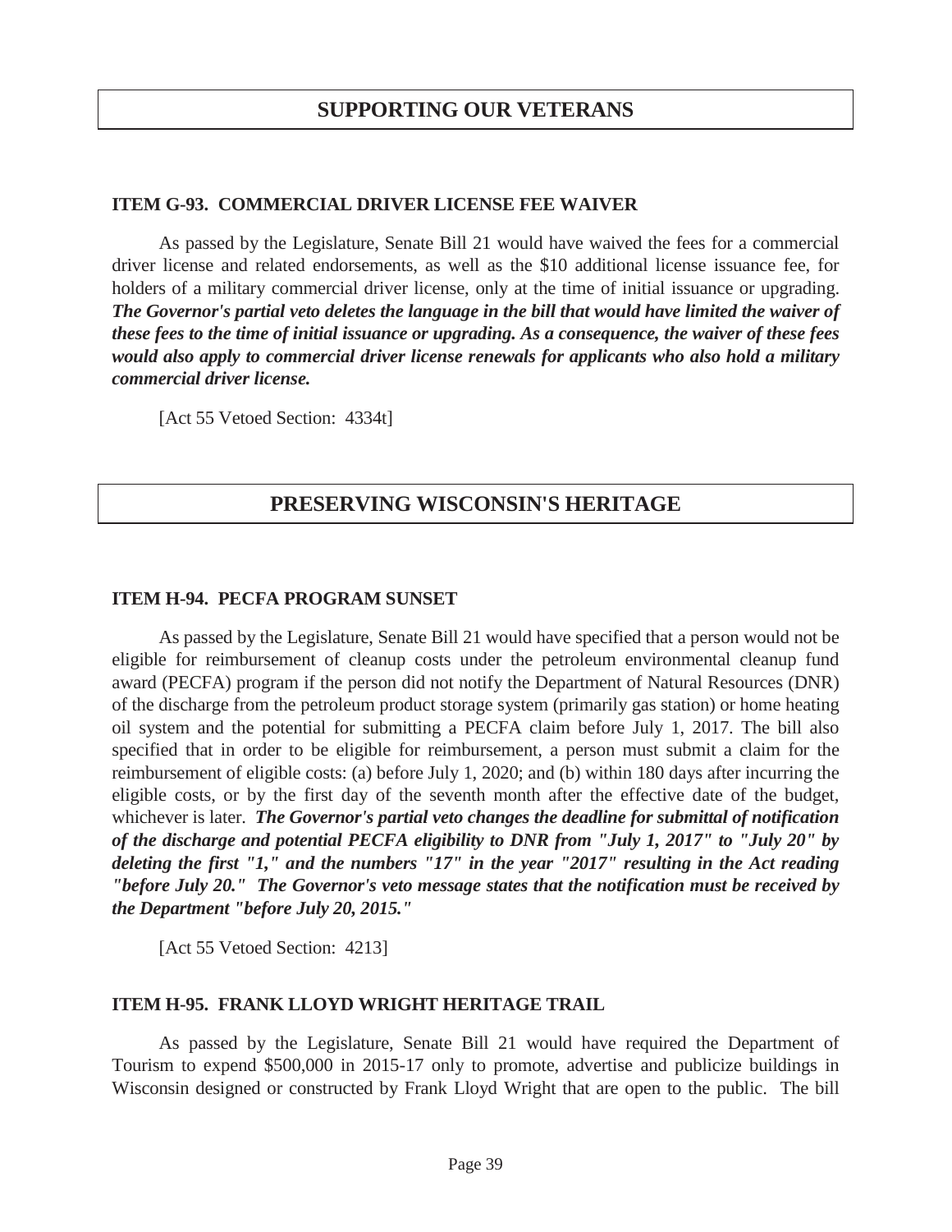## SUPPORTING OUR VETERANS

### ITEM G-93. COMMERCIAL DRIVER LICENSE FEE WAIVER

As passed by the Legislature, Senate Bill 21 would have waived the fees for a commercial driver license and related endorsements, as well as the $10 additional license issuance fee, for holders of a military commercial driver license, only at the time of initial issuance or upgrading. ***The Governor's partial veto deletes the language in the bill that would have limited the waiver of these fees to the time of initial issuance or upgrading. As a consequence, the waiver of these fees would also apply to commercial driver license renewals for applicants who also hold a military commercial driver license.***

[Act 55 Vetoed Section: 4334t]

## PRESERVING WISCONSIN'S HERITAGE

### ITEM H-94. PECFA PROGRAM SUNSET

As passed by the Legislature, Senate Bill 21 would have specified that a person would not be eligible for reimbursement of cleanup costs under the petroleum environmental cleanup fund award (PECFA) program if the person did not notify the Department of Natural Resources (DNR) of the discharge from the petroleum product storage system (primarily gas station) or home heating oil system and the potential for submitting a PECFA claim before July 1, 2017. The bill also specified that in order to be eligible for reimbursement, a person must submit a claim for the reimbursement of eligible costs: (a) before July 1, 2020; and (b) within 180 days after incurring the eligible costs, or by the first day of the seventh month after the effective date of the budget, whichever is later. ***The Governor's partial veto changes the deadline for submittal of notification of the discharge and potential PECFA eligibility to DNR from "July 1, 2017" to "July 20" by deleting the first "1," and the numbers "17" in the year "2017" resulting in the Act reading "before July 20." The Governor's veto message states that the notification must be received by the Department "before July 20, 2015."***

[Act 55 Vetoed Section: 4213]

### ITEM H-95. FRANK LLOYD WRIGHT HERITAGE TRAIL

As passed by the Legislature, Senate Bill 21 would have required the Department of Tourism to expend $500,000 in 2015-17 only to promote, advertise and publicize buildings in Wisconsin designed or constructed by Frank Lloyd Wright that are open to the public. The bill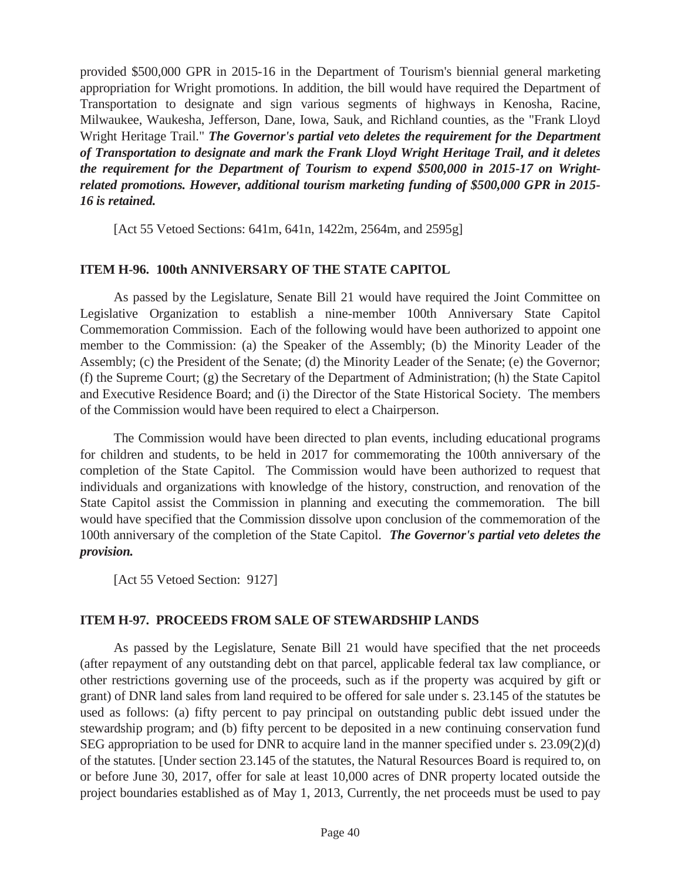provided $500,000 GPR in 2015-16 in the Department of Tourism's biennial general marketing appropriation for Wright promotions. In addition, the bill would have required the Department of Transportation to designate and sign various segments of highways in Kenosha, Racine, Milwaukee, Waukesha, Jefferson, Dane, Iowa, Sauk, and Richland counties, as the "Frank Lloyd Wright Heritage Trail." ***The Governor's partial veto deletes the requirement for the Department of Transportation to designate and mark the Frank Lloyd Wright Heritage Trail, and it deletes the requirement for the Department of Tourism to expend $500,000 in 2015-17 on Wright-related promotions. However, additional tourism marketing funding of $500,000 GPR in 2015-16 is retained.***

[Act 55 Vetoed Sections: 641m, 641n, 1422m, 2564m, and 2595g]

## ITEM H-96. 100th ANNIVERSARY OF THE STATE CAPITOL

As passed by the Legislature, Senate Bill 21 would have required the Joint Committee on Legislative Organization to establish a nine-member 100th Anniversary State Capitol Commemoration Commission. Each of the following would have been authorized to appoint one member to the Commission: (a) the Speaker of the Assembly; (b) the Minority Leader of the Assembly; (c) the President of the Senate; (d) the Minority Leader of the Senate; (e) the Governor; (f) the Supreme Court; (g) the Secretary of the Department of Administration; (h) the State Capitol and Executive Residence Board; and (i) the Director of the State Historical Society. The members of the Commission would have been required to elect a Chairperson.

The Commission would have been directed to plan events, including educational programs for children and students, to be held in 2017 for commemorating the 100th anniversary of the completion of the State Capitol. The Commission would have been authorized to request that individuals and organizations with knowledge of the history, construction, and renovation of the State Capitol assist the Commission in planning and executing the commemoration. The bill would have specified that the Commission dissolve upon conclusion of the commemoration of the 100th anniversary of the completion of the State Capitol. ***The Governor's partial veto deletes the provision.***

[Act 55 Vetoed Section: 9127]

## ITEM H-97. PROCEEDS FROM SALE OF STEWARDSHIP LANDS

As passed by the Legislature, Senate Bill 21 would have specified that the net proceeds (after repayment of any outstanding debt on that parcel, applicable federal tax law compliance, or other restrictions governing use of the proceeds, such as if the property was acquired by gift or grant) of DNR land sales from land required to be offered for sale under s. 23.145 of the statutes be used as follows: (a) fifty percent to pay principal on outstanding public debt issued under the stewardship program; and (b) fifty percent to be deposited in a new continuing conservation fund SEG appropriation to be used for DNR to acquire land in the manner specified under s. 23.09(2)(d) of the statutes. [Under section 23.145 of the statutes, the Natural Resources Board is required to, on or before June 30, 2017, offer for sale at least 10,000 acres of DNR property located outside the project boundaries established as of May 1, 2013, Currently, the net proceeds must be used to pay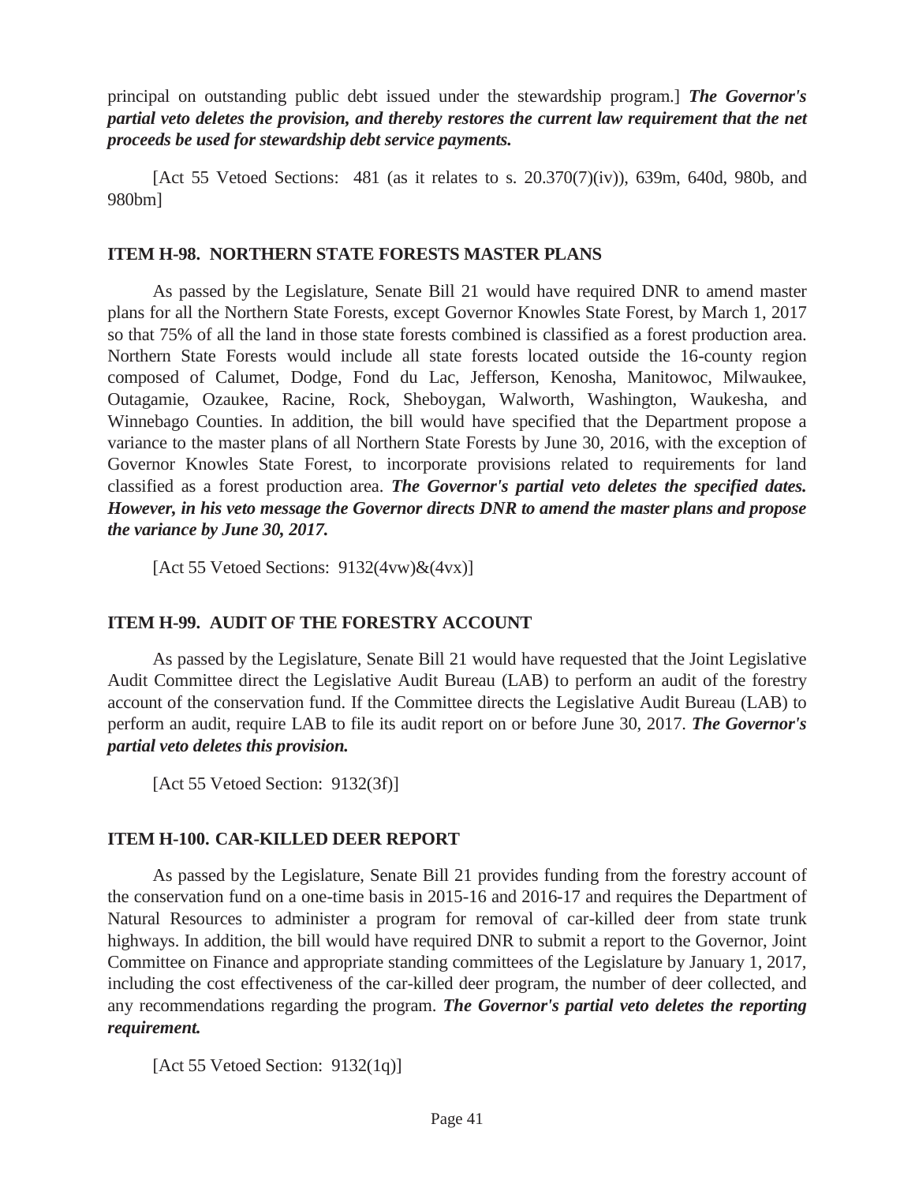principal on outstanding public debt issued under the stewardship program.] ***The Governor's partial veto deletes the provision, and thereby restores the current law requirement that the net proceeds be used for stewardship debt service payments.***

[Act 55 Vetoed Sections: 481 (as it relates to s. 20.370(7)(iv)), 639m, 640d, 980b, and 980bm]

### ITEM H-98. NORTHERN STATE FORESTS MASTER PLANS

As passed by the Legislature, Senate Bill 21 would have required DNR to amend master plans for all the Northern State Forests, except Governor Knowles State Forest, by March 1, 2017 so that 75% of all the land in those state forests combined is classified as a forest production area. Northern State Forests would include all state forests located outside the 16-county region composed of Calumet, Dodge, Fond du Lac, Jefferson, Kenosha, Manitowoc, Milwaukee, Outagamie, Ozaukee, Racine, Rock, Sheboygan, Walworth, Washington, Waukesha, and Winnebago Counties. In addition, the bill would have specified that the Department propose a variance to the master plans of all Northern State Forests by June 30, 2016, with the exception of Governor Knowles State Forest, to incorporate provisions related to requirements for land classified as a forest production area. ***The Governor's partial veto deletes the specified dates. However, in his veto message the Governor directs DNR to amend the master plans and propose the variance by June 30, 2017.***

[Act 55 Vetoed Sections: 9132(4vw)&(4vx)]

### ITEM H-99. AUDIT OF THE FORESTRY ACCOUNT

As passed by the Legislature, Senate Bill 21 would have requested that the Joint Legislative Audit Committee direct the Legislative Audit Bureau (LAB) to perform an audit of the forestry account of the conservation fund. If the Committee directs the Legislative Audit Bureau (LAB) to perform an audit, require LAB to file its audit report on or before June 30, 2017. ***The Governor's partial veto deletes this provision.***

[Act 55 Vetoed Section: 9132(3f)]

### ITEM H-100. CAR-KILLED DEER REPORT

As passed by the Legislature, Senate Bill 21 provides funding from the forestry account of the conservation fund on a one-time basis in 2015-16 and 2016-17 and requires the Department of Natural Resources to administer a program for removal of car-killed deer from state trunk highways. In addition, the bill would have required DNR to submit a report to the Governor, Joint Committee on Finance and appropriate standing committees of the Legislature by January 1, 2017, including the cost effectiveness of the car-killed deer program, the number of deer collected, and any recommendations regarding the program. ***The Governor's partial veto deletes the reporting requirement.***

[Act 55 Vetoed Section: 9132(1q)]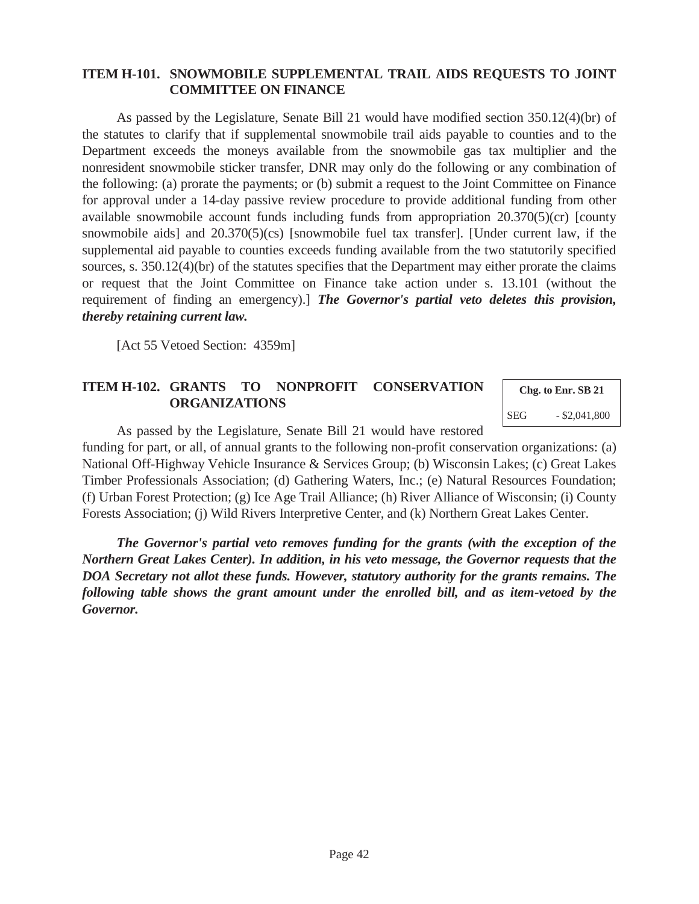## ITEM H-101. SNOWMOBILE SUPPLEMENTAL TRAIL AIDS REQUESTS TO JOINT COMMITTEE ON FINANCE

As passed by the Legislature, Senate Bill 21 would have modified section 350.12(4)(br) of the statutes to clarify that if supplemental snowmobile trail aids payable to counties and to the Department exceeds the moneys available from the snowmobile gas tax multiplier and the nonresident snowmobile sticker transfer, DNR may only do the following or any combination of the following: (a) prorate the payments; or (b) submit a request to the Joint Committee on Finance for approval under a 14-day passive review procedure to provide additional funding from other available snowmobile account funds including funds from appropriation 20.370(5)(cr) [county snowmobile aids] and 20.370(5)(cs) [snowmobile fuel tax transfer]. [Under current law, if the supplemental aid payable to counties exceeds funding available from the two statutorily specified sources, s. 350.12(4)(br) of the statutes specifies that the Department may either prorate the claims or request that the Joint Committee on Finance take action under s. 13.101 (without the requirement of finding an emergency).] ***The Governor's partial veto deletes this provision, thereby retaining current law.***

[Act 55 Vetoed Section: 4359m]

## ITEM H-102. GRANTS TO NONPROFIT CONSERVATION ORGANIZATIONS

| Chg. to Enr. SB 21 | |
|---|---|
| SEG | - $2,041,800 |

As passed by the Legislature, Senate Bill 21 would have restored funding for part, or all, of annual grants to the following non-profit conservation organizations: (a) National Off-Highway Vehicle Insurance & Services Group; (b) Wisconsin Lakes; (c) Great Lakes Timber Professionals Association; (d) Gathering Waters, Inc.; (e) Natural Resources Foundation; (f) Urban Forest Protection; (g) Ice Age Trail Alliance; (h) River Alliance of Wisconsin; (i) County Forests Association; (j) Wild Rivers Interpretive Center, and (k) Northern Great Lakes Center.

***The Governor's partial veto removes funding for the grants (with the exception of the Northern Great Lakes Center). In addition, in his veto message, the Governor requests that the DOA Secretary not allot these funds. However, statutory authority for the grants remains. The following table shows the grant amount under the enrolled bill, and as item-vetoed by the Governor.***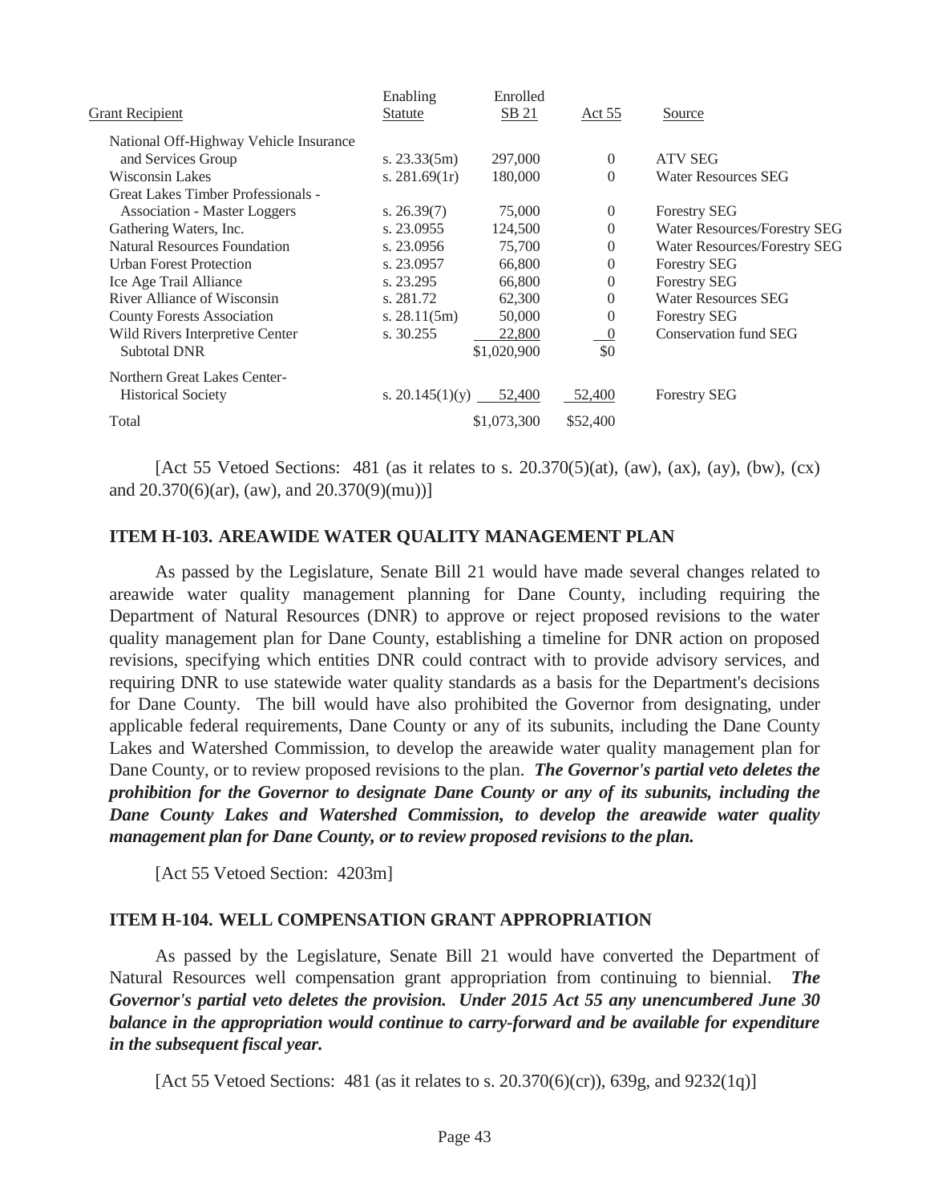| Grant Recipient | Enabling Statute | Enrolled SB 21 | Act 55 | Source |
|---|---|---|---|---|
| National Off-Highway Vehicle Insurance and Services Group | s. 23.33(5m) | 297,000 | 0 | ATV SEG |
| Wisconsin Lakes | s. 281.69(1r) | 180,000 | 0 | Water Resources SEG |
| Great Lakes Timber Professionals - Association - Master Loggers | s. 26.39(7) | 75,000 | 0 | Forestry SEG |
| Gathering Waters, Inc. | s. 23.0955 | 124,500 | 0 | Water Resources/Forestry SEG |
| Natural Resources Foundation | s. 23.0956 | 75,700 | 0 | Water Resources/Forestry SEG |
| Urban Forest Protection | s. 23.0957 | 66,800 | 0 | Forestry SEG |
| Ice Age Trail Alliance | s. 23.295 | 66,800 | 0 | Forestry SEG |
| River Alliance of Wisconsin | s. 281.72 | 62,300 | 0 | Water Resources SEG |
| County Forests Association | s. 28.11(5m) | 50,000 | 0 | Forestry SEG |
| Wild Rivers Interpretive Center | s. 30.255 | 22,800 | 0 | Conservation fund SEG |
| Subtotal DNR | | $1,020,900 | $0 | |
| Northern Great Lakes Center- Historical Society | s. 20.145(1)(y) | 52,400 | 52,400 | Forestry SEG |
| Total | | $1,073,300 | $52,400 | |

[Act 55 Vetoed Sections: 481 (as it relates to s. 20.370(5)(at), (aw), (ax), (ay), (bw), (cx) and 20.370(6)(ar), (aw), and 20.370(9)(mu))]

## ITEM H-103. AREAWIDE WATER QUALITY MANAGEMENT PLAN

As passed by the Legislature, Senate Bill 21 would have made several changes related to areawide water quality management planning for Dane County, including requiring the Department of Natural Resources (DNR) to approve or reject proposed revisions to the water quality management plan for Dane County, establishing a timeline for DNR action on proposed revisions, specifying which entities DNR could contract with to provide advisory services, and requiring DNR to use statewide water quality standards as a basis for the Department's decisions for Dane County. The bill would have also prohibited the Governor from designating, under applicable federal requirements, Dane County or any of its subunits, including the Dane County Lakes and Watershed Commission, to develop the areawide water quality management plan for Dane County, or to review proposed revisions to the plan. ***The Governor's partial veto deletes the prohibition for the Governor to designate Dane County or any of its subunits, including the Dane County Lakes and Watershed Commission, to develop the areawide water quality management plan for Dane County, or to review proposed revisions to the plan.***

[Act 55 Vetoed Section: 4203m]

## ITEM H-104. WELL COMPENSATION GRANT APPROPRIATION

As passed by the Legislature, Senate Bill 21 would have converted the Department of Natural Resources well compensation grant appropriation from continuing to biennial. ***The Governor's partial veto deletes the provision. Under 2015 Act 55 any unencumbered June 30 balance in the appropriation would continue to carry-forward and be available for expenditure in the subsequent fiscal year.***

[Act 55 Vetoed Sections: 481 (as it relates to s. 20.370(6)(cr)), 639g, and 9232(1q)]